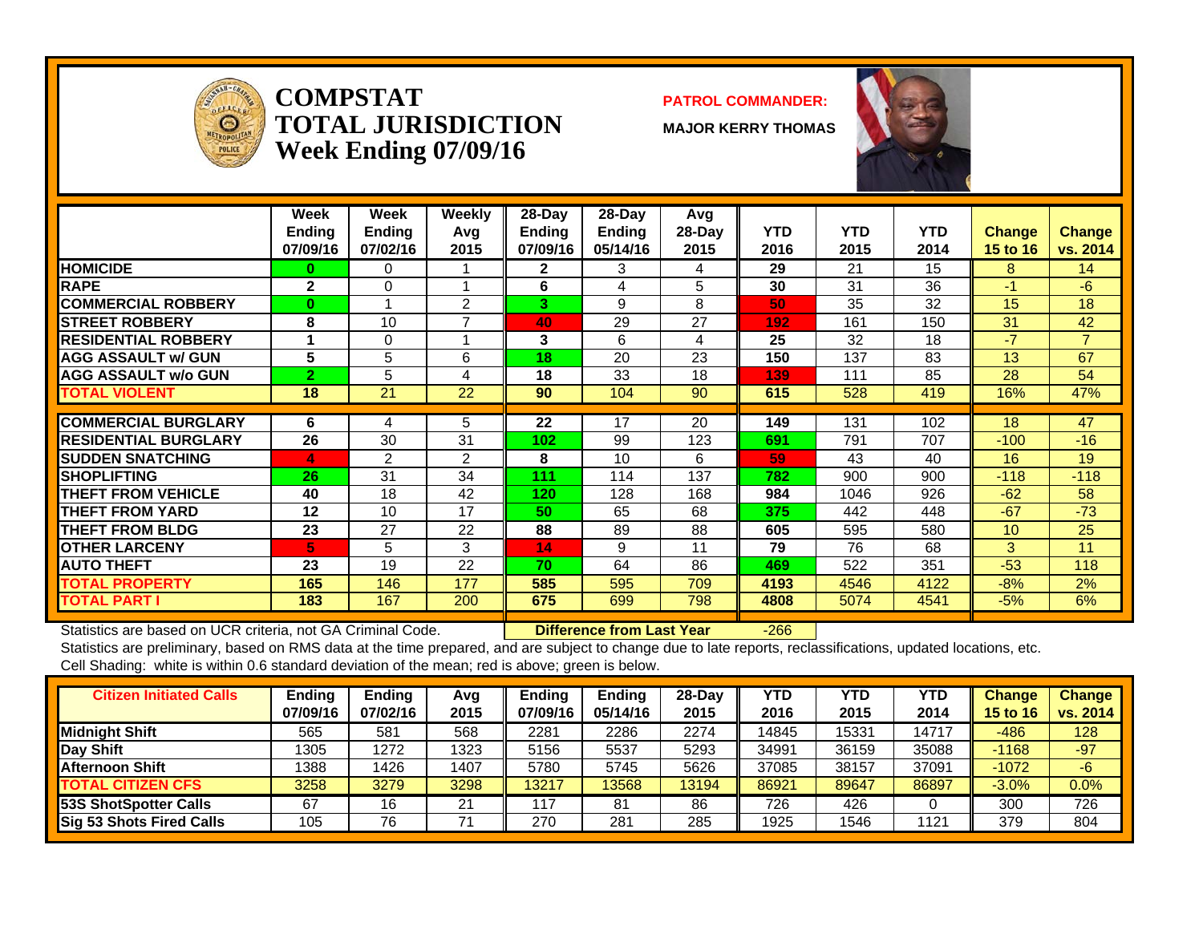# COMPSTAT
# TOTAL JURISDICTION
## Week Ending 07/09/16

**PATROL COMMANDER:**

**MAJOR KERRY THOMAS**

| | Week Ending 07/09/16 | Week Ending 07/02/16 | Weekly Avg 2015 | 28-Day Ending 07/09/16 | 28-Day Ending 05/14/16 | Avg 28-Day 2015 | YTD 2016 | YTD 2015 | YTD 2014 | Change 15 to 16 | Change vs. 2014 |
|---|---|---|---|---|---|---|---|---|---|---|---|
| HOMICIDE | 0 | 0 | 1 | 2 | 3 | 4 | 29 | 21 | 15 | 8 | 14 |
| RAPE | 2 | 0 | 1 | 6 | 4 | 5 | 30 | 31 | 36 | -1 | -6 |
| COMMERCIAL ROBBERY | 0 | 1 | 2 | 3 | 9 | 8 | 50 | 35 | 32 | 15 | 18 |
| STREET ROBBERY | 8 | 10 | 7 | 40 | 29 | 27 | 192 | 161 | 150 | 31 | 42 |
| RESIDENTIAL ROBBERY | 1 | 0 | 1 | 3 | 6 | 4 | 25 | 32 | 18 | -7 | 7 |
| AGG ASSAULT w/ GUN | 5 | 5 | 6 | 18 | 20 | 23 | 150 | 137 | 83 | 13 | 67 |
| AGG ASSAULT w/o GUN | 2 | 5 | 4 | 18 | 33 | 18 | 139 | 111 | 85 | 28 | 54 |
| TOTAL VIOLENT | 18 | 21 | 22 | 90 | 104 | 90 | 615 | 528 | 419 | 16% | 47% |
| COMMERCIAL BURGLARY | 6 | 4 | 5 | 22 | 17 | 20 | 149 | 131 | 102 | 18 | 47 |
| RESIDENTIAL BURGLARY | 26 | 30 | 31 | 102 | 99 | 123 | 691 | 791 | 707 | -100 | -16 |
| SUDDEN SNATCHING | 4 | 2 | 2 | 8 | 10 | 6 | 59 | 43 | 40 | 16 | 19 |
| SHOPLIFTING | 26 | 31 | 34 | 111 | 114 | 137 | 782 | 900 | 900 | -118 | -118 |
| THEFT FROM VEHICLE | 40 | 18 | 42 | 120 | 128 | 168 | 984 | 1046 | 926 | -62 | 58 |
| THEFT FROM YARD | 12 | 10 | 17 | 50 | 65 | 68 | 375 | 442 | 448 | -67 | -73 |
| THEFT FROM BLDG | 23 | 27 | 22 | 88 | 89 | 88 | 605 | 595 | 580 | 10 | 25 |
| OTHER LARCENY | 5 | 5 | 3 | 14 | 9 | 11 | 79 | 76 | 68 | 3 | 11 |
| AUTO THEFT | 23 | 19 | 22 | 70 | 64 | 86 | 469 | 522 | 351 | -53 | 118 |
| TOTAL PROPERTY | 165 | 146 | 177 | 585 | 595 | 709 | 4193 | 4546 | 4122 | -8% | 2% |
| TOTAL PART I | 183 | 167 | 200 | 675 | 699 | 798 | 4808 | 5074 | 4541 | -5% | 6% |

Statistics are based on UCR criteria, not GA Criminal Code. **Difference from Last Year** -266

Statistics are preliminary, based on RMS data at the time prepared, and are subject to change due to late reports, reclassifications, updated locations, etc.

Cell Shading: white is within 0.6 standard deviation of the mean; red is above; green is below.

| Citizen Initiated Calls | Ending 07/09/16 | Ending 07/02/16 | Avg 2015 | Ending 07/09/16 | Ending 05/14/16 | 28-Day 2015 | YTD 2016 | YTD 2015 | YTD 2014 | Change 15 to 16 | Change vs. 2014 |
|---|---|---|---|---|---|---|---|---|---|---|---|
| Midnight Shift | 565 | 581 | 568 | 2281 | 2286 | 2274 | 14845 | 15331 | 14717 | -486 | 128 |
| Day Shift | 1305 | 1272 | 1323 | 5156 | 5537 | 5293 | 34991 | 36159 | 35088 | -1168 | -97 |
| Afternoon Shift | 1388 | 1426 | 1407 | 5780 | 5745 | 5626 | 37085 | 38157 | 37091 | -1072 | -6 |
| TOTAL CITIZEN CFS | 3258 | 3279 | 3298 | 13217 | 13568 | 13194 | 86921 | 89647 | 86897 | -3.0% | 0.0% |
| 53S ShotSpotter Calls | 67 | 16 | 21 | 117 | 81 | 86 | 726 | 426 | 0 | 300 | 726 |
| Sig 53 Shots Fired Calls | 105 | 76 | 71 | 270 | 281 | 285 | 1925 | 1546 | 1121 | 379 | 804 |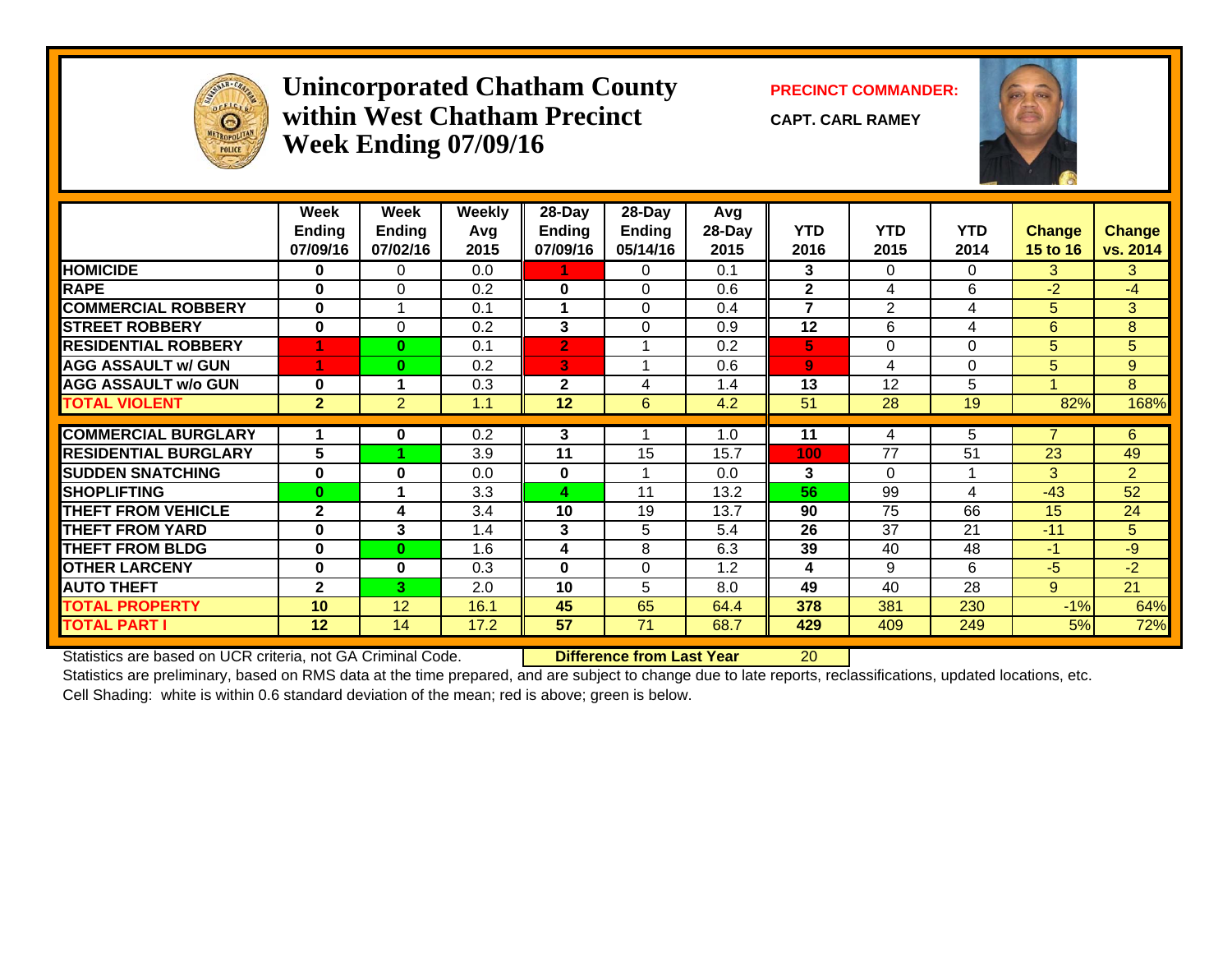# Unincorporated Chatham County within West Chatham Precinct Week Ending 07/09/16

**PRECINCT COMMANDER:**

**CAPT. CARL RAMEY**

| | Week Ending 07/09/16 | Week Ending 07/02/16 | Weekly Avg 2015 | 28-Day Ending 07/09/16 | 28-Day Ending 05/14/16 | Avg 28-Day 2015 | YTD 2016 | YTD 2015 | YTD 2014 | Change 15 to 16 | Change vs. 2014 |
|---|---|---|---|---|---|---|---|---|---|---|---|
| HOMICIDE | 0 | 0 | 0.0 | 1 | 0 | 0.1 | 3 | 0 | 0 | 3 | 3 |
| RAPE | 0 | 0 | 0.2 | 0 | 0 | 0.6 | 2 | 4 | 6 | -2 | -4 |
| COMMERCIAL ROBBERY | 0 | 1 | 0.1 | 1 | 0 | 0.4 | 7 | 2 | 4 | 5 | 3 |
| STREET ROBBERY | 0 | 0 | 0.2 | 3 | 0 | 0.9 | 12 | 6 | 4 | 6 | 8 |
| RESIDENTIAL ROBBERY | 1 | 0 | 0.1 | 2 | 1 | 0.2 | 5 | 0 | 0 | 5 | 5 |
| AGG ASSAULT w/ GUN | 1 | 0 | 0.2 | 3 | 1 | 0.6 | 9 | 4 | 0 | 5 | 9 |
| AGG ASSAULT w/o GUN | 0 | 1 | 0.3 | 2 | 4 | 1.4 | 13 | 12 | 5 | 1 | 8 |
| TOTAL VIOLENT | 2 | 2 | 1.1 | 12 | 6 | 4.2 | 51 | 28 | 19 | 82% | 168% |
| COMMERCIAL BURGLARY | 1 | 0 | 0.2 | 3 | 1 | 1.0 | 11 | 4 | 5 | 7 | 6 |
| RESIDENTIAL BURGLARY | 5 | 1 | 3.9 | 11 | 15 | 15.7 | 100 | 77 | 51 | 23 | 49 |
| SUDDEN SNATCHING | 0 | 0 | 0.0 | 0 | 1 | 0.0 | 3 | 0 | 1 | 3 | 2 |
| SHOPLIFTING | 0 | 1 | 3.3 | 4 | 11 | 13.2 | 56 | 99 | 4 | -43 | 52 |
| THEFT FROM VEHICLE | 2 | 4 | 3.4 | 10 | 19 | 13.7 | 90 | 75 | 66 | 15 | 24 |
| THEFT FROM YARD | 0 | 3 | 1.4 | 3 | 5 | 5.4 | 26 | 37 | 21 | -11 | 5 |
| THEFT FROM BLDG | 0 | 0 | 1.6 | 4 | 8 | 6.3 | 39 | 40 | 48 | -1 | -9 |
| OTHER LARCENY | 0 | 0 | 0.3 | 0 | 0 | 1.2 | 4 | 9 | 6 | -5 | -2 |
| AUTO THEFT | 2 | 3 | 2.0 | 10 | 5 | 8.0 | 49 | 40 | 28 | 9 | 21 |
| TOTAL PROPERTY | 10 | 12 | 16.1 | 45 | 65 | 64.4 | 378 | 381 | 230 | -1% | 64% |
| TOTAL PART I | 12 | 14 | 17.2 | 57 | 71 | 68.7 | 429 | 409 | 249 | 5% | 72% |

Statistics are based on UCR criteria, not GA Criminal Code. **Difference from Last Year** 20

Statistics are preliminary, based on RMS data at the time prepared, and are subject to change due to late reports, reclassifications, updated locations, etc.

Cell Shading: white is within 0.6 standard deviation of the mean; red is above; green is below.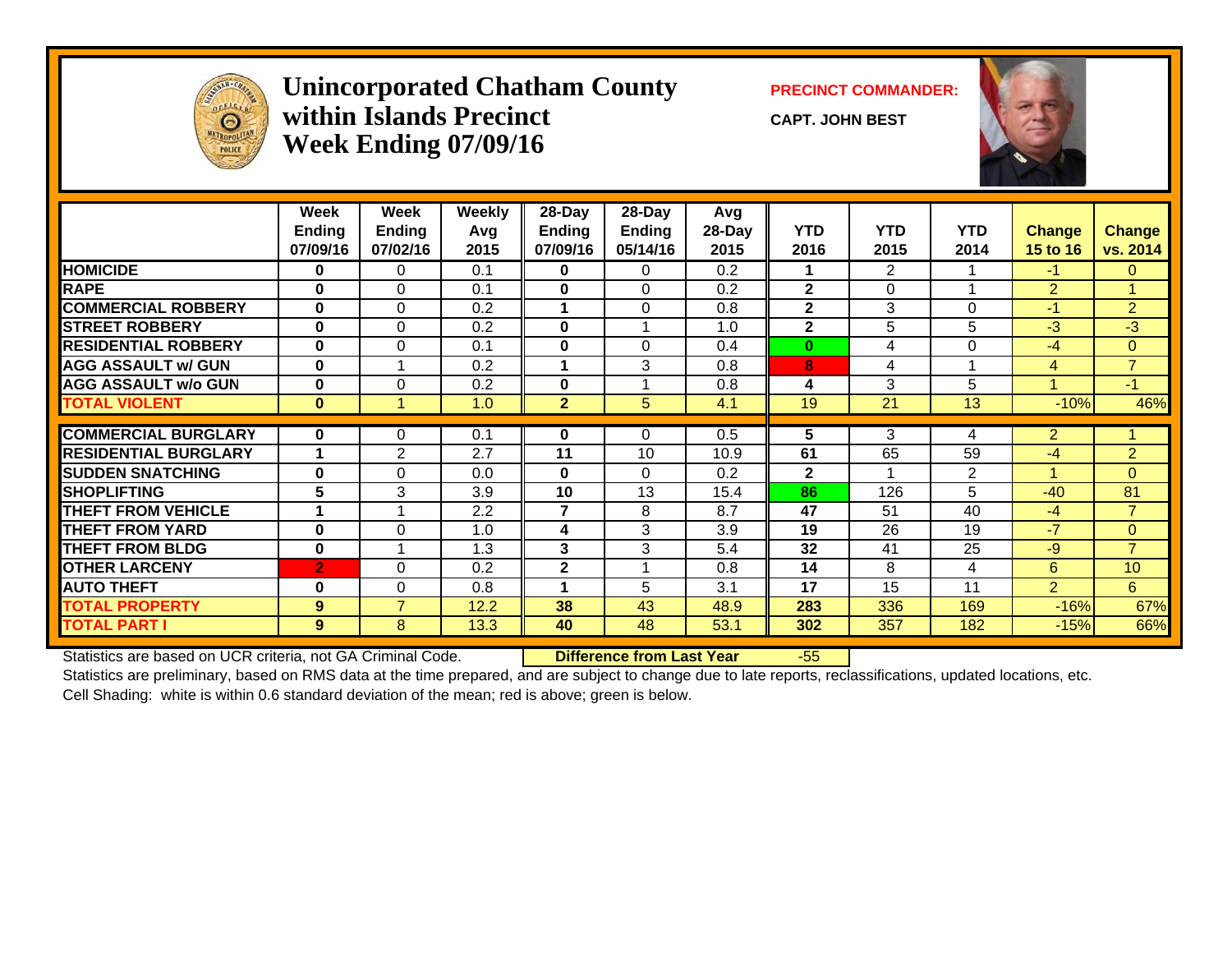# Unincorporated Chatham County within Islands Precinct Week Ending 07/09/16

**PRECINCT COMMANDER:**

**CAPT. JOHN BEST**

| | Week Ending 07/09/16 | Week Ending 07/02/16 | Weekly Avg 2015 | 28-Day Ending 07/09/16 | 28-Day Ending 05/14/16 | Avg 28-Day 2015 | YTD 2016 | YTD 2015 | YTD 2014 | Change 15 to 16 | Change vs. 2014 |
|---|---|---|---|---|---|---|---|---|---|---|---|
| HOMICIDE | 0 | 0 | 0.1 | 0 | 0 | 0.2 | 1 | 2 | 1 | -1 | 0 |
| RAPE | 0 | 0 | 0.1 | 0 | 0 | 0.2 | 2 | 0 | 1 | 2 | 1 |
| COMMERCIAL ROBBERY | 0 | 0 | 0.2 | 1 | 0 | 0.8 | 2 | 3 | 0 | -1 | 2 |
| STREET ROBBERY | 0 | 0 | 0.2 | 0 | 1 | 1.0 | 2 | 5 | 5 | -3 | -3 |
| RESIDENTIAL ROBBERY | 0 | 0 | 0.1 | 0 | 0 | 0.4 | 0 | 4 | 0 | -4 | 0 |
| AGG ASSAULT w/ GUN | 0 | 1 | 0.2 | 1 | 3 | 0.8 | 8 | 4 | 1 | 4 | 7 |
| AGG ASSAULT w/o GUN | 0 | 0 | 0.2 | 0 | 1 | 0.8 | 4 | 3 | 5 | 1 | -1 |
| TOTAL VIOLENT | 0 | 1 | 1.0 | 2 | 5 | 4.1 | 19 | 21 | 13 | -10% | 46% |
| COMMERCIAL BURGLARY | 0 | 0 | 0.1 | 0 | 0 | 0.5 | 5 | 3 | 4 | 2 | 1 |
| RESIDENTIAL BURGLARY | 1 | 2 | 2.7 | 11 | 10 | 10.9 | 61 | 65 | 59 | -4 | 2 |
| SUDDEN SNATCHING | 0 | 0 | 0.0 | 0 | 0 | 0.2 | 2 | 1 | 2 | 1 | 0 |
| SHOPLIFTING | 5 | 3 | 3.9 | 10 | 13 | 15.4 | 86 | 126 | 5 | -40 | 81 |
| THEFT FROM VEHICLE | 1 | 1 | 2.2 | 7 | 8 | 8.7 | 47 | 51 | 40 | -4 | 7 |
| THEFT FROM YARD | 0 | 0 | 1.0 | 4 | 3 | 3.9 | 19 | 26 | 19 | -7 | 0 |
| THEFT FROM BLDG | 0 | 1 | 1.3 | 3 | 3 | 5.4 | 32 | 41 | 25 | -9 | 7 |
| OTHER LARCENY | 2 | 0 | 0.2 | 2 | 1 | 0.8 | 14 | 8 | 4 | 6 | 10 |
| AUTO THEFT | 0 | 0 | 0.8 | 1 | 5 | 3.1 | 17 | 15 | 11 | 2 | 6 |
| TOTAL PROPERTY | 9 | 7 | 12.2 | 38 | 43 | 48.9 | 283 | 336 | 169 | -16% | 67% |
| TOTAL PART I | 9 | 8 | 13.3 | 40 | 48 | 53.1 | 302 | 357 | 182 | -15% | 66% |

Statistics are based on UCR criteria, not GA Criminal Code. **Difference from Last Year** -55

Statistics are preliminary, based on RMS data at the time prepared, and are subject to change due to late reports, reclassifications, updated locations, etc.

Cell Shading: white is within 0.6 standard deviation of the mean; red is above; green is below.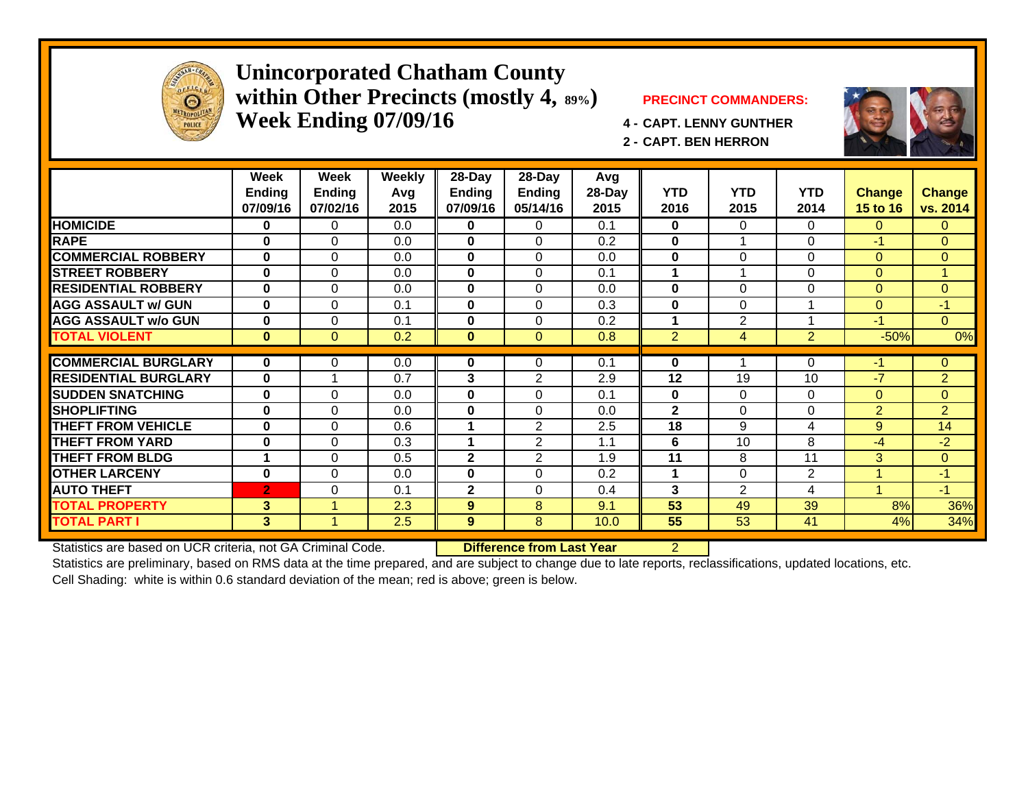# Unincorporated Chatham County within Other Precincts (mostly 4, 89%) Week Ending 07/09/16

**PRECINCT COMMANDERS:**

**4 - CAPT. LENNY GUNTHER**

**2 - CAPT. BEN HERRON**

| | Week Ending 07/09/16 | Week Ending 07/02/16 | Weekly Avg 2015 | 28-Day Ending 07/09/16 | 28-Day Ending 05/14/16 | Avg 28-Day 2015 | YTD 2016 | YTD 2015 | YTD 2014 | Change 15 to 16 | Change vs. 2014 |
|---|---|---|---|---|---|---|---|---|---|---|---|
| HOMICIDE | 0 | 0 | 0.0 | 0 | 0 | 0.1 | 0 | 0 | 0 | 0 | 0 |
| RAPE | 0 | 0 | 0.0 | 0 | 0 | 0.2 | 0 | 1 | 0 | -1 | 0 |
| COMMERCIAL ROBBERY | 0 | 0 | 0.0 | 0 | 0 | 0.0 | 0 | 0 | 0 | 0 | 0 |
| STREET ROBBERY | 0 | 0 | 0.0 | 0 | 0 | 0.1 | 1 | 1 | 0 | 0 | 1 |
| RESIDENTIAL ROBBERY | 0 | 0 | 0.0 | 0 | 0 | 0.0 | 0 | 0 | 0 | 0 | 0 |
| AGG ASSAULT w/ GUN | 0 | 0 | 0.1 | 0 | 0 | 0.3 | 0 | 0 | 1 | 0 | -1 |
| AGG ASSAULT w/o GUN | 0 | 0 | 0.1 | 0 | 0 | 0.2 | 1 | 2 | 1 | -1 | 0 |
| TOTAL VIOLENT | 0 | 0 | 0.2 | 0 | 0 | 0.8 | 2 | 4 | 2 | -50% | 0% |
| COMMERCIAL BURGLARY | 0 | 0 | 0.0 | 0 | 0 | 0.1 | 0 | 1 | 0 | -1 | 0 |
| RESIDENTIAL BURGLARY | 0 | 1 | 0.7 | 3 | 2 | 2.9 | 12 | 19 | 10 | -7 | 2 |
| SUDDEN SNATCHING | 0 | 0 | 0.0 | 0 | 0 | 0.1 | 0 | 0 | 0 | 0 | 0 |
| SHOPLIFTING | 0 | 0 | 0.0 | 0 | 0 | 0.0 | 2 | 0 | 0 | 2 | 2 |
| THEFT FROM VEHICLE | 0 | 0 | 0.6 | 1 | 2 | 2.5 | 18 | 9 | 4 | 9 | 14 |
| THEFT FROM YARD | 0 | 0 | 0.3 | 1 | 2 | 1.1 | 6 | 10 | 8 | -4 | -2 |
| THEFT FROM BLDG | 1 | 0 | 0.5 | 2 | 2 | 1.9 | 11 | 8 | 11 | 3 | 0 |
| OTHER LARCENY | 0 | 0 | 0.0 | 0 | 0 | 0.2 | 1 | 0 | 2 | 1 | -1 |
| AUTO THEFT | 2 | 0 | 0.1 | 2 | 0 | 0.4 | 3 | 2 | 4 | 1 | -1 |
| TOTAL PROPERTY | 3 | 1 | 2.3 | 9 | 8 | 9.1 | 53 | 49 | 39 | 8% | 36% |
| TOTAL PART I | 3 | 1 | 2.5 | 9 | 8 | 10.0 | 55 | 53 | 41 | 4% | 34% |

Statistics are based on UCR criteria, not GA Criminal Code. **Difference from Last Year** 2

Statistics are preliminary, based on RMS data at the time prepared, and are subject to change due to late reports, reclassifications, updated locations, etc.

Cell Shading: white is within 0.6 standard deviation of the mean; red is above; green is below.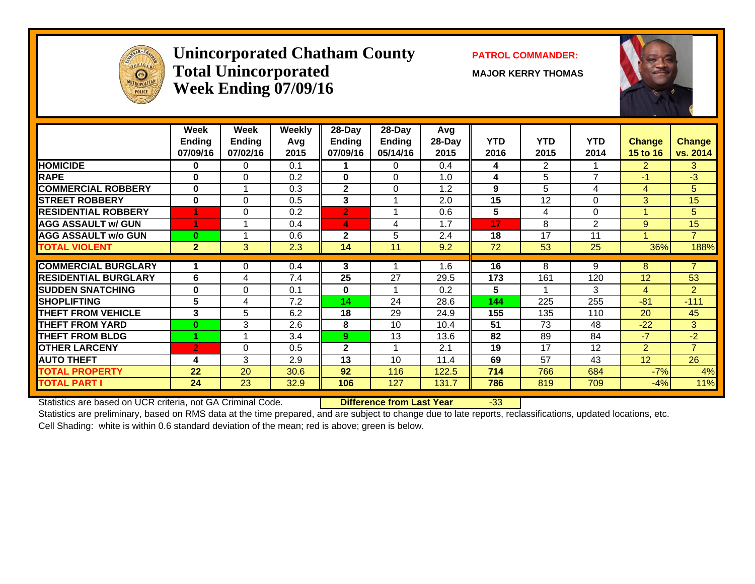# Unincorporated Chatham County
# Total Unincorporated
# Week Ending 07/09/16

**PATROL COMMANDER:**

**MAJOR KERRY THOMAS**

| | Week Ending 07/09/16 | Week Ending 07/02/16 | Weekly Avg 2015 | 28-Day Ending 07/09/16 | 28-Day Ending 05/14/16 | Avg 28-Day 2015 | YTD 2016 | YTD 2015 | YTD 2014 | Change 15 to 16 | Change vs. 2014 |
|---|---|---|---|---|---|---|---|---|---|---|---|
| **HOMICIDE** | 0 | 0 | 0.1 | 1 | 0 | 0.4 | 4 | 2 | 1 | 2 | 3 |
| **RAPE** | 0 | 0 | 0.2 | 0 | 0 | 1.0 | 4 | 5 | 7 | -1 | -3 |
| **COMMERCIAL ROBBERY** | 0 | 1 | 0.3 | 2 | 0 | 1.2 | 9 | 5 | 4 | 4 | 5 |
| **STREET ROBBERY** | 0 | 0 | 0.5 | 3 | 1 | 2.0 | 15 | 12 | 0 | 3 | 15 |
| **RESIDENTIAL ROBBERY** | 1 | 0 | 0.2 | 2 | 1 | 0.6 | 5 | 4 | 0 | 1 | 5 |
| **AGG ASSAULT w/ GUN** | 1 | 1 | 0.4 | 4 | 4 | 1.7 | 17 | 8 | 2 | 9 | 15 |
| **AGG ASSAULT w/o GUN** | 0 | 1 | 0.6 | 2 | 5 | 2.4 | 18 | 17 | 11 | 1 | 7 |
| **TOTAL VIOLENT** | 2 | 3 | 2.3 | 14 | 11 | 9.2 | 72 | 53 | 25 | 36% | 188% |
| **COMMERCIAL BURGLARY** | 1 | 0 | 0.4 | 3 | 1 | 1.6 | 16 | 8 | 9 | 8 | 7 |
| **RESIDENTIAL BURGLARY** | 6 | 4 | 7.4 | 25 | 27 | 29.5 | 173 | 161 | 120 | 12 | 53 |
| **SUDDEN SNATCHING** | 0 | 0 | 0.1 | 0 | 1 | 0.2 | 5 | 1 | 3 | 4 | 2 |
| **SHOPLIFTING** | 5 | 4 | 7.2 | 14 | 24 | 28.6 | 144 | 225 | 255 | -81 | -111 |
| **THEFT FROM VEHICLE** | 3 | 5 | 6.2 | 18 | 29 | 24.9 | 155 | 135 | 110 | 20 | 45 |
| **THEFT FROM YARD** | 0 | 3 | 2.6 | 8 | 10 | 10.4 | 51 | 73 | 48 | -22 | 3 |
| **THEFT FROM BLDG** | 1 | 1 | 3.4 | 9 | 13 | 13.6 | 82 | 89 | 84 | -7 | -2 |
| **OTHER LARCENY** | 2 | 0 | 0.5 | 2 | 1 | 2.1 | 19 | 17 | 12 | 2 | 7 |
| **AUTO THEFT** | 4 | 3 | 2.9 | 13 | 10 | 11.4 | 69 | 57 | 43 | 12 | 26 |
| **TOTAL PROPERTY** | 22 | 20 | 30.6 | 92 | 116 | 122.5 | 714 | 766 | 684 | -7% | 4% |
| **TOTAL PART I** | 24 | 23 | 32.9 | 106 | 127 | 131.7 | 786 | 819 | 709 | -4% | 11% |

Statistics are based on UCR criteria, not GA Criminal Code. **Difference from Last Year** -33

Statistics are preliminary, based on RMS data at the time prepared, and are subject to change due to late reports, reclassifications, updated locations, etc.

Cell Shading: white is within 0.6 standard deviation of the mean; red is above; green is below.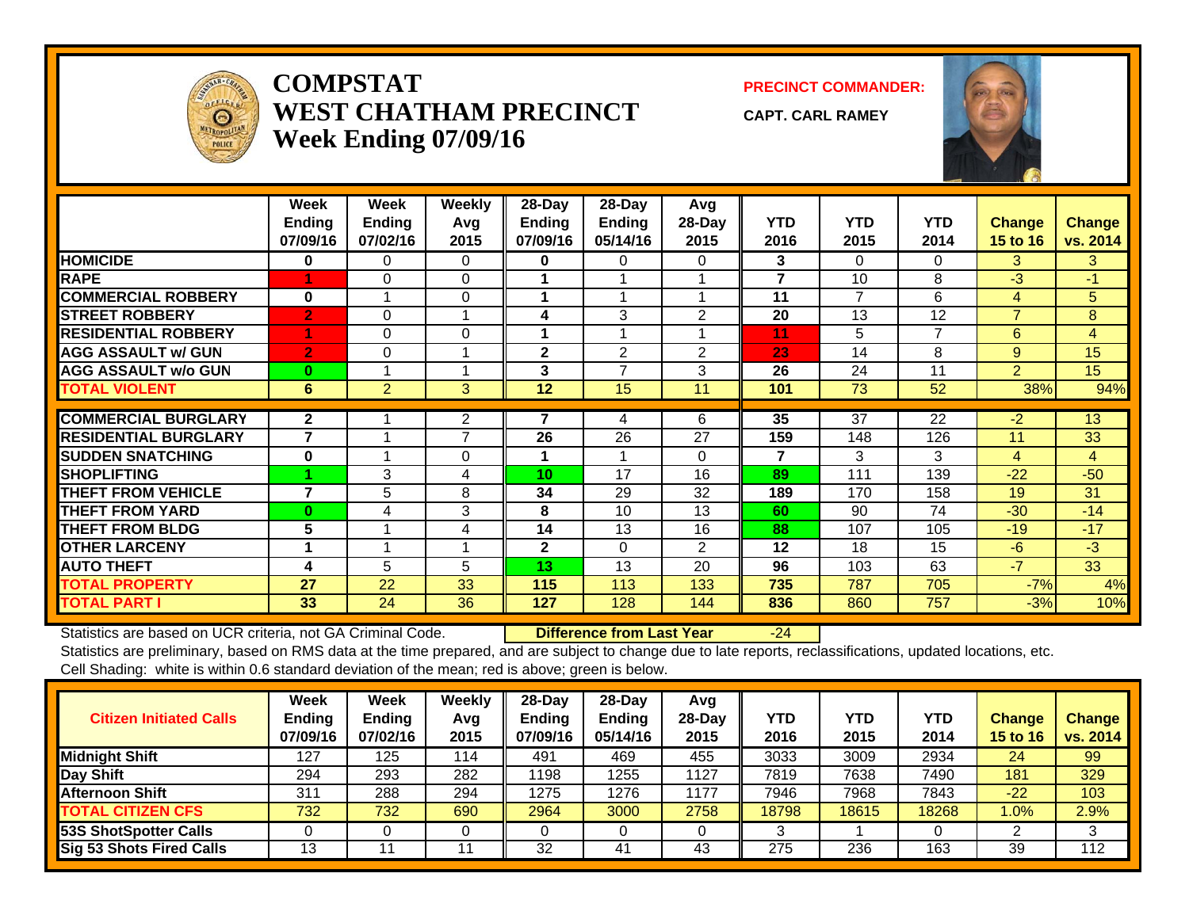# COMPSTAT
# WEST CHATHAM PRECINCT
## Week Ending 07/09/16

**PRECINCT COMMANDER:**

**CAPT. CARL RAMEY**

| | Week Ending 07/09/16 | Week Ending 07/02/16 | Weekly Avg 2015 | 28-Day Ending 07/09/16 | 28-Day Ending 05/14/16 | Avg 28-Day 2015 | YTD 2016 | YTD 2015 | YTD 2014 | Change 15 to 16 | Change vs. 2014 |
|---|---|---|---|---|---|---|---|---|---|---|---|
| HOMICIDE | 0 | 0 | 0 | 0 | 0 | 0 | 3 | 0 | 0 | 3 | 3 |
| RAPE | 1 | 0 | 0 | 1 | 1 | 1 | 7 | 10 | 8 | -3 | -1 |
| COMMERCIAL ROBBERY | 0 | 1 | 0 | 1 | 1 | 1 | 11 | 7 | 6 | 4 | 5 |
| STREET ROBBERY | 2 | 0 | 1 | 4 | 3 | 2 | 20 | 13 | 12 | 7 | 8 |
| RESIDENTIAL ROBBERY | 1 | 0 | 0 | 1 | 1 | 1 | 11 | 5 | 7 | 6 | 4 |
| AGG ASSAULT w/ GUN | 2 | 0 | 1 | 2 | 2 | 2 | 23 | 14 | 8 | 9 | 15 |
| AGG ASSAULT w/o GUN | 0 | 1 | 1 | 3 | 7 | 3 | 26 | 24 | 11 | 2 | 15 |
| TOTAL VIOLENT | 6 | 2 | 3 | 12 | 15 | 11 | 101 | 73 | 52 | 38% | 94% |
| COMMERCIAL BURGLARY | 2 | 1 | 2 | 7 | 4 | 6 | 35 | 37 | 22 | -2 | 13 |
| RESIDENTIAL BURGLARY | 7 | 1 | 7 | 26 | 26 | 27 | 159 | 148 | 126 | 11 | 33 |
| SUDDEN SNATCHING | 0 | 1 | 0 | 1 | 1 | 0 | 7 | 3 | 3 | 4 | 4 |
| SHOPLIFTING | 1 | 3 | 4 | 10 | 17 | 16 | 89 | 111 | 139 | -22 | -50 |
| THEFT FROM VEHICLE | 7 | 5 | 8 | 34 | 29 | 32 | 189 | 170 | 158 | 19 | 31 |
| THEFT FROM YARD | 0 | 4 | 3 | 8 | 10 | 13 | 60 | 90 | 74 | -30 | -14 |
| THEFT FROM BLDG | 5 | 1 | 4 | 14 | 13 | 16 | 88 | 107 | 105 | -19 | -17 |
| OTHER LARCENY | 1 | 1 | 1 | 2 | 0 | 2 | 12 | 18 | 15 | -6 | -3 |
| AUTO THEFT | 4 | 5 | 5 | 13 | 13 | 20 | 96 | 103 | 63 | -7 | 33 |
| TOTAL PROPERTY | 27 | 22 | 33 | 115 | 113 | 133 | 735 | 787 | 705 | -7% | 4% |
| TOTAL PART I | 33 | 24 | 36 | 127 | 128 | 144 | 836 | 860 | 757 | -3% | 10% |

Statistics are based on UCR criteria, not GA Criminal Code. **Difference from Last Year** -24

Statistics are preliminary, based on RMS data at the time prepared, and are subject to change due to late reports, reclassifications, updated locations, etc.

Cell Shading: white is within 0.6 standard deviation of the mean; red is above; green is below.

| Citizen Initiated Calls | Week Ending 07/09/16 | Week Ending 07/02/16 | Weekly Avg 2015 | 28-Day Ending 07/09/16 | 28-Day Ending 05/14/16 | Avg 28-Day 2015 | YTD 2016 | YTD 2015 | YTD 2014 | Change 15 to 16 | Change vs. 2014 |
|---|---|---|---|---|---|---|---|---|---|---|---|
| Midnight Shift | 127 | 125 | 114 | 491 | 469 | 455 | 3033 | 3009 | 2934 | 24 | 99 |
| Day Shift | 294 | 293 | 282 | 1198 | 1255 | 1127 | 7819 | 7638 | 7490 | 181 | 329 |
| Afternoon Shift | 311 | 288 | 294 | 1275 | 1276 | 1177 | 7946 | 7968 | 7843 | -22 | 103 |
| TOTAL CITIZEN CFS | 732 | 732 | 690 | 2964 | 3000 | 2758 | 18798 | 18615 | 18268 | 1.0% | 2.9% |
| 53S ShotSpotter Calls | 0 | 0 | 0 | 0 | 0 | 0 | 3 | 1 | 0 | 2 | 3 |
| Sig 53 Shots Fired Calls | 13 | 11 | 11 | 32 | 41 | 43 | 275 | 236 | 163 | 39 | 112 |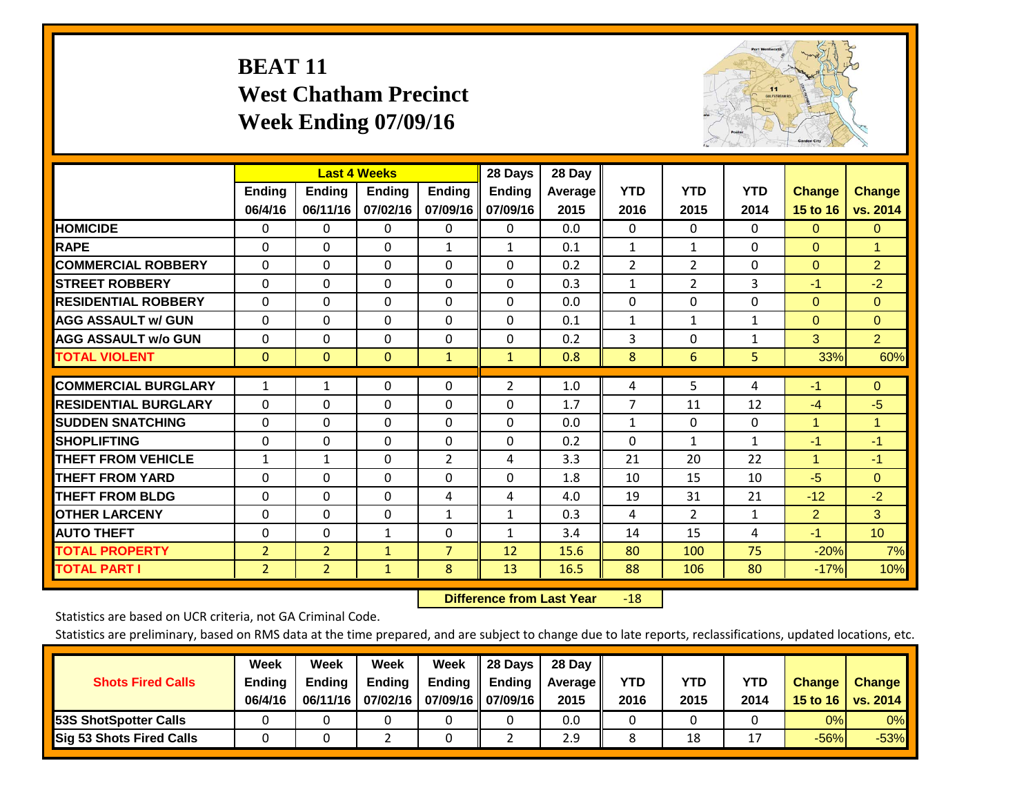# BEAT 11
## West Chatham Precinct
## Week Ending 07/09/16

| | Last 4 Weeks | | | | 28 Days | 28 Day | | | | | |
|---|---|---|---|---|---|---|---|---|---|---|---|
| | Ending 06/4/16 | Ending 06/11/16 | Ending 07/02/16 | Ending 07/09/16 | Ending 07/09/16 | Average 2015 | YTD 2016 | YTD 2015 | YTD 2014 | Change 15 to 16 | Change vs. 2014 |
| HOMICIDE | 0 | 0 | 0 | 0 | 0 | 0.0 | 0 | 0 | 0 | 0 | 0 |
| RAPE | 0 | 0 | 0 | 1 | 1 | 0.1 | 1 | 1 | 0 | 0 | 1 |
| COMMERCIAL ROBBERY | 0 | 0 | 0 | 0 | 0 | 0.2 | 2 | 2 | 0 | 0 | 2 |
| STREET ROBBERY | 0 | 0 | 0 | 0 | 0 | 0.3 | 1 | 2 | 3 | -1 | -2 |
| RESIDENTIAL ROBBERY | 0 | 0 | 0 | 0 | 0 | 0.0 | 0 | 0 | 0 | 0 | 0 |
| AGG ASSAULT w/ GUN | 0 | 0 | 0 | 0 | 0 | 0.1 | 1 | 1 | 1 | 0 | 0 |
| AGG ASSAULT w/o GUN | 0 | 0 | 0 | 0 | 0 | 0.2 | 3 | 0 | 1 | 3 | 2 |
| TOTAL VIOLENT | 0 | 0 | 0 | 1 | 1 | 0.8 | 8 | 6 | 5 | 33% | 60% |
| COMMERCIAL BURGLARY | 1 | 1 | 0 | 0 | 2 | 1.0 | 4 | 5 | 4 | -1 | 0 |
| RESIDENTIAL BURGLARY | 0 | 0 | 0 | 0 | 0 | 1.7 | 7 | 11 | 12 | -4 | -5 |
| SUDDEN SNATCHING | 0 | 0 | 0 | 0 | 0 | 0.0 | 1 | 0 | 0 | 1 | 1 |
| SHOPLIFTING | 0 | 0 | 0 | 0 | 0 | 0.2 | 0 | 1 | 1 | -1 | -1 |
| THEFT FROM VEHICLE | 1 | 1 | 0 | 2 | 4 | 3.3 | 21 | 20 | 22 | 1 | -1 |
| THEFT FROM YARD | 0 | 0 | 0 | 0 | 0 | 1.8 | 10 | 15 | 10 | -5 | 0 |
| THEFT FROM BLDG | 0 | 0 | 0 | 4 | 4 | 4.0 | 19 | 31 | 21 | -12 | -2 |
| OTHER LARCENY | 0 | 0 | 0 | 1 | 1 | 0.3 | 4 | 2 | 1 | 2 | 3 |
| AUTO THEFT | 0 | 0 | 1 | 0 | 1 | 3.4 | 14 | 15 | 4 | -1 | 10 |
| TOTAL PROPERTY | 2 | 2 | 1 | 7 | 12 | 15.6 | 80 | 100 | 75 | -20% | 7% |
| TOTAL PART I | 2 | 2 | 1 | 8 | 13 | 16.5 | 88 | 106 | 80 | -17% | 10% |

**Difference from Last Year** -18

Statistics are based on UCR criteria, not GA Criminal Code.

Statistics are preliminary, based on RMS data at the time prepared, and are subject to change due to late reports, reclassifications, updated locations, etc.

| Shots Fired Calls | Week Ending 06/4/16 | Week Ending 06/11/16 | Week Ending 07/02/16 | Week Ending 07/09/16 | 28 Days Ending 07/09/16 | 28 Day Average 2015 | YTD 2016 | YTD 2015 | YTD 2014 | Change 15 to 16 | Change vs. 2014 |
|---|---|---|---|---|---|---|---|---|---|---|---|
| 53S ShotSpotter Calls | 0 | 0 | 0 | 0 | 0 | 0.0 | 0 | 0 | 0 | 0% | 0% |
| Sig 53 Shots Fired Calls | 0 | 0 | 2 | 0 | 2 | 2.9 | 8 | 18 | 17 | -56% | -53% |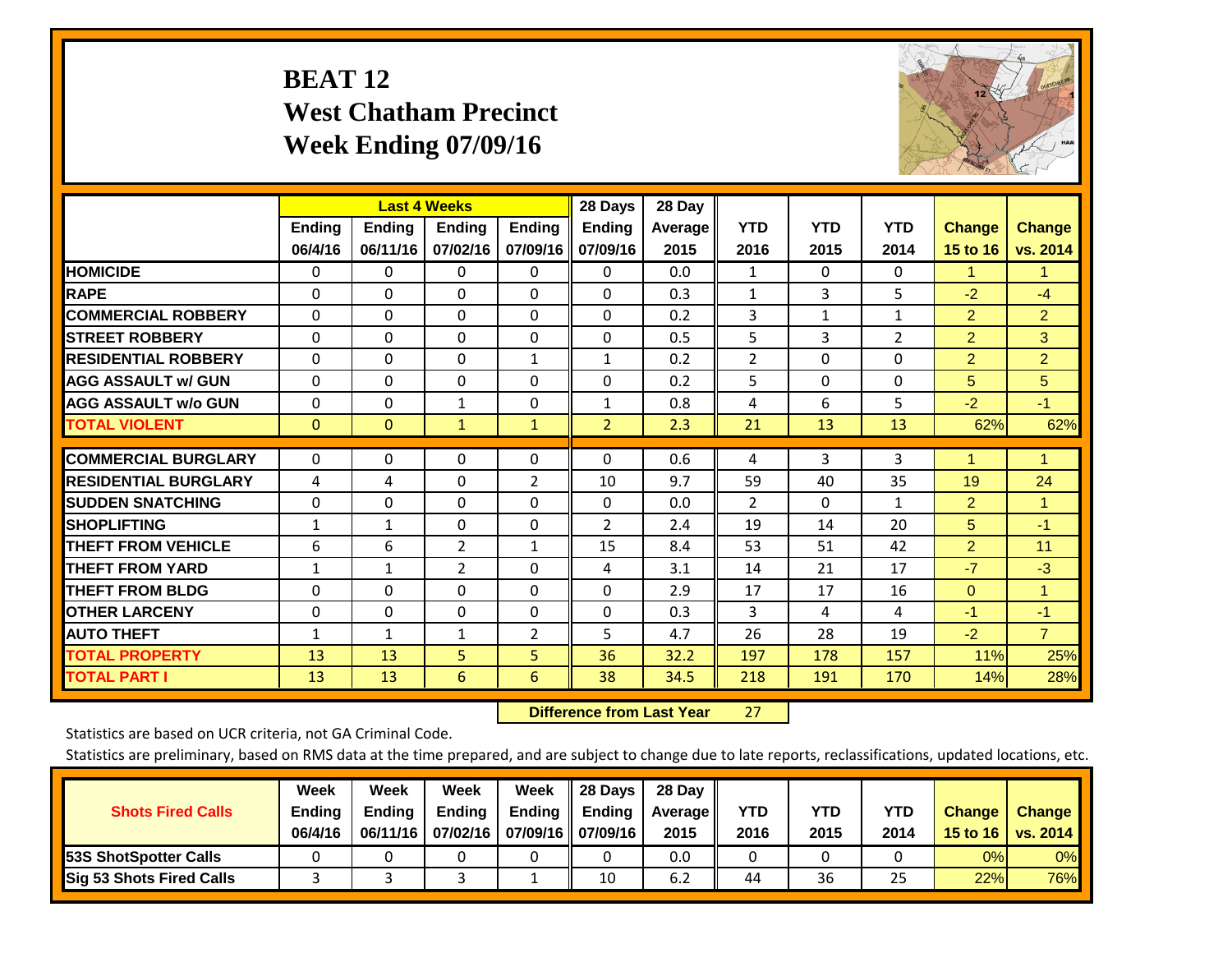# BEAT 12
## West Chatham Precinct
## Week Ending 07/09/16

| | Last 4 Weeks | | | | 28 Days | 28 Day | | | | | |
|---|---|---|---|---|---|---|---|---|---|---|---|
| | Ending 06/4/16 | Ending 06/11/16 | Ending 07/02/16 | Ending 07/09/16 | Ending 07/09/16 | Average 2015 | YTD 2016 | YTD 2015 | YTD 2014 | Change 15 to 16 | Change vs. 2014 |
| HOMICIDE | 0 | 0 | 0 | 0 | 0 | 0.0 | 1 | 0 | 0 | 1 | 1 |
| RAPE | 0 | 0 | 0 | 0 | 0 | 0.3 | 1 | 3 | 5 | -2 | -4 |
| COMMERCIAL ROBBERY | 0 | 0 | 0 | 0 | 0 | 0.2 | 3 | 1 | 1 | 2 | 2 |
| STREET ROBBERY | 0 | 0 | 0 | 0 | 0 | 0.5 | 5 | 3 | 2 | 2 | 3 |
| RESIDENTIAL ROBBERY | 0 | 0 | 0 | 1 | 1 | 0.2 | 2 | 0 | 0 | 2 | 2 |
| AGG ASSAULT w/ GUN | 0 | 0 | 0 | 0 | 0 | 0.2 | 5 | 0 | 0 | 5 | 5 |
| AGG ASSAULT w/o GUN | 0 | 0 | 1 | 0 | 1 | 0.8 | 4 | 6 | 5 | -2 | -1 |
| TOTAL VIOLENT | 0 | 0 | 1 | 1 | 2 | 2.3 | 21 | 13 | 13 | 62% | 62% |
| COMMERCIAL BURGLARY | 0 | 0 | 0 | 0 | 0 | 0.6 | 4 | 3 | 3 | 1 | 1 |
| RESIDENTIAL BURGLARY | 4 | 4 | 0 | 2 | 10 | 9.7 | 59 | 40 | 35 | 19 | 24 |
| SUDDEN SNATCHING | 0 | 0 | 0 | 0 | 0 | 0.0 | 2 | 0 | 1 | 2 | 1 |
| SHOPLIFTING | 1 | 1 | 0 | 0 | 2 | 2.4 | 19 | 14 | 20 | 5 | -1 |
| THEFT FROM VEHICLE | 6 | 6 | 2 | 1 | 15 | 8.4 | 53 | 51 | 42 | 2 | 11 |
| THEFT FROM YARD | 1 | 1 | 2 | 0 | 4 | 3.1 | 14 | 21 | 17 | -7 | -3 |
| THEFT FROM BLDG | 0 | 0 | 0 | 0 | 0 | 2.9 | 17 | 17 | 16 | 0 | 1 |
| OTHER LARCENY | 0 | 0 | 0 | 0 | 0 | 0.3 | 3 | 4 | 4 | -1 | -1 |
| AUTO THEFT | 1 | 1 | 1 | 2 | 5 | 4.7 | 26 | 28 | 19 | -2 | 7 |
| TOTAL PROPERTY | 13 | 13 | 5 | 5 | 36 | 32.2 | 197 | 178 | 157 | 11% | 25% |
| TOTAL PART I | 13 | 13 | 6 | 6 | 38 | 34.5 | 218 | 191 | 170 | 14% | 28% |

**Difference from Last Year** 27

Statistics are based on UCR criteria, not GA Criminal Code.

Statistics are preliminary, based on RMS data at the time prepared, and are subject to change due to late reports, reclassifications, updated locations, etc.

| Shots Fired Calls | Week Ending 06/4/16 | Week Ending 06/11/16 | Week Ending 07/02/16 | Week Ending 07/09/16 | 28 Days Ending 07/09/16 | 28 Day Average 2015 | YTD 2016 | YTD 2015 | YTD 2014 | Change 15 to 16 | Change vs. 2014 |
|---|---|---|---|---|---|---|---|---|---|---|---|
| 53S ShotSpotter Calls | 0 | 0 | 0 | 0 | 0 | 0.0 | 0 | 0 | 0 | 0% | 0% |
| Sig 53 Shots Fired Calls | 3 | 3 | 3 | 1 | 10 | 6.2 | 44 | 36 | 25 | 22% | 76% |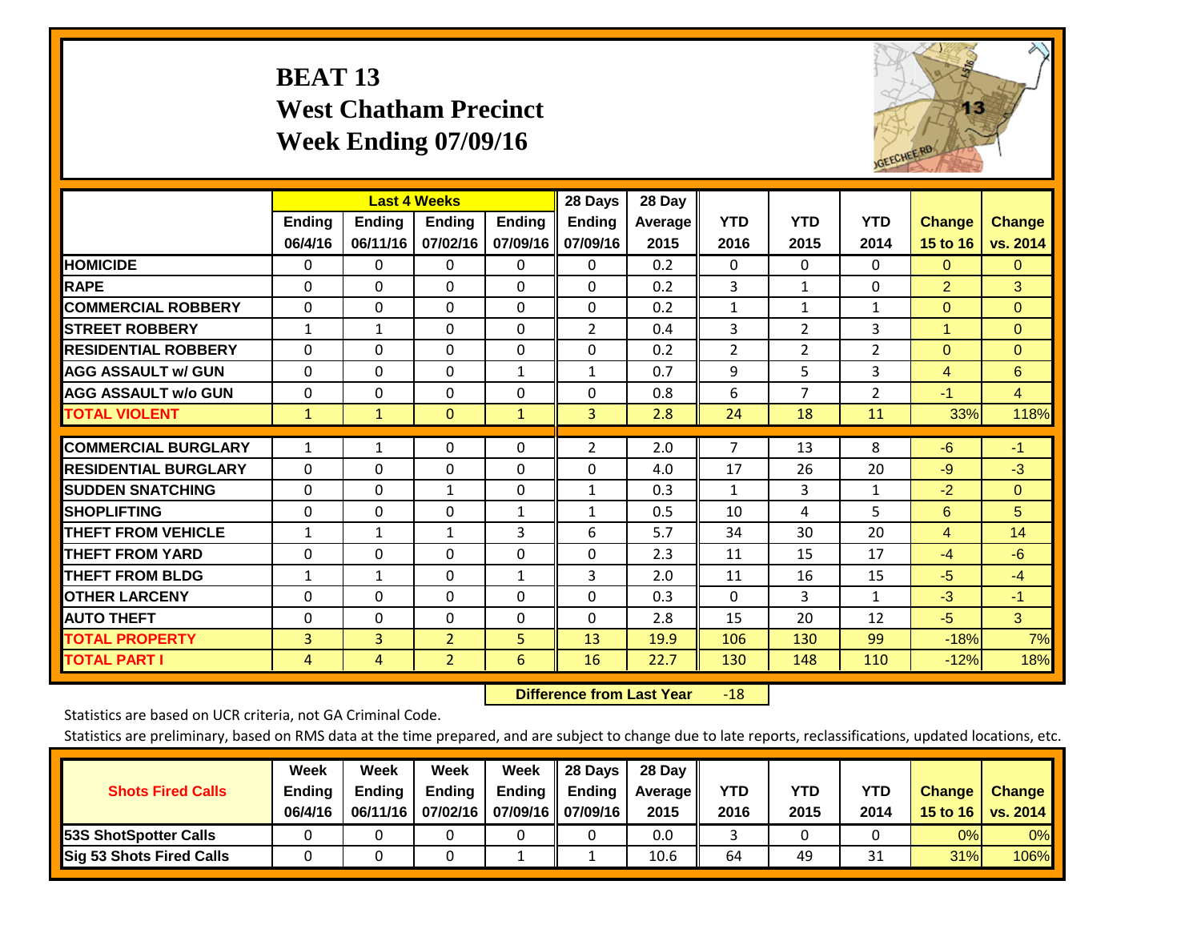# BEAT 13
## West Chatham Precinct
## Week Ending 07/09/16

| | Last 4 Weeks | | | | 28 Days | 28 Day | YTD | YTD | YTD | Change | Change |
|---|---|---|---|---|---|---|---|---|---|---|---|
| | Ending 06/4/16 | Ending 06/11/16 | Ending 07/02/16 | Ending 07/09/16 | Ending 07/09/16 | Average 2015 | 2016 | 2015 | 2014 | 15 to 16 | vs. 2014 |
| HOMICIDE | 0 | 0 | 0 | 0 | 0 | 0.2 | 0 | 0 | 0 | 0 | 0 |
| RAPE | 0 | 0 | 0 | 0 | 0 | 0.2 | 3 | 1 | 0 | 2 | 3 |
| COMMERCIAL ROBBERY | 0 | 0 | 0 | 0 | 0 | 0.2 | 1 | 1 | 1 | 0 | 0 |
| STREET ROBBERY | 1 | 1 | 0 | 0 | 2 | 0.4 | 3 | 2 | 3 | 1 | 0 |
| RESIDENTIAL ROBBERY | 0 | 0 | 0 | 0 | 0 | 0.2 | 2 | 2 | 2 | 0 | 0 |
| AGG ASSAULT w/ GUN | 0 | 0 | 0 | 1 | 1 | 0.7 | 9 | 5 | 3 | 4 | 6 |
| AGG ASSAULT w/o GUN | 0 | 0 | 0 | 0 | 0 | 0.8 | 6 | 7 | 2 | -1 | 4 |
| TOTAL VIOLENT | 1 | 1 | 0 | 1 | 3 | 2.8 | 24 | 18 | 11 | 33% | 118% |
| COMMERCIAL BURGLARY | 1 | 1 | 0 | 0 | 2 | 2.0 | 7 | 13 | 8 | -6 | -1 |
| RESIDENTIAL BURGLARY | 0 | 0 | 0 | 0 | 0 | 4.0 | 17 | 26 | 20 | -9 | -3 |
| SUDDEN SNATCHING | 0 | 0 | 1 | 0 | 1 | 0.3 | 1 | 3 | 1 | -2 | 0 |
| SHOPLIFTING | 0 | 0 | 0 | 1 | 1 | 0.5 | 10 | 4 | 5 | 6 | 5 |
| THEFT FROM VEHICLE | 1 | 1 | 1 | 3 | 6 | 5.7 | 34 | 30 | 20 | 4 | 14 |
| THEFT FROM YARD | 0 | 0 | 0 | 0 | 0 | 2.3 | 11 | 15 | 17 | -4 | -6 |
| THEFT FROM BLDG | 1 | 1 | 0 | 1 | 3 | 2.0 | 11 | 16 | 15 | -5 | -4 |
| OTHER LARCENY | 0 | 0 | 0 | 0 | 0 | 0.3 | 0 | 3 | 1 | -3 | -1 |
| AUTO THEFT | 0 | 0 | 0 | 0 | 0 | 2.8 | 15 | 20 | 12 | -5 | 3 |
| TOTAL PROPERTY | 3 | 3 | 2 | 5 | 13 | 19.9 | 106 | 130 | 99 | -18% | 7% |
| TOTAL PART I | 4 | 4 | 2 | 6 | 16 | 22.7 | 130 | 148 | 110 | -12% | 18% |

**Difference from Last Year** -18

Statistics are based on UCR criteria, not GA Criminal Code.

Statistics are preliminary, based on RMS data at the time prepared, and are subject to change due to late reports, reclassifications, updated locations, etc.

| Shots Fired Calls | Week Ending 06/4/16 | Week Ending 06/11/16 | Week Ending 07/02/16 | Week Ending 07/09/16 | 28 Days Ending 07/09/16 | 28 Day Average 2015 | YTD 2016 | YTD 2015 | YTD 2014 | Change 15 to 16 | Change vs. 2014 |
|---|---|---|---|---|---|---|---|---|---|---|---|
| 53S ShotSpotter Calls | 0 | 0 | 0 | 0 | 0 | 0.0 | 3 | 0 | 0 | 0% | 0% |
| Sig 53 Shots Fired Calls | 0 | 0 | 0 | 1 | 1 | 10.6 | 64 | 49 | 31 | 31% | 106% |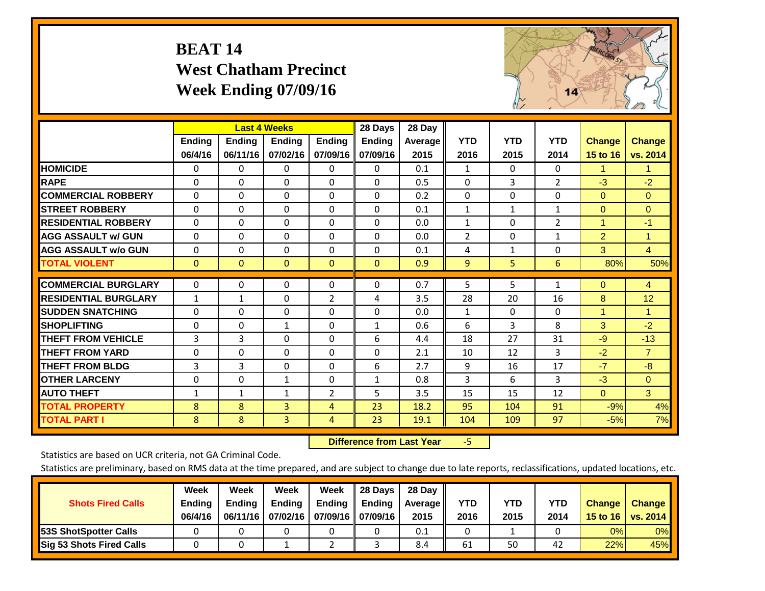# BEAT 14
## West Chatham Precinct
## Week Ending 07/09/16

| | Last 4 Weeks | | | | 28 Days | 28 Day | | | | | |
|---|---|---|---|---|---|---|---|---|---|---|---|
| | Ending 06/4/16 | Ending 06/11/16 | Ending 07/02/16 | Ending 07/09/16 | Ending 07/09/16 | Average 2015 | YTD 2016 | YTD 2015 | YTD 2014 | Change 15 to 16 | Change vs. 2014 |
| **HOMICIDE** | 0 | 0 | 0 | 0 | 0 | 0.1 | 1 | 0 | 0 | 1 | 1 |
| **RAPE** | 0 | 0 | 0 | 0 | 0 | 0.5 | 0 | 3 | 2 | -3 | -2 |
| **COMMERCIAL ROBBERY** | 0 | 0 | 0 | 0 | 0 | 0.2 | 0 | 0 | 0 | 0 | 0 |
| **STREET ROBBERY** | 0 | 0 | 0 | 0 | 0 | 0.1 | 1 | 1 | 1 | 0 | 0 |
| **RESIDENTIAL ROBBERY** | 0 | 0 | 0 | 0 | 0 | 0.0 | 1 | 0 | 2 | 1 | -1 |
| **AGG ASSAULT w/ GUN** | 0 | 0 | 0 | 0 | 0 | 0.0 | 2 | 0 | 1 | 2 | 1 |
| **AGG ASSAULT w/o GUN** | 0 | 0 | 0 | 0 | 0 | 0.1 | 4 | 1 | 0 | 3 | 4 |
| **TOTAL VIOLENT** | 0 | 0 | 0 | 0 | 0 | 0.9 | 9 | 5 | 6 | 80% | 50% |
| **COMMERCIAL BURGLARY** | 0 | 0 | 0 | 0 | 0 | 0.7 | 5 | 5 | 1 | 0 | 4 |
| **RESIDENTIAL BURGLARY** | 1 | 1 | 0 | 2 | 4 | 3.5 | 28 | 20 | 16 | 8 | 12 |
| **SUDDEN SNATCHING** | 0 | 0 | 0 | 0 | 0 | 0.0 | 1 | 0 | 0 | 1 | 1 |
| **SHOPLIFTING** | 0 | 0 | 1 | 0 | 1 | 0.6 | 6 | 3 | 8 | 3 | -2 |
| **THEFT FROM VEHICLE** | 3 | 3 | 0 | 0 | 6 | 4.4 | 18 | 27 | 31 | -9 | -13 |
| **THEFT FROM YARD** | 0 | 0 | 0 | 0 | 0 | 2.1 | 10 | 12 | 3 | -2 | 7 |
| **THEFT FROM BLDG** | 3 | 3 | 0 | 0 | 6 | 2.7 | 9 | 16 | 17 | -7 | -8 |
| **OTHER LARCENY** | 0 | 0 | 1 | 0 | 1 | 0.8 | 3 | 6 | 3 | -3 | 0 |
| **AUTO THEFT** | 1 | 1 | 1 | 2 | 5 | 3.5 | 15 | 15 | 12 | 0 | 3 |
| **TOTAL PROPERTY** | 8 | 8 | 3 | 4 | 23 | 18.2 | 95 | 104 | 91 | -9% | 4% |
| **TOTAL PART I** | 8 | 8 | 3 | 4 | 23 | 19.1 | 104 | 109 | 97 | -5% | 7% |

**Difference from Last Year** -5

Statistics are based on UCR criteria, not GA Criminal Code.

Statistics are preliminary, based on RMS data at the time prepared, and are subject to change due to late reports, reclassifications, updated locations, etc.

| Shots Fired Calls | Week Ending 06/4/16 | Week Ending 06/11/16 | Week Ending 07/02/16 | Week Ending 07/09/16 | 28 Days Ending 07/09/16 | 28 Day Average 2015 | YTD 2016 | YTD 2015 | YTD 2014 | Change 15 to 16 | Change vs. 2014 |
|---|---|---|---|---|---|---|---|---|---|---|---|
| **53S ShotSpotter Calls** | 0 | 0 | 0 | 0 | 0 | 0.1 | 0 | 1 | 0 | 0% | 0% |
| **Sig 53 Shots Fired Calls** | 0 | 0 | 1 | 2 | 3 | 8.4 | 61 | 50 | 42 | 22% | 45% |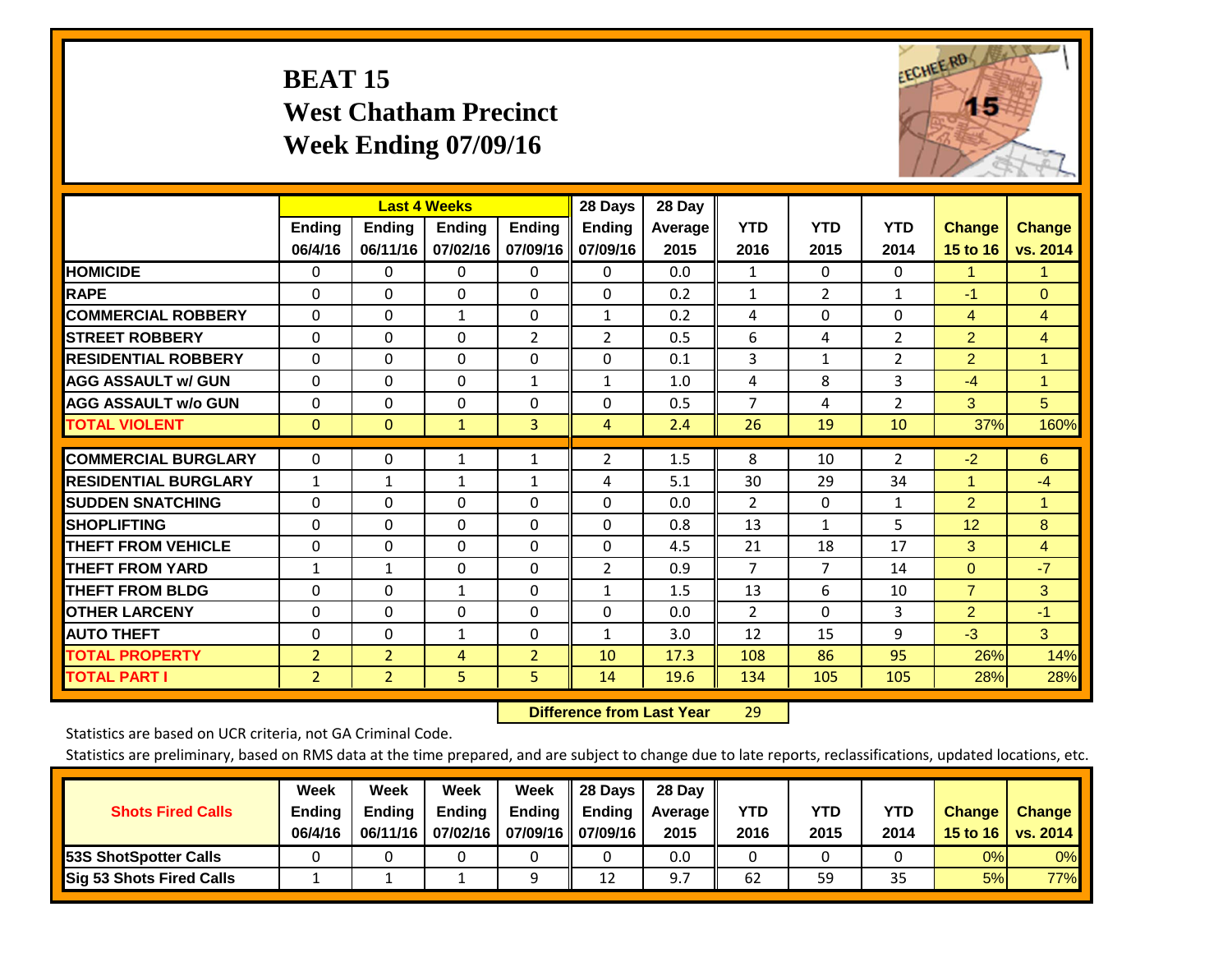# BEAT 15
## West Chatham Precinct
## Week Ending 07/09/16

| | Last 4 Weeks | | | | 28 Days | 28 Day | | | | | |
|---|---|---|---|---|---|---|---|---|---|---|---|
| | Ending 06/4/16 | Ending 06/11/16 | Ending 07/02/16 | Ending 07/09/16 | Ending 07/09/16 | Average 2015 | YTD 2016 | YTD 2015 | YTD 2014 | Change 15 to 16 | Change vs. 2014 |
| **HOMICIDE** | 0 | 0 | 0 | 0 | 0 | 0.0 | 1 | 0 | 0 | 1 | 1 |
| **RAPE** | 0 | 0 | 0 | 0 | 0 | 0.2 | 1 | 2 | 1 | -1 | 0 |
| **COMMERCIAL ROBBERY** | 0 | 0 | 1 | 0 | 1 | 0.2 | 4 | 0 | 0 | 4 | 4 |
| **STREET ROBBERY** | 0 | 0 | 0 | 2 | 2 | 0.5 | 6 | 4 | 2 | 2 | 4 |
| **RESIDENTIAL ROBBERY** | 0 | 0 | 0 | 0 | 0 | 0.1 | 3 | 1 | 2 | 2 | 1 |
| **AGG ASSAULT w/ GUN** | 0 | 0 | 0 | 1 | 1 | 1.0 | 4 | 8 | 3 | -4 | 1 |
| **AGG ASSAULT w/o GUN** | 0 | 0 | 0 | 0 | 0 | 0.5 | 7 | 4 | 2 | 3 | 5 |
| **TOTAL VIOLENT** | 0 | 0 | 1 | 3 | 4 | 2.4 | 26 | 19 | 10 | 37% | 160% |
| **COMMERCIAL BURGLARY** | 0 | 0 | 1 | 1 | 2 | 1.5 | 8 | 10 | 2 | -2 | 6 |
| **RESIDENTIAL BURGLARY** | 1 | 1 | 1 | 1 | 4 | 5.1 | 30 | 29 | 34 | 1 | -4 |
| **SUDDEN SNATCHING** | 0 | 0 | 0 | 0 | 0 | 0.0 | 2 | 0 | 1 | 2 | 1 |
| **SHOPLIFTING** | 0 | 0 | 0 | 0 | 0 | 0.8 | 13 | 1 | 5 | 12 | 8 |
| **THEFT FROM VEHICLE** | 0 | 0 | 0 | 0 | 0 | 4.5 | 21 | 18 | 17 | 3 | 4 |
| **THEFT FROM YARD** | 1 | 1 | 0 | 0 | 2 | 0.9 | 7 | 7 | 14 | 0 | -7 |
| **THEFT FROM BLDG** | 0 | 0 | 1 | 0 | 1 | 1.5 | 13 | 6 | 10 | 7 | 3 |
| **OTHER LARCENY** | 0 | 0 | 0 | 0 | 0 | 0.0 | 2 | 0 | 3 | 2 | -1 |
| **AUTO THEFT** | 0 | 0 | 1 | 0 | 1 | 3.0 | 12 | 15 | 9 | -3 | 3 |
| **TOTAL PROPERTY** | 2 | 2 | 4 | 2 | 10 | 17.3 | 108 | 86 | 95 | 26% | 14% |
| **TOTAL PART I** | 2 | 2 | 5 | 5 | 14 | 19.6 | 134 | 105 | 105 | 28% | 28% |

**Difference from Last Year** 29

Statistics are based on UCR criteria, not GA Criminal Code.

Statistics are preliminary, based on RMS data at the time prepared, and are subject to change due to late reports, reclassifications, updated locations, etc.

| Shots Fired Calls | Week Ending 06/4/16 | Week Ending 06/11/16 | Week Ending 07/02/16 | Week Ending 07/09/16 | 28 Days Ending 07/09/16 | 28 Day Average 2015 | YTD 2016 | YTD 2015 | YTD 2014 | Change 15 to 16 | Change vs. 2014 |
|---|---|---|---|---|---|---|---|---|---|---|---|
| **53S ShotSpotter Calls** | 0 | 0 | 0 | 0 | 0 | 0.0 | 0 | 0 | 0 | 0% | 0% |
| **Sig 53 Shots Fired Calls** | 1 | 1 | 1 | 9 | 12 | 9.7 | 62 | 59 | 35 | 5% | 77% |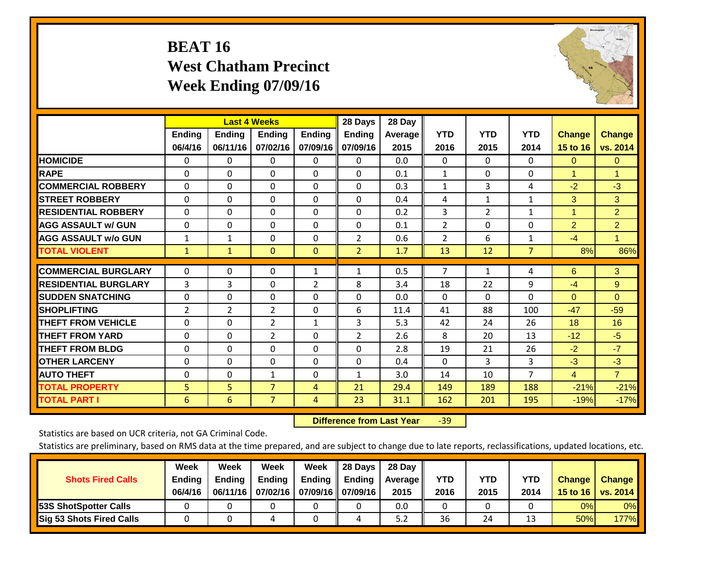# BEAT 16
## West Chatham Precinct
## Week Ending 07/09/16

| | Last 4 Weeks | | | | 28 Days | 28 Day | | | | | |
|---|---|---|---|---|---|---|---|---|---|---|---|
| | Ending 06/4/16 | Ending 06/11/16 | Ending 07/02/16 | Ending 07/09/16 | Ending 07/09/16 | Average 2015 | YTD 2016 | YTD 2015 | YTD 2014 | Change 15 to 16 | Change vs. 2014 |
| **HOMICIDE** | 0 | 0 | 0 | 0 | 0 | 0.0 | 0 | 0 | 0 | 0 | 0 |
| **RAPE** | 0 | 0 | 0 | 0 | 0 | 0.1 | 1 | 0 | 0 | 1 | 1 |
| **COMMERCIAL ROBBERY** | 0 | 0 | 0 | 0 | 0 | 0.3 | 1 | 3 | 4 | -2 | -3 |
| **STREET ROBBERY** | 0 | 0 | 0 | 0 | 0 | 0.4 | 4 | 1 | 1 | 3 | 3 |
| **RESIDENTIAL ROBBERY** | 0 | 0 | 0 | 0 | 0 | 0.2 | 3 | 2 | 1 | 1 | 2 |
| **AGG ASSAULT w/ GUN** | 0 | 0 | 0 | 0 | 0 | 0.1 | 2 | 0 | 0 | 2 | 2 |
| **AGG ASSAULT w/o GUN** | 1 | 1 | 0 | 0 | 2 | 0.6 | 2 | 6 | 1 | -4 | 1 |
| **TOTAL VIOLENT** | 1 | 1 | 0 | 0 | 2 | 1.7 | 13 | 12 | 7 | 8% | 86% |
| **COMMERCIAL BURGLARY** | 0 | 0 | 0 | 1 | 1 | 0.5 | 7 | 1 | 4 | 6 | 3 |
| **RESIDENTIAL BURGLARY** | 3 | 3 | 0 | 2 | 8 | 3.4 | 18 | 22 | 9 | -4 | 9 |
| **SUDDEN SNATCHING** | 0 | 0 | 0 | 0 | 0 | 0.0 | 0 | 0 | 0 | 0 | 0 |
| **SHOPLIFTING** | 2 | 2 | 2 | 0 | 6 | 11.4 | 41 | 88 | 100 | -47 | -59 |
| **THEFT FROM VEHICLE** | 0 | 0 | 2 | 1 | 3 | 5.3 | 42 | 24 | 26 | 18 | 16 |
| **THEFT FROM YARD** | 0 | 0 | 2 | 0 | 2 | 2.6 | 8 | 20 | 13 | -12 | -5 |
| **THEFT FROM BLDG** | 0 | 0 | 0 | 0 | 0 | 2.8 | 19 | 21 | 26 | -2 | -7 |
| **OTHER LARCENY** | 0 | 0 | 0 | 0 | 0 | 0.4 | 0 | 3 | 3 | -3 | -3 |
| **AUTO THEFT** | 0 | 0 | 1 | 0 | 1 | 3.0 | 14 | 10 | 7 | 4 | 7 |
| **TOTAL PROPERTY** | 5 | 5 | 7 | 4 | 21 | 29.4 | 149 | 189 | 188 | -21% | -21% |
| **TOTAL PART I** | 6 | 6 | 7 | 4 | 23 | 31.1 | 162 | 201 | 195 | -19% | -17% |

**Difference from Last Year** -39

Statistics are based on UCR criteria, not GA Criminal Code.

Statistics are preliminary, based on RMS data at the time prepared, and are subject to change due to late reports, reclassifications, updated locations, etc.

| Shots Fired Calls | Week Ending 06/4/16 | Week Ending 06/11/16 | Week Ending 07/02/16 | Week Ending 07/09/16 | 28 Days Ending 07/09/16 | 28 Day Average 2015 | YTD 2016 | YTD 2015 | YTD 2014 | Change 15 to 16 | Change vs. 2014 |
|---|---|---|---|---|---|---|---|---|---|---|---|
| **53S ShotSpotter Calls** | 0 | 0 | 0 | 0 | 0 | 0.0 | 0 | 0 | 0 | 0% | 0% |
| **Sig 53 Shots Fired Calls** | 0 | 0 | 4 | 0 | 4 | 5.2 | 36 | 24 | 13 | 50% | 177% |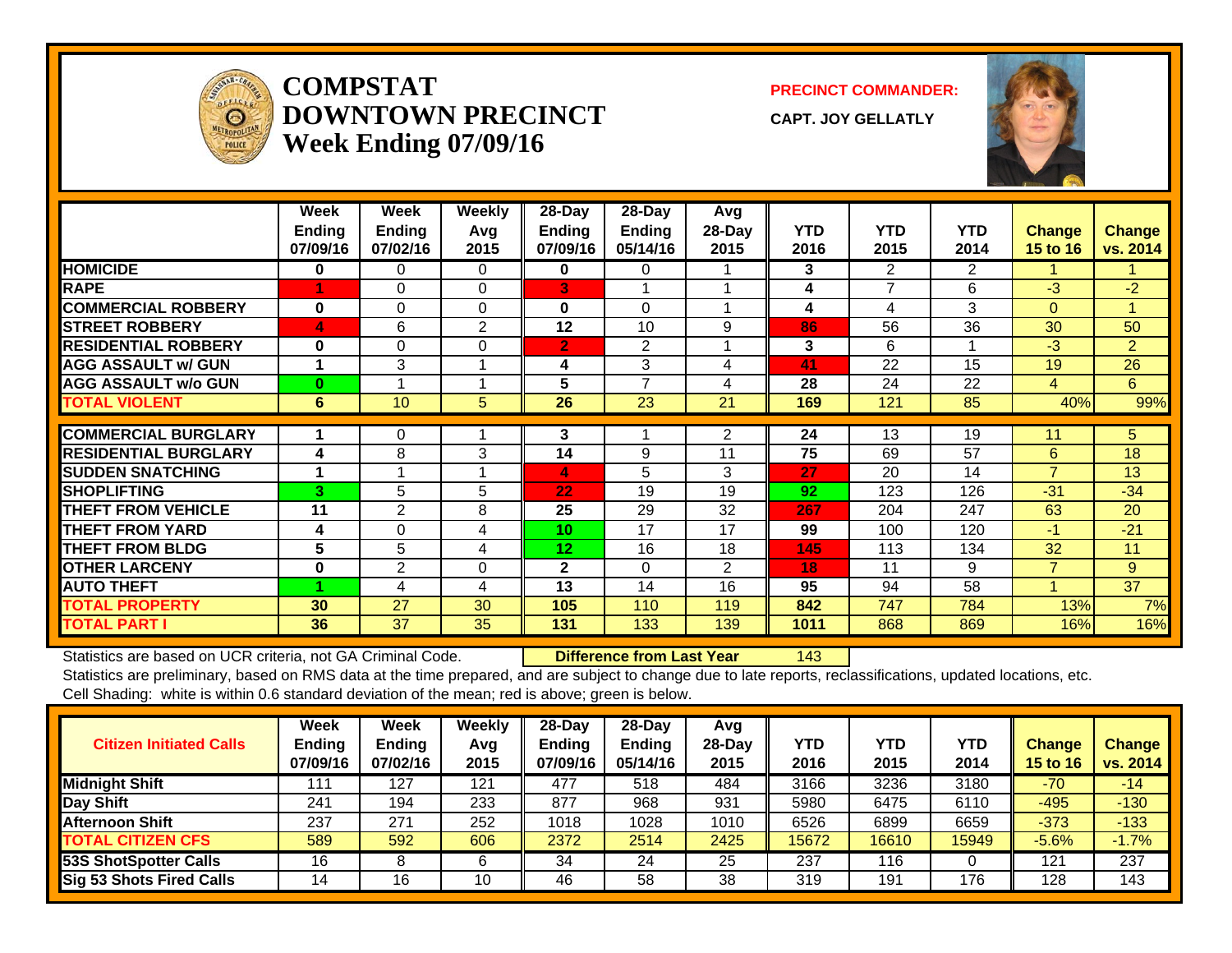# COMPSTAT
# DOWNTOWN PRECINCT
## Week Ending 07/09/16

**PRECINCT COMMANDER:**

**CAPT. JOY GELLATLY**

| | Week Ending 07/09/16 | Week Ending 07/02/16 | Weekly Avg 2015 | 28-Day Ending 07/09/16 | 28-Day Ending 05/14/16 | Avg 28-Day 2015 | YTD 2016 | YTD 2015 | YTD 2014 | Change 15 to 16 | Change vs. 2014 |
|---|---|---|---|---|---|---|---|---|---|---|---|
| **HOMICIDE** | 0 | 0 | 0 | 0 | 0 | 1 | 3 | 2 | 2 | 1 | 1 |
| **RAPE** | 1 | 0 | 0 | 3 | 1 | 1 | 4 | 7 | 6 | -3 | -2 |
| **COMMERCIAL ROBBERY** | 0 | 0 | 0 | 0 | 0 | 1 | 4 | 4 | 3 | 0 | 1 |
| **STREET ROBBERY** | 4 | 6 | 2 | 12 | 10 | 9 | 86 | 56 | 36 | 30 | 50 |
| **RESIDENTIAL ROBBERY** | 0 | 0 | 0 | 2 | 2 | 1 | 3 | 6 | 1 | -3 | 2 |
| **AGG ASSAULT w/ GUN** | 1 | 3 | 1 | 4 | 3 | 4 | 41 | 22 | 15 | 19 | 26 |
| **AGG ASSAULT w/o GUN** | 0 | 1 | 1 | 5 | 7 | 4 | 28 | 24 | 22 | 4 | 6 |
| **TOTAL VIOLENT** | 6 | 10 | 5 | 26 | 23 | 21 | 169 | 121 | 85 | 40% | 99% |
| **COMMERCIAL BURGLARY** | 1 | 0 | 1 | 3 | 1 | 2 | 24 | 13 | 19 | 11 | 5 |
| **RESIDENTIAL BURGLARY** | 4 | 8 | 3 | 14 | 9 | 11 | 75 | 69 | 57 | 6 | 18 |
| **SUDDEN SNATCHING** | 1 | 1 | 1 | 4 | 5 | 3 | 27 | 20 | 14 | 7 | 13 |
| **SHOPLIFTING** | 3 | 5 | 5 | 22 | 19 | 19 | 92 | 123 | 126 | -31 | -34 |
| **THEFT FROM VEHICLE** | 11 | 2 | 8 | 25 | 29 | 32 | 267 | 204 | 247 | 63 | 20 |
| **THEFT FROM YARD** | 4 | 0 | 4 | 10 | 17 | 17 | 99 | 100 | 120 | -1 | -21 |
| **THEFT FROM BLDG** | 5 | 5 | 4 | 12 | 16 | 18 | 145 | 113 | 134 | 32 | 11 |
| **OTHER LARCENY** | 0 | 2 | 0 | 2 | 0 | 2 | 18 | 11 | 9 | 7 | 9 |
| **AUTO THEFT** | 1 | 4 | 4 | 13 | 14 | 16 | 95 | 94 | 58 | 1 | 37 |
| **TOTAL PROPERTY** | 30 | 27 | 30 | 105 | 110 | 119 | 842 | 747 | 784 | 13% | 7% |
| **TOTAL PART I** | 36 | 37 | 35 | 131 | 133 | 139 | 1011 | 868 | 869 | 16% | 16% |

Statistics are based on UCR criteria, not GA Criminal Code. **Difference from Last Year** 143

Statistics are preliminary, based on RMS data at the time prepared, and are subject to change due to late reports, reclassifications, updated locations, etc.

Cell Shading: white is within 0.6 standard deviation of the mean; red is above; green is below.

| Citizen Initiated Calls | Week Ending 07/09/16 | Week Ending 07/02/16 | Weekly Avg 2015 | 28-Day Ending 07/09/16 | 28-Day Ending 05/14/16 | Avg 28-Day 2015 | YTD 2016 | YTD 2015 | YTD 2014 | Change 15 to 16 | Change vs. 2014 |
|---|---|---|---|---|---|---|---|---|---|---|---|
| **Midnight Shift** | 111 | 127 | 121 | 477 | 518 | 484 | 3166 | 3236 | 3180 | -70 | -14 |
| **Day Shift** | 241 | 194 | 233 | 877 | 968 | 931 | 5980 | 6475 | 6110 | -495 | -130 |
| **Afternoon Shift** | 237 | 271 | 252 | 1018 | 1028 | 1010 | 6526 | 6899 | 6659 | -373 | -133 |
| **TOTAL CITIZEN CFS** | 589 | 592 | 606 | 2372 | 2514 | 2425 | 15672 | 16610 | 15949 | -5.6% | -1.7% |
| **53S ShotSpotter Calls** | 16 | 8 | 6 | 34 | 24 | 25 | 237 | 116 | 0 | 121 | 237 |
| **Sig 53 Shots Fired Calls** | 14 | 16 | 10 | 46 | 58 | 38 | 319 | 191 | 176 | 128 | 143 |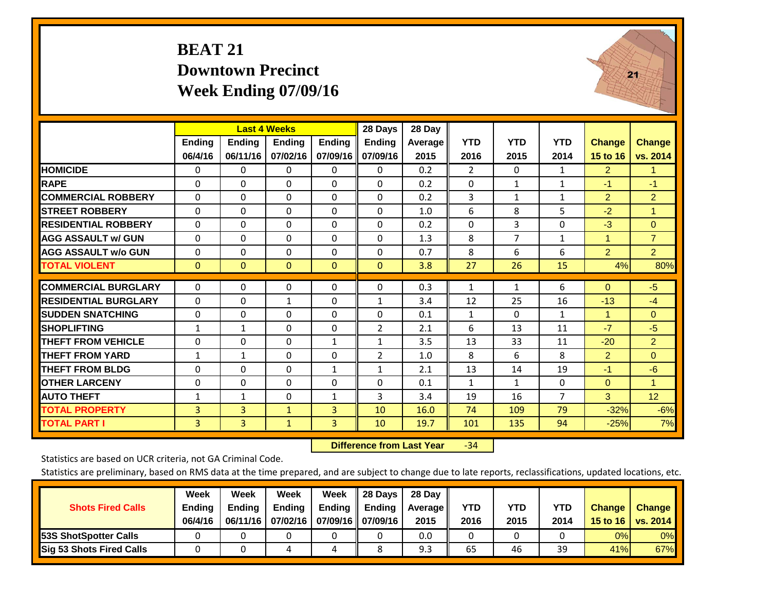# BEAT 21
## Downtown Precinct
## Week Ending 07/09/16

| | Last 4 Weeks | | | | 28 Days | 28 Day | | | | | |
|---|---|---|---|---|---|---|---|---|---|---|---|
| | Ending 06/4/16 | Ending 06/11/16 | Ending 07/02/16 | Ending 07/09/16 | Ending 07/09/16 | Average 2015 | YTD 2016 | YTD 2015 | YTD 2014 | Change 15 to 16 | Change vs. 2014 |
| **HOMICIDE** | 0 | 0 | 0 | 0 | 0 | 0.2 | 2 | 0 | 1 | 2 | 1 |
| **RAPE** | 0 | 0 | 0 | 0 | 0 | 0.2 | 0 | 1 | 1 | -1 | -1 |
| **COMMERCIAL ROBBERY** | 0 | 0 | 0 | 0 | 0 | 0.2 | 3 | 1 | 1 | 2 | 2 |
| **STREET ROBBERY** | 0 | 0 | 0 | 0 | 0 | 1.0 | 6 | 8 | 5 | -2 | 1 |
| **RESIDENTIAL ROBBERY** | 0 | 0 | 0 | 0 | 0 | 0.2 | 0 | 3 | 0 | -3 | 0 |
| **AGG ASSAULT w/ GUN** | 0 | 0 | 0 | 0 | 0 | 1.3 | 8 | 7 | 1 | 1 | 7 |
| **AGG ASSAULT w/o GUN** | 0 | 0 | 0 | 0 | 0 | 0.7 | 8 | 6 | 6 | 2 | 2 |
| **TOTAL VIOLENT** | 0 | 0 | 0 | 0 | 0 | 3.8 | 27 | 26 | 15 | 4% | 80% |
| **COMMERCIAL BURGLARY** | 0 | 0 | 0 | 0 | 0 | 0.3 | 1 | 1 | 6 | 0 | -5 |
| **RESIDENTIAL BURGLARY** | 0 | 0 | 1 | 0 | 1 | 3.4 | 12 | 25 | 16 | -13 | -4 |
| **SUDDEN SNATCHING** | 0 | 0 | 0 | 0 | 0 | 0.1 | 1 | 0 | 1 | 1 | 0 |
| **SHOPLIFTING** | 1 | 1 | 0 | 0 | 2 | 2.1 | 6 | 13 | 11 | -7 | -5 |
| **THEFT FROM VEHICLE** | 0 | 0 | 0 | 1 | 1 | 3.5 | 13 | 33 | 11 | -20 | 2 |
| **THEFT FROM YARD** | 1 | 1 | 0 | 0 | 2 | 1.0 | 8 | 6 | 8 | 2 | 0 |
| **THEFT FROM BLDG** | 0 | 0 | 0 | 1 | 1 | 2.1 | 13 | 14 | 19 | -1 | -6 |
| **OTHER LARCENY** | 0 | 0 | 0 | 0 | 0 | 0.1 | 1 | 1 | 0 | 0 | 1 |
| **AUTO THEFT** | 1 | 1 | 0 | 1 | 3 | 3.4 | 19 | 16 | 7 | 3 | 12 |
| **TOTAL PROPERTY** | 3 | 3 | 1 | 3 | 10 | 16.0 | 74 | 109 | 79 | -32% | -6% |
| **TOTAL PART I** | 3 | 3 | 1 | 3 | 10 | 19.7 | 101 | 135 | 94 | -25% | 7% |

**Difference from Last Year** -34

Statistics are based on UCR criteria, not GA Criminal Code.

Statistics are preliminary, based on RMS data at the time prepared, and are subject to change due to late reports, reclassifications, updated locations, etc.

| Shots Fired Calls | Week Ending 06/4/16 | Week Ending 06/11/16 | Week Ending 07/02/16 | Week Ending 07/09/16 | 28 Days Ending 07/09/16 | 28 Day Average 2015 | YTD 2016 | YTD 2015 | YTD 2014 | Change 15 to 16 | Change vs. 2014 |
|---|---|---|---|---|---|---|---|---|---|---|---|
| **53S ShotSpotter Calls** | 0 | 0 | 0 | 0 | 0 | 0.0 | 0 | 0 | 0 | 0% | 0% |
| **Sig 53 Shots Fired Calls** | 0 | 0 | 4 | 4 | 8 | 9.3 | 65 | 46 | 39 | 41% | 67% |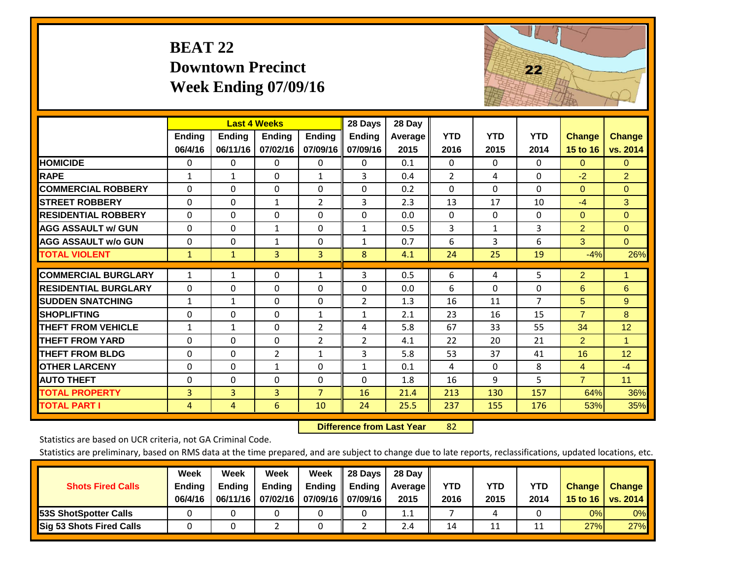# BEAT 22
## Downtown Precinct
## Week Ending 07/09/16

| | Last 4 Weeks | | | | 28 Days | 28 Day | | | | | |
|---|---|---|---|---|---|---|---|---|---|---|---|
| | Ending 06/4/16 | Ending 06/11/16 | Ending 07/02/16 | Ending 07/09/16 | Ending 07/09/16 | Average 2015 | YTD 2016 | YTD 2015 | YTD 2014 | Change 15 to 16 | Change vs. 2014 |
| HOMICIDE | 0 | 0 | 0 | 0 | 0 | 0.1 | 0 | 0 | 0 | 0 | 0 |
| RAPE | 1 | 1 | 0 | 1 | 3 | 0.4 | 2 | 4 | 0 | -2 | 2 |
| COMMERCIAL ROBBERY | 0 | 0 | 0 | 0 | 0 | 0.2 | 0 | 0 | 0 | 0 | 0 |
| STREET ROBBERY | 0 | 0 | 1 | 2 | 3 | 2.3 | 13 | 17 | 10 | -4 | 3 |
| RESIDENTIAL ROBBERY | 0 | 0 | 0 | 0 | 0 | 0.0 | 0 | 0 | 0 | 0 | 0 |
| AGG ASSAULT w/ GUN | 0 | 0 | 1 | 0 | 1 | 0.5 | 3 | 1 | 3 | 2 | 0 |
| AGG ASSAULT w/o GUN | 0 | 0 | 1 | 0 | 1 | 0.7 | 6 | 3 | 6 | 3 | 0 |
| TOTAL VIOLENT | 1 | 1 | 3 | 3 | 8 | 4.1 | 24 | 25 | 19 | -4% | 26% |
| COMMERCIAL BURGLARY | 1 | 1 | 0 | 1 | 3 | 0.5 | 6 | 4 | 5 | 2 | 1 |
| RESIDENTIAL BURGLARY | 0 | 0 | 0 | 0 | 0 | 0.0 | 6 | 0 | 0 | 6 | 6 |
| SUDDEN SNATCHING | 1 | 1 | 0 | 0 | 2 | 1.3 | 16 | 11 | 7 | 5 | 9 |
| SHOPLIFTING | 0 | 0 | 0 | 1 | 1 | 2.1 | 23 | 16 | 15 | 7 | 8 |
| THEFT FROM VEHICLE | 1 | 1 | 0 | 2 | 4 | 5.8 | 67 | 33 | 55 | 34 | 12 |
| THEFT FROM YARD | 0 | 0 | 0 | 2 | 2 | 4.1 | 22 | 20 | 21 | 2 | 1 |
| THEFT FROM BLDG | 0 | 0 | 2 | 1 | 3 | 5.8 | 53 | 37 | 41 | 16 | 12 |
| OTHER LARCENY | 0 | 0 | 1 | 0 | 1 | 0.1 | 4 | 0 | 8 | 4 | -4 |
| AUTO THEFT | 0 | 0 | 0 | 0 | 0 | 1.8 | 16 | 9 | 5 | 7 | 11 |
| TOTAL PROPERTY | 3 | 3 | 3 | 7 | 16 | 21.4 | 213 | 130 | 157 | 64% | 36% |
| TOTAL PART I | 4 | 4 | 6 | 10 | 24 | 25.5 | 237 | 155 | 176 | 53% | 35% |

**Difference from Last Year** 82

Statistics are based on UCR criteria, not GA Criminal Code.

Statistics are preliminary, based on RMS data at the time prepared, and are subject to change due to late reports, reclassifications, updated locations, etc.

| Shots Fired Calls | Week Ending 06/4/16 | Week Ending 06/11/16 | Week Ending 07/02/16 | Week Ending 07/09/16 | 28 Days Ending 07/09/16 | 28 Day Average 2015 | YTD 2016 | YTD 2015 | YTD 2014 | Change 15 to 16 | Change vs. 2014 |
|---|---|---|---|---|---|---|---|---|---|---|---|
| 53S ShotSpotter Calls | 0 | 0 | 0 | 0 | 0 | 1.1 | 7 | 4 | 0 | 0% | 0% |
| Sig 53 Shots Fired Calls | 0 | 0 | 2 | 0 | 2 | 2.4 | 14 | 11 | 11 | 27% | 27% |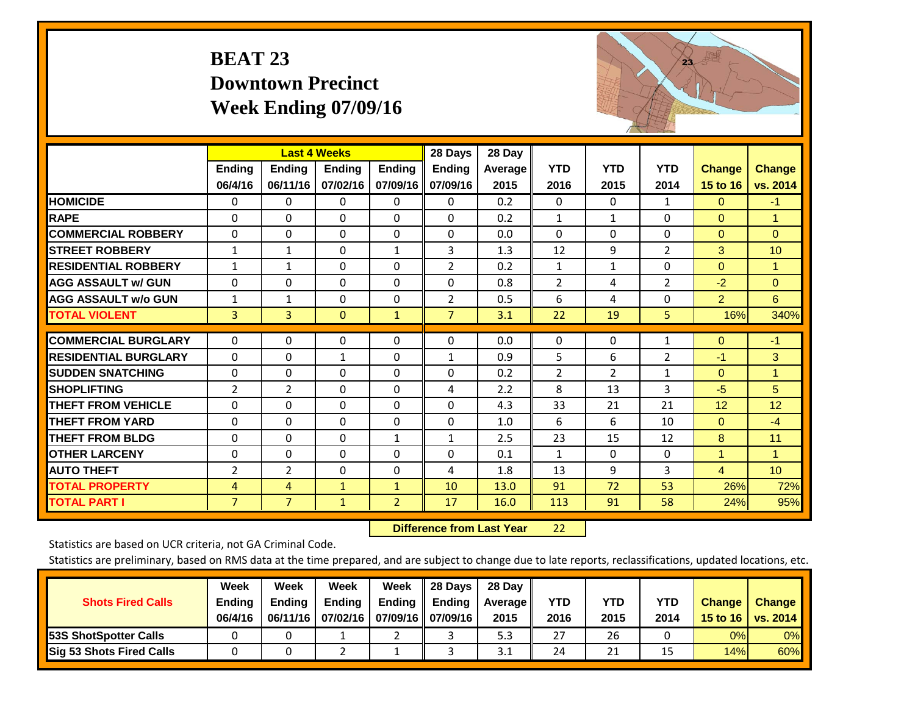# BEAT 23
## Downtown Precinct
## Week Ending 07/09/16

| | Last 4 Weeks | | | | 28 Days | 28 Day | YTD | YTD | YTD | Change | Change |
|---|---|---|---|---|---|---|---|---|---|---|---|
| | Ending 06/4/16 | Ending 06/11/16 | Ending 07/02/16 | Ending 07/09/16 | Ending 07/09/16 | Average 2015 | 2016 | 2015 | 2014 | 15 to 16 | vs. 2014 |
| HOMICIDE | 0 | 0 | 0 | 0 | 0 | 0.2 | 0 | 0 | 1 | 0 | -1 |
| RAPE | 0 | 0 | 0 | 0 | 0 | 0.2 | 1 | 1 | 0 | 0 | 1 |
| COMMERCIAL ROBBERY | 0 | 0 | 0 | 0 | 0 | 0.0 | 0 | 0 | 0 | 0 | 0 |
| STREET ROBBERY | 1 | 1 | 0 | 1 | 3 | 1.3 | 12 | 9 | 2 | 3 | 10 |
| RESIDENTIAL ROBBERY | 1 | 1 | 0 | 0 | 2 | 0.2 | 1 | 1 | 0 | 0 | 1 |
| AGG ASSAULT w/ GUN | 0 | 0 | 0 | 0 | 0 | 0.8 | 2 | 4 | 2 | -2 | 0 |
| AGG ASSAULT w/o GUN | 1 | 1 | 0 | 0 | 2 | 0.5 | 6 | 4 | 0 | 2 | 6 |
| TOTAL VIOLENT | 3 | 3 | 0 | 1 | 7 | 3.1 | 22 | 19 | 5 | 16% | 340% |
| COMMERCIAL BURGLARY | 0 | 0 | 0 | 0 | 0 | 0.0 | 0 | 0 | 1 | 0 | -1 |
| RESIDENTIAL BURGLARY | 0 | 0 | 1 | 0 | 1 | 0.9 | 5 | 6 | 2 | -1 | 3 |
| SUDDEN SNATCHING | 0 | 0 | 0 | 0 | 0 | 0.2 | 2 | 2 | 1 | 0 | 1 |
| SHOPLIFTING | 2 | 2 | 0 | 0 | 4 | 2.2 | 8 | 13 | 3 | -5 | 5 |
| THEFT FROM VEHICLE | 0 | 0 | 0 | 0 | 0 | 4.3 | 33 | 21 | 21 | 12 | 12 |
| THEFT FROM YARD | 0 | 0 | 0 | 0 | 0 | 1.0 | 6 | 6 | 10 | 0 | -4 |
| THEFT FROM BLDG | 0 | 0 | 0 | 1 | 1 | 2.5 | 23 | 15 | 12 | 8 | 11 |
| OTHER LARCENY | 0 | 0 | 0 | 0 | 0 | 0.1 | 1 | 0 | 0 | 1 | 1 |
| AUTO THEFT | 2 | 2 | 0 | 0 | 4 | 1.8 | 13 | 9 | 3 | 4 | 10 |
| TOTAL PROPERTY | 4 | 4 | 1 | 1 | 10 | 13.0 | 91 | 72 | 53 | 26% | 72% |
| TOTAL PART I | 7 | 7 | 1 | 2 | 17 | 16.0 | 113 | 91 | 58 | 24% | 95% |

**Difference from Last Year** 22

Statistics are based on UCR criteria, not GA Criminal Code.

Statistics are preliminary, based on RMS data at the time prepared, and are subject to change due to late reports, reclassifications, updated locations, etc.

| Shots Fired Calls | Week Ending 06/4/16 | Week Ending 06/11/16 | Week Ending 07/02/16 | Week Ending 07/09/16 | 28 Days Ending 07/09/16 | 28 Day Average 2015 | YTD 2016 | YTD 2015 | YTD 2014 | Change 15 to 16 | Change vs. 2014 |
|---|---|---|---|---|---|---|---|---|---|---|---|
| 53S ShotSpotter Calls | 0 | 0 | 1 | 2 | 3 | 5.3 | 27 | 26 | 0 | 0% | 0% |
| Sig 53 Shots Fired Calls | 0 | 0 | 2 | 1 | 3 | 3.1 | 24 | 21 | 15 | 14% | 60% |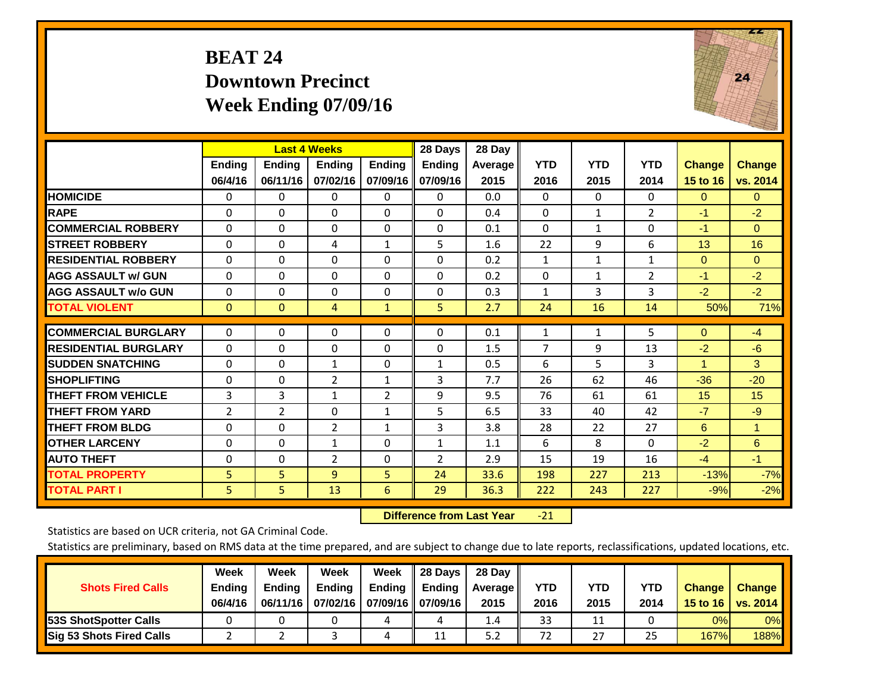# BEAT 24
## Downtown Precinct
## Week Ending 07/09/16

| | Last 4 Weeks | | | | 28 Days | 28 Day | | | | | |
|---|---|---|---|---|---|---|---|---|---|---|---|
| | Ending 06/4/16 | Ending 06/11/16 | Ending 07/02/16 | Ending 07/09/16 | Ending 07/09/16 | Average 2015 | YTD 2016 | YTD 2015 | YTD 2014 | Change 15 to 16 | Change vs. 2014 |
| **HOMICIDE** | 0 | 0 | 0 | 0 | 0 | 0.0 | 0 | 0 | 0 | 0 | 0 |
| **RAPE** | 0 | 0 | 0 | 0 | 0 | 0.4 | 0 | 1 | 2 | -1 | -2 |
| **COMMERCIAL ROBBERY** | 0 | 0 | 0 | 0 | 0 | 0.1 | 0 | 1 | 0 | -1 | 0 |
| **STREET ROBBERY** | 0 | 0 | 4 | 1 | 5 | 1.6 | 22 | 9 | 6 | 13 | 16 |
| **RESIDENTIAL ROBBERY** | 0 | 0 | 0 | 0 | 0 | 0.2 | 1 | 1 | 1 | 0 | 0 |
| **AGG ASSAULT w/ GUN** | 0 | 0 | 0 | 0 | 0 | 0.2 | 0 | 1 | 2 | -1 | -2 |
| **AGG ASSAULT w/o GUN** | 0 | 0 | 0 | 0 | 0 | 0.3 | 1 | 3 | 3 | -2 | -2 |
| **TOTAL VIOLENT** | 0 | 0 | 4 | 1 | 5 | 2.7 | 24 | 16 | 14 | 50% | 71% |
| **COMMERCIAL BURGLARY** | 0 | 0 | 0 | 0 | 0 | 0.1 | 1 | 1 | 5 | 0 | -4 |
| **RESIDENTIAL BURGLARY** | 0 | 0 | 0 | 0 | 0 | 1.5 | 7 | 9 | 13 | -2 | -6 |
| **SUDDEN SNATCHING** | 0 | 0 | 1 | 0 | 1 | 0.5 | 6 | 5 | 3 | 1 | 3 |
| **SHOPLIFTING** | 0 | 0 | 2 | 1 | 3 | 7.7 | 26 | 62 | 46 | -36 | -20 |
| **THEFT FROM VEHICLE** | 3 | 3 | 1 | 2 | 9 | 9.5 | 76 | 61 | 61 | 15 | 15 |
| **THEFT FROM YARD** | 2 | 2 | 0 | 1 | 5 | 6.5 | 33 | 40 | 42 | -7 | -9 |
| **THEFT FROM BLDG** | 0 | 0 | 2 | 1 | 3 | 3.8 | 28 | 22 | 27 | 6 | 1 |
| **OTHER LARCENY** | 0 | 0 | 1 | 0 | 1 | 1.1 | 6 | 8 | 0 | -2 | 6 |
| **AUTO THEFT** | 0 | 0 | 2 | 0 | 2 | 2.9 | 15 | 19 | 16 | -4 | -1 |
| **TOTAL PROPERTY** | 5 | 5 | 9 | 5 | 24 | 33.6 | 198 | 227 | 213 | -13% | -7% |
| **TOTAL PART I** | 5 | 5 | 13 | 6 | 29 | 36.3 | 222 | 243 | 227 | -9% | -2% |

**Difference from Last Year** -21

Statistics are based on UCR criteria, not GA Criminal Code.

Statistics are preliminary, based on RMS data at the time prepared, and are subject to change due to late reports, reclassifications, updated locations, etc.

| Shots Fired Calls | Week Ending 06/4/16 | Week Ending 06/11/16 | Week Ending 07/02/16 | Week Ending 07/09/16 | 28 Days Ending 07/09/16 | 28 Day Average 2015 | YTD 2016 | YTD 2015 | YTD 2014 | Change 15 to 16 | Change vs. 2014 |
|---|---|---|---|---|---|---|---|---|---|---|---|
| **53S ShotSpotter Calls** | 0 | 0 | 0 | 4 | 4 | 1.4 | 33 | 11 | 0 | 0% | 0% |
| **Sig 53 Shots Fired Calls** | 2 | 2 | 3 | 4 | 11 | 5.2 | 72 | 27 | 25 | 167% | 188% |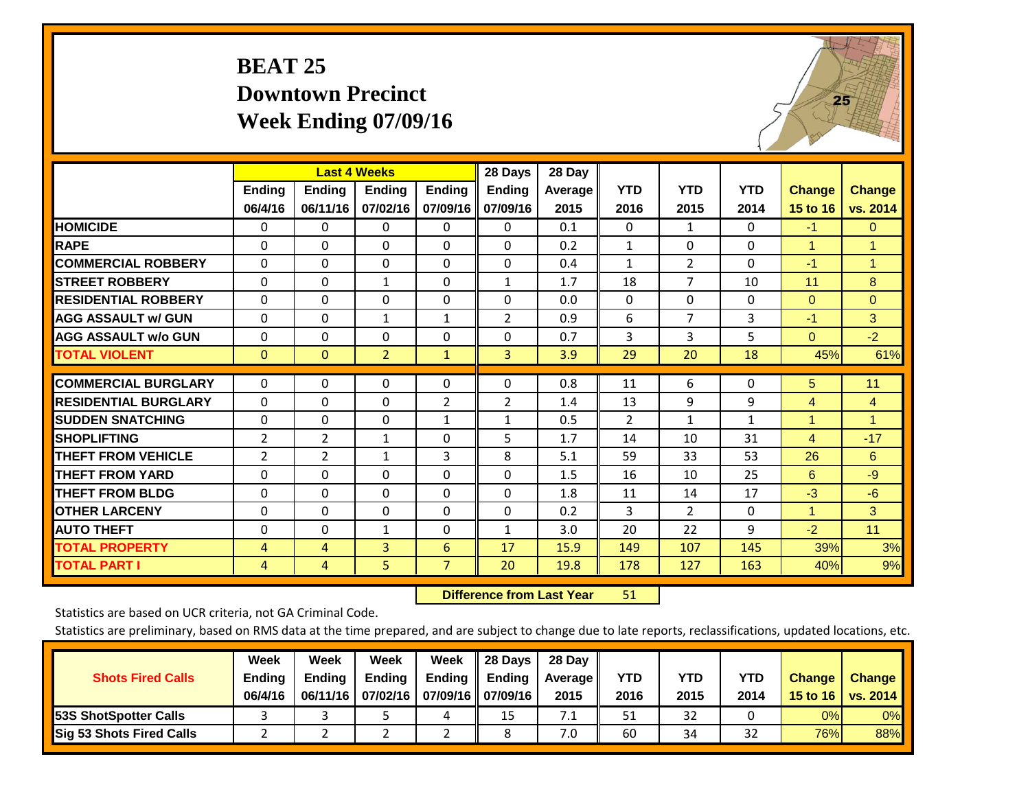# BEAT 25
## Downtown Precinct
## Week Ending 07/09/16

| | Last 4 Weeks | | | | 28 Days | 28 Day | | | | | |
|---|---|---|---|---|---|---|---|---|---|---|---|
| | Ending 06/4/16 | Ending 06/11/16 | Ending 07/02/16 | Ending 07/09/16 | Ending 07/09/16 | Average 2015 | YTD 2016 | YTD 2015 | YTD 2014 | Change 15 to 16 | Change vs. 2014 |
| HOMICIDE | 0 | 0 | 0 | 0 | 0 | 0.1 | 0 | 1 | 0 | -1 | 0 |
| RAPE | 0 | 0 | 0 | 0 | 0 | 0.2 | 1 | 0 | 0 | 1 | 1 |
| COMMERCIAL ROBBERY | 0 | 0 | 0 | 0 | 0 | 0.4 | 1 | 2 | 0 | -1 | 1 |
| STREET ROBBERY | 0 | 0 | 1 | 0 | 1 | 1.7 | 18 | 7 | 10 | 11 | 8 |
| RESIDENTIAL ROBBERY | 0 | 0 | 0 | 0 | 0 | 0.0 | 0 | 0 | 0 | 0 | 0 |
| AGG ASSAULT w/ GUN | 0 | 0 | 1 | 1 | 2 | 0.9 | 6 | 7 | 3 | -1 | 3 |
| AGG ASSAULT w/o GUN | 0 | 0 | 0 | 0 | 0 | 0.7 | 3 | 3 | 5 | 0 | -2 |
| TOTAL VIOLENT | 0 | 0 | 2 | 1 | 3 | 3.9 | 29 | 20 | 18 | 45% | 61% |
| COMMERCIAL BURGLARY | 0 | 0 | 0 | 0 | 0 | 0.8 | 11 | 6 | 0 | 5 | 11 |
| RESIDENTIAL BURGLARY | 0 | 0 | 0 | 2 | 2 | 1.4 | 13 | 9 | 9 | 4 | 4 |
| SUDDEN SNATCHING | 0 | 0 | 0 | 1 | 1 | 0.5 | 2 | 1 | 1 | 1 | 1 |
| SHOPLIFTING | 2 | 2 | 1 | 0 | 5 | 1.7 | 14 | 10 | 31 | 4 | -17 |
| THEFT FROM VEHICLE | 2 | 2 | 1 | 3 | 8 | 5.1 | 59 | 33 | 53 | 26 | 6 |
| THEFT FROM YARD | 0 | 0 | 0 | 0 | 0 | 1.5 | 16 | 10 | 25 | 6 | -9 |
| THEFT FROM BLDG | 0 | 0 | 0 | 0 | 0 | 1.8 | 11 | 14 | 17 | -3 | -6 |
| OTHER LARCENY | 0 | 0 | 0 | 0 | 0 | 0.2 | 3 | 2 | 0 | 1 | 3 |
| AUTO THEFT | 0 | 0 | 1 | 0 | 1 | 3.0 | 20 | 22 | 9 | -2 | 11 |
| TOTAL PROPERTY | 4 | 4 | 3 | 6 | 17 | 15.9 | 149 | 107 | 145 | 39% | 3% |
| TOTAL PART I | 4 | 4 | 5 | 7 | 20 | 19.8 | 178 | 127 | 163 | 40% | 9% |

**Difference from Last Year** 51

Statistics are based on UCR criteria, not GA Criminal Code.

Statistics are preliminary, based on RMS data at the time prepared, and are subject to change due to late reports, reclassifications, updated locations, etc.

| Shots Fired Calls | Week Ending 06/4/16 | Week Ending 06/11/16 | Week Ending 07/02/16 | Week Ending 07/09/16 | 28 Days Ending 07/09/16 | 28 Day Average 2015 | YTD 2016 | YTD 2015 | YTD 2014 | Change 15 to 16 | Change vs. 2014 |
|---|---|---|---|---|---|---|---|---|---|---|---|
| 53S ShotSpotter Calls | 3 | 3 | 5 | 4 | 15 | 7.1 | 51 | 32 | 0 | 0% | 0% |
| Sig 53 Shots Fired Calls | 2 | 2 | 2 | 2 | 8 | 7.0 | 60 | 34 | 32 | 76% | 88% |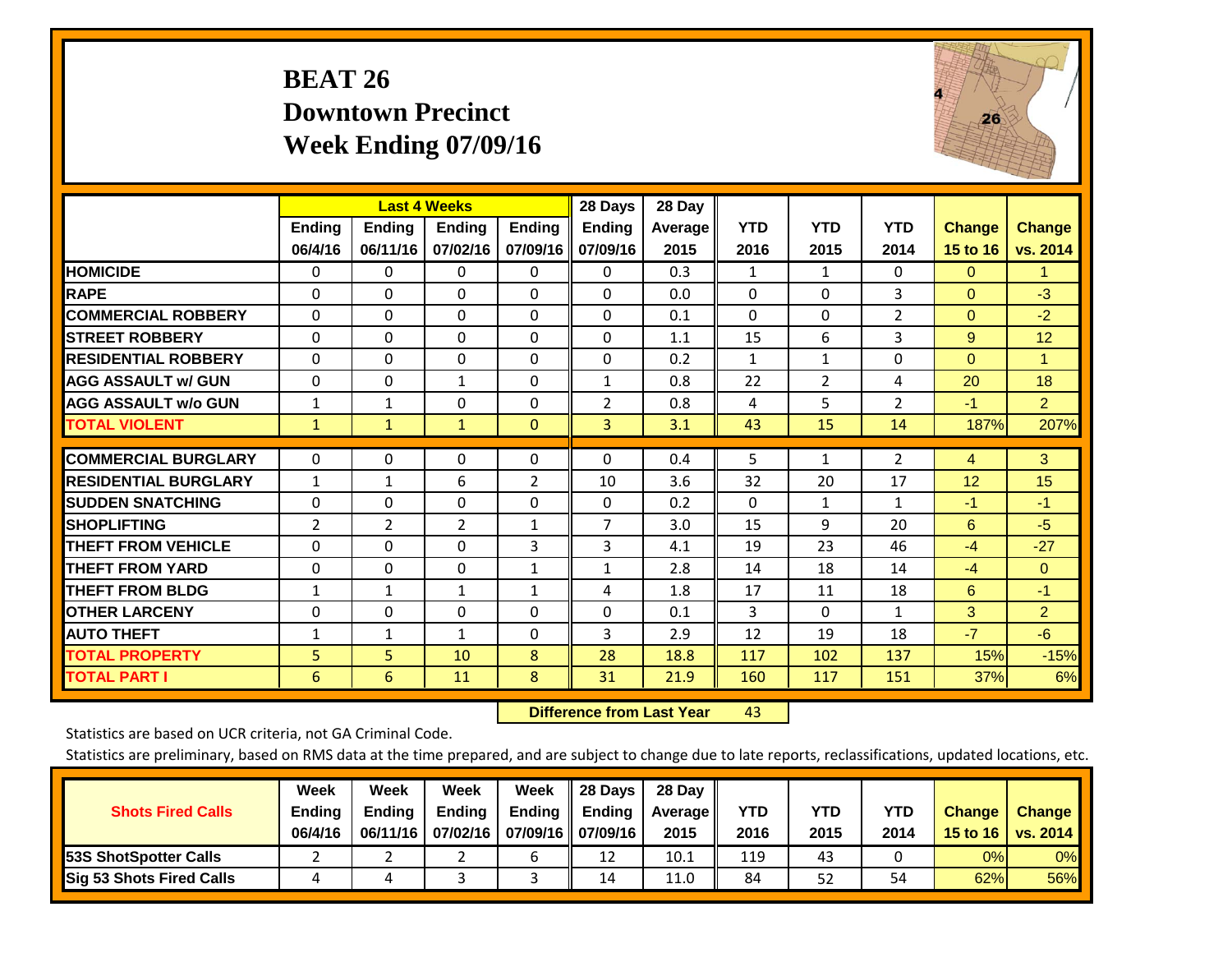# BEAT 26
## Downtown Precinct
## Week Ending 07/09/16

| | Last 4 Weeks | | | | 28 Days | 28 Day | | | | | |
|---|---|---|---|---|---|---|---|---|---|---|---|
| | Ending 06/4/16 | Ending 06/11/16 | Ending 07/02/16 | Ending 07/09/16 | Ending 07/09/16 | Average 2015 | YTD 2016 | YTD 2015 | YTD 2014 | Change 15 to 16 | Change vs. 2014 |
| HOMICIDE | 0 | 0 | 0 | 0 | 0 | 0.3 | 1 | 1 | 0 | 0 | 1 |
| RAPE | 0 | 0 | 0 | 0 | 0 | 0.0 | 0 | 0 | 3 | 0 | -3 |
| COMMERCIAL ROBBERY | 0 | 0 | 0 | 0 | 0 | 0.1 | 0 | 0 | 2 | 0 | -2 |
| STREET ROBBERY | 0 | 0 | 0 | 0 | 0 | 1.1 | 15 | 6 | 3 | 9 | 12 |
| RESIDENTIAL ROBBERY | 0 | 0 | 0 | 0 | 0 | 0.2 | 1 | 1 | 0 | 0 | 1 |
| AGG ASSAULT w/ GUN | 0 | 0 | 1 | 0 | 1 | 0.8 | 22 | 2 | 4 | 20 | 18 |
| AGG ASSAULT w/o GUN | 1 | 1 | 0 | 0 | 2 | 0.8 | 4 | 5 | 2 | -1 | 2 |
| TOTAL VIOLENT | 1 | 1 | 1 | 0 | 3 | 3.1 | 43 | 15 | 14 | 187% | 207% |
| COMMERCIAL BURGLARY | 0 | 0 | 0 | 0 | 0 | 0.4 | 5 | 1 | 2 | 4 | 3 |
| RESIDENTIAL BURGLARY | 1 | 1 | 6 | 2 | 10 | 3.6 | 32 | 20 | 17 | 12 | 15 |
| SUDDEN SNATCHING | 0 | 0 | 0 | 0 | 0 | 0.2 | 0 | 1 | 1 | -1 | -1 |
| SHOPLIFTING | 2 | 2 | 2 | 1 | 7 | 3.0 | 15 | 9 | 20 | 6 | -5 |
| THEFT FROM VEHICLE | 0 | 0 | 0 | 3 | 3 | 4.1 | 19 | 23 | 46 | -4 | -27 |
| THEFT FROM YARD | 0 | 0 | 0 | 1 | 1 | 2.8 | 14 | 18 | 14 | -4 | 0 |
| THEFT FROM BLDG | 1 | 1 | 1 | 1 | 4 | 1.8 | 17 | 11 | 18 | 6 | -1 |
| OTHER LARCENY | 0 | 0 | 0 | 0 | 0 | 0.1 | 3 | 0 | 1 | 3 | 2 |
| AUTO THEFT | 1 | 1 | 1 | 0 | 3 | 2.9 | 12 | 19 | 18 | -7 | -6 |
| TOTAL PROPERTY | 5 | 5 | 10 | 8 | 28 | 18.8 | 117 | 102 | 137 | 15% | -15% |
| TOTAL PART I | 6 | 6 | 11 | 8 | 31 | 21.9 | 160 | 117 | 151 | 37% | 6% |

**Difference from Last Year** 43

Statistics are based on UCR criteria, not GA Criminal Code.

Statistics are preliminary, based on RMS data at the time prepared, and are subject to change due to late reports, reclassifications, updated locations, etc.

| Shots Fired Calls | Week Ending 06/4/16 | Week Ending 06/11/16 | Week Ending 07/02/16 | Week Ending 07/09/16 | 28 Days Ending 07/09/16 | 28 Day Average 2015 | YTD 2016 | YTD 2015 | YTD 2014 | Change 15 to 16 | Change vs. 2014 |
|---|---|---|---|---|---|---|---|---|---|---|---|
| 53S ShotSpotter Calls | 2 | 2 | 2 | 6 | 12 | 10.1 | 119 | 43 | 0 | 0% | 0% |
| Sig 53 Shots Fired Calls | 4 | 4 | 3 | 3 | 14 | 11.0 | 84 | 52 | 54 | 62% | 56% |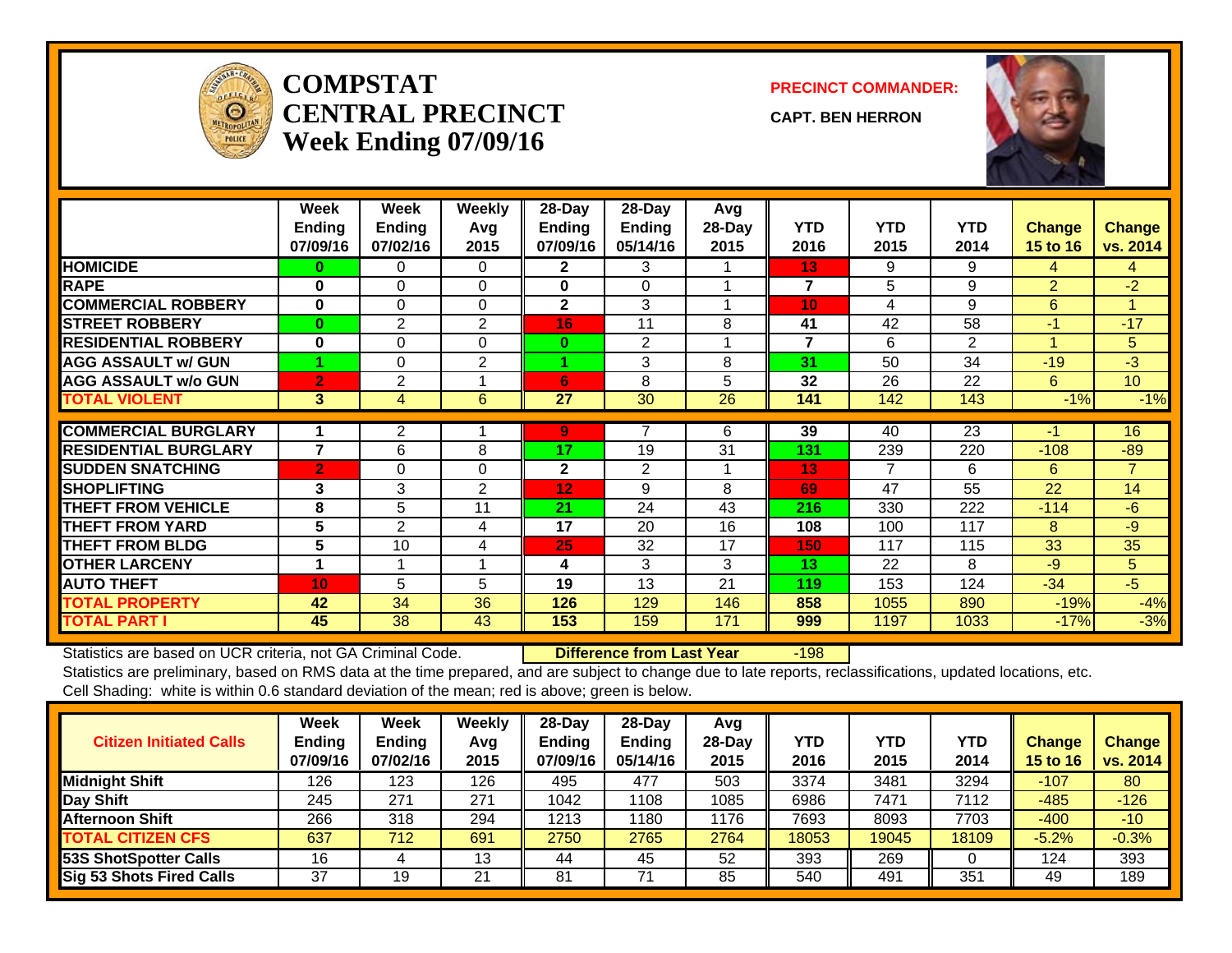# COMPSTAT CENTRAL PRECINCT Week Ending 07/09/16

**PRECINCT COMMANDER:**

**CAPT. BEN HERRON**

| | Week Ending 07/09/16 | Week Ending 07/02/16 | Weekly Avg 2015 | 28-Day Ending 07/09/16 | 28-Day Ending 05/14/16 | Avg 28-Day 2015 | YTD 2016 | YTD 2015 | YTD 2014 | Change 15 to 16 | Change vs. 2014 |
|---|---|---|---|---|---|---|---|---|---|---|---|
| HOMICIDE | 0 | 0 | 0 | 2 | 3 | 1 | 13 | 9 | 9 | 4 | 4 |
| RAPE | 0 | 0 | 0 | 0 | 0 | 1 | 7 | 5 | 9 | 2 | -2 |
| COMMERCIAL ROBBERY | 0 | 0 | 0 | 2 | 3 | 1 | 10 | 4 | 9 | 6 | 1 |
| STREET ROBBERY | 0 | 2 | 2 | 16 | 11 | 8 | 41 | 42 | 58 | -1 | -17 |
| RESIDENTIAL ROBBERY | 0 | 0 | 0 | 0 | 2 | 1 | 7 | 6 | 2 | 1 | 5 |
| AGG ASSAULT w/ GUN | 1 | 0 | 2 | 1 | 3 | 8 | 31 | 50 | 34 | -19 | -3 |
| AGG ASSAULT w/o GUN | 2 | 2 | 1 | 6 | 8 | 5 | 32 | 26 | 22 | 6 | 10 |
| TOTAL VIOLENT | 3 | 4 | 6 | 27 | 30 | 26 | 141 | 142 | 143 | -1% | -1% |
| COMMERCIAL BURGLARY | 1 | 2 | 1 | 9 | 7 | 6 | 39 | 40 | 23 | -1 | 16 |
| RESIDENTIAL BURGLARY | 7 | 6 | 8 | 17 | 19 | 31 | 131 | 239 | 220 | -108 | -89 |
| SUDDEN SNATCHING | 2 | 0 | 0 | 2 | 2 | 1 | 13 | 7 | 6 | 6 | 7 |
| SHOPLIFTING | 3 | 3 | 2 | 12 | 9 | 8 | 69 | 47 | 55 | 22 | 14 |
| THEFT FROM VEHICLE | 8 | 5 | 11 | 21 | 24 | 43 | 216 | 330 | 222 | -114 | -6 |
| THEFT FROM YARD | 5 | 2 | 4 | 17 | 20 | 16 | 108 | 100 | 117 | 8 | -9 |
| THEFT FROM BLDG | 5 | 10 | 4 | 25 | 32 | 17 | 150 | 117 | 115 | 33 | 35 |
| OTHER LARCENY | 1 | 1 | 1 | 4 | 3 | 3 | 13 | 22 | 8 | -9 | 5 |
| AUTO THEFT | 10 | 5 | 5 | 19 | 13 | 21 | 119 | 153 | 124 | -34 | -5 |
| TOTAL PROPERTY | 42 | 34 | 36 | 126 | 129 | 146 | 858 | 1055 | 890 | -19% | -4% |
| TOTAL PART I | 45 | 38 | 43 | 153 | 159 | 171 | 999 | 1197 | 1033 | -17% | -3% |

Statistics are based on UCR criteria, not GA Criminal Code. **Difference from Last Year** -198

Statistics are preliminary, based on RMS data at the time prepared, and are subject to change due to late reports, reclassifications, updated locations, etc.
Cell Shading: white is within 0.6 standard deviation of the mean; red is above; green is below.

| Citizen Initiated Calls | Week Ending 07/09/16 | Week Ending 07/02/16 | Weekly Avg 2015 | 28-Day Ending 07/09/16 | 28-Day Ending 05/14/16 | Avg 28-Day 2015 | YTD 2016 | YTD 2015 | YTD 2014 | Change 15 to 16 | Change vs. 2014 |
|---|---|---|---|---|---|---|---|---|---|---|---|
| Midnight Shift | 126 | 123 | 126 | 495 | 477 | 503 | 3374 | 3481 | 3294 | -107 | 80 |
| Day Shift | 245 | 271 | 271 | 1042 | 1108 | 1085 | 6986 | 7471 | 7112 | -485 | -126 |
| Afternoon Shift | 266 | 318 | 294 | 1213 | 1180 | 1176 | 7693 | 8093 | 7703 | -400 | -10 |
| TOTAL CITIZEN CFS | 637 | 712 | 691 | 2750 | 2765 | 2764 | 18053 | 19045 | 18109 | -5.2% | -0.3% |
| 53S ShotSpotter Calls | 16 | 4 | 13 | 44 | 45 | 52 | 393 | 269 | 0 | 124 | 393 |
| Sig 53 Shots Fired Calls | 37 | 19 | 21 | 81 | 71 | 85 | 540 | 491 | 351 | 49 | 189 |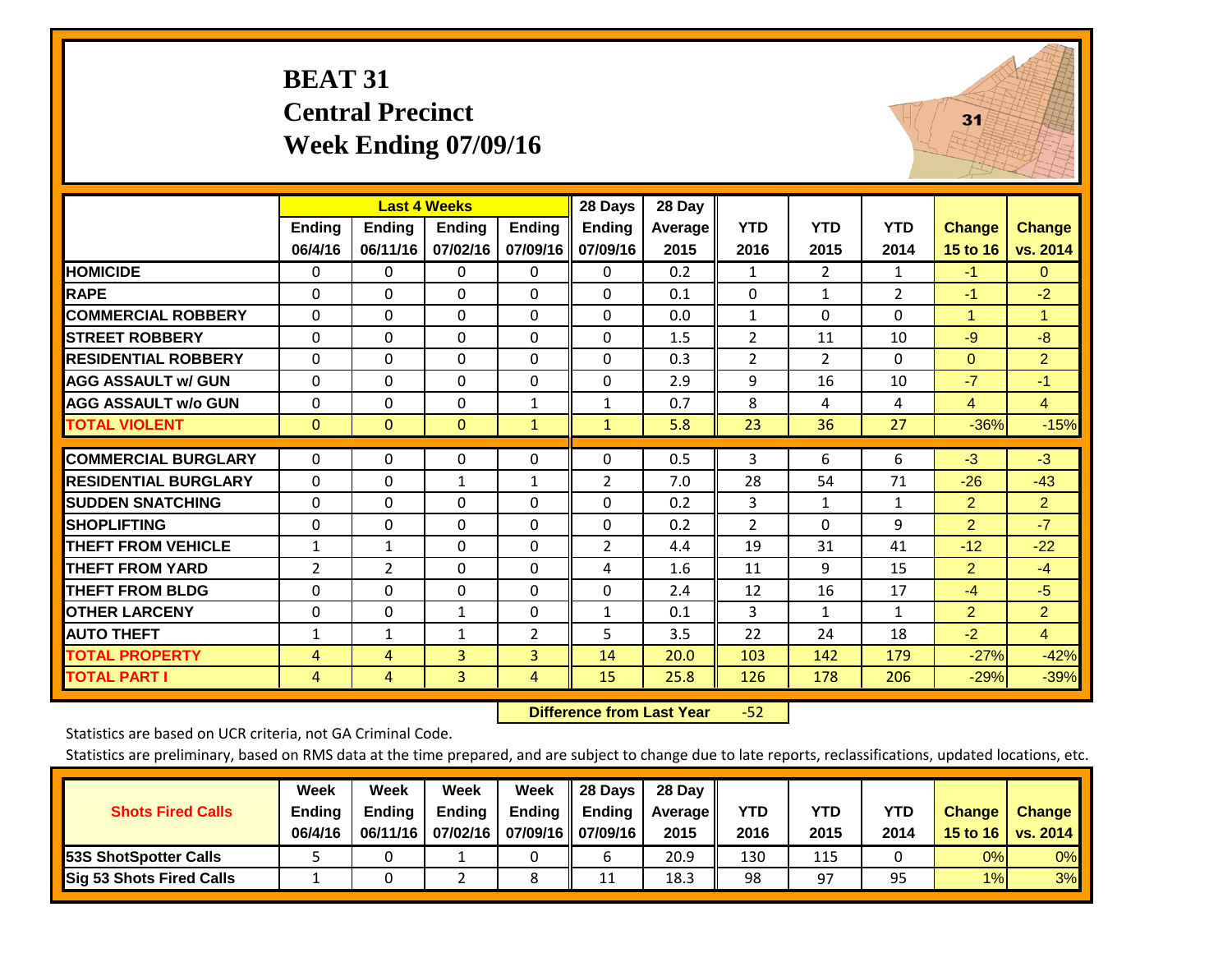# BEAT 31
## Central Precinct
## Week Ending 07/09/16

| | Last 4 Weeks | | | | 28 Days | 28 Day | | | | | |
|---|---|---|---|---|---|---|---|---|---|---|---|
| | Ending 06/4/16 | Ending 06/11/16 | Ending 07/02/16 | Ending 07/09/16 | Ending 07/09/16 | Average 2015 | YTD 2016 | YTD 2015 | YTD 2014 | Change 15 to 16 | Change vs. 2014 |
| HOMICIDE | 0 | 0 | 0 | 0 | 0 | 0.2 | 1 | 2 | 1 | -1 | 0 |
| RAPE | 0 | 0 | 0 | 0 | 0 | 0.1 | 0 | 1 | 2 | -1 | -2 |
| COMMERCIAL ROBBERY | 0 | 0 | 0 | 0 | 0 | 0.0 | 1 | 0 | 0 | 1 | 1 |
| STREET ROBBERY | 0 | 0 | 0 | 0 | 0 | 1.5 | 2 | 11 | 10 | -9 | -8 |
| RESIDENTIAL ROBBERY | 0 | 0 | 0 | 0 | 0 | 0.3 | 2 | 2 | 0 | 0 | 2 |
| AGG ASSAULT w/ GUN | 0 | 0 | 0 | 0 | 0 | 2.9 | 9 | 16 | 10 | -7 | -1 |
| AGG ASSAULT w/o GUN | 0 | 0 | 0 | 1 | 1 | 0.7 | 8 | 4 | 4 | 4 | 4 |
| TOTAL VIOLENT | 0 | 0 | 0 | 1 | 1 | 5.8 | 23 | 36 | 27 | -36% | -15% |
| COMMERCIAL BURGLARY | 0 | 0 | 0 | 0 | 0 | 0.5 | 3 | 6 | 6 | -3 | -3 |
| RESIDENTIAL BURGLARY | 0 | 0 | 1 | 1 | 2 | 7.0 | 28 | 54 | 71 | -26 | -43 |
| SUDDEN SNATCHING | 0 | 0 | 0 | 0 | 0 | 0.2 | 3 | 1 | 1 | 2 | 2 |
| SHOPLIFTING | 0 | 0 | 0 | 0 | 0 | 0.2 | 2 | 0 | 9 | 2 | -7 |
| THEFT FROM VEHICLE | 1 | 1 | 0 | 0 | 2 | 4.4 | 19 | 31 | 41 | -12 | -22 |
| THEFT FROM YARD | 2 | 2 | 0 | 0 | 4 | 1.6 | 11 | 9 | 15 | 2 | -4 |
| THEFT FROM BLDG | 0 | 0 | 0 | 0 | 0 | 2.4 | 12 | 16 | 17 | -4 | -5 |
| OTHER LARCENY | 0 | 0 | 1 | 0 | 1 | 0.1 | 3 | 1 | 1 | 2 | 2 |
| AUTO THEFT | 1 | 1 | 1 | 2 | 5 | 3.5 | 22 | 24 | 18 | -2 | 4 |
| TOTAL PROPERTY | 4 | 4 | 3 | 3 | 14 | 20.0 | 103 | 142 | 179 | -27% | -42% |
| TOTAL PART I | 4 | 4 | 3 | 4 | 15 | 25.8 | 126 | 178 | 206 | -29% | -39% |

**Difference from Last Year** -52

Statistics are based on UCR criteria, not GA Criminal Code.

Statistics are preliminary, based on RMS data at the time prepared, and are subject to change due to late reports, reclassifications, updated locations, etc.

| Shots Fired Calls | Week Ending 06/4/16 | Week Ending 06/11/16 | Week Ending 07/02/16 | Week Ending 07/09/16 | 28 Days Ending 07/09/16 | 28 Day Average 2015 | YTD 2016 | YTD 2015 | YTD 2014 | Change 15 to 16 | Change vs. 2014 |
|---|---|---|---|---|---|---|---|---|---|---|---|
| 53S ShotSpotter Calls | 5 | 0 | 1 | 0 | 6 | 20.9 | 130 | 115 | 0 | 0% | 0% |
| Sig 53 Shots Fired Calls | 1 | 0 | 2 | 8 | 11 | 18.3 | 98 | 97 | 95 | 1% | 3% |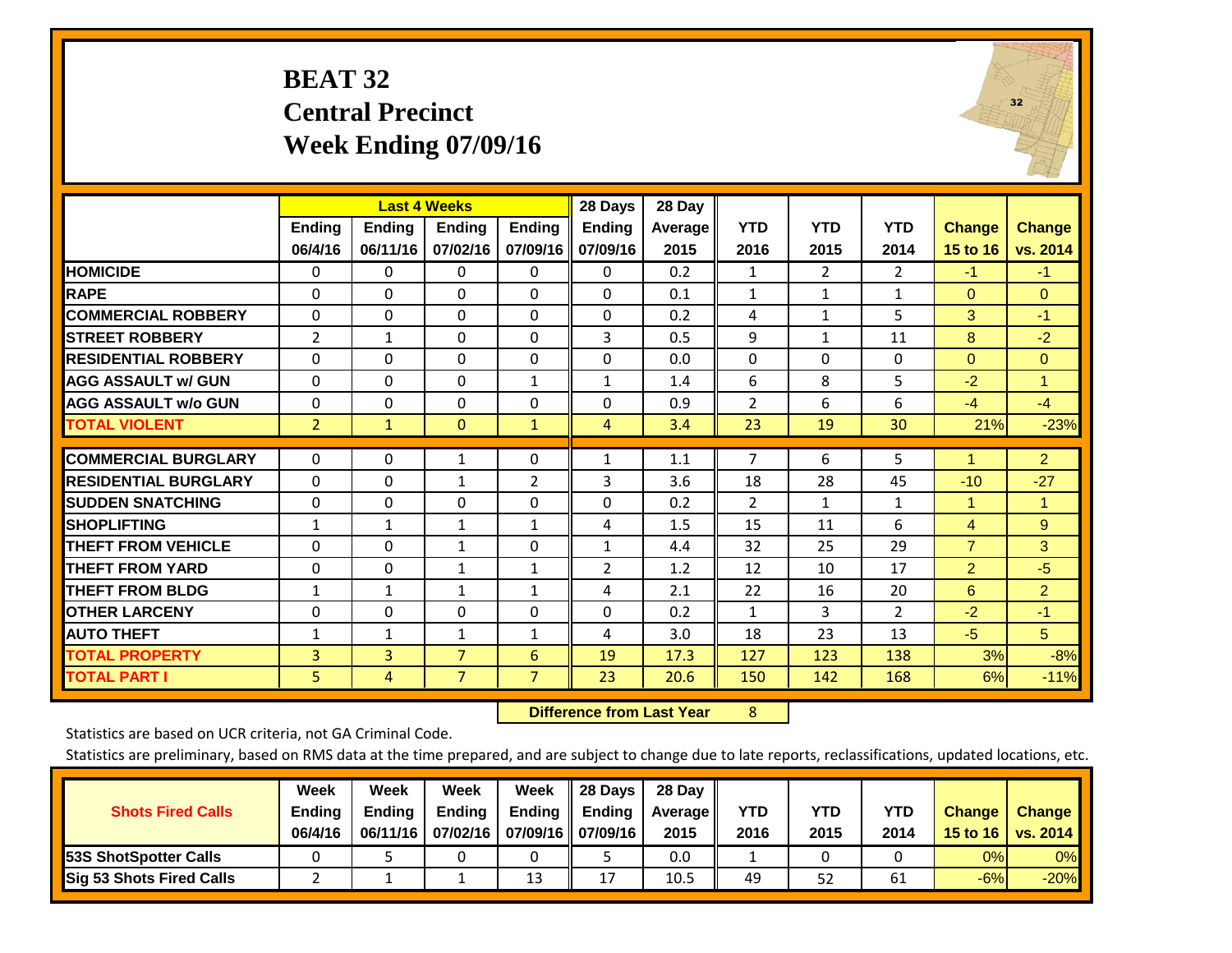# BEAT 32
## Central Precinct
## Week Ending 07/09/16

| | Last 4 Weeks | | | | 28 Days | 28 Day | | | | | |
|---|---|---|---|---|---|---|---|---|---|---|---|
| | Ending 06/4/16 | Ending 06/11/16 | Ending 07/02/16 | Ending 07/09/16 | Ending 07/09/16 | Average 2015 | YTD 2016 | YTD 2015 | YTD 2014 | Change 15 to 16 | Change vs. 2014 |
| HOMICIDE | 0 | 0 | 0 | 0 | 0 | 0.2 | 1 | 2 | 2 | -1 | -1 |
| RAPE | 0 | 0 | 0 | 0 | 0 | 0.1 | 1 | 1 | 1 | 0 | 0 |
| COMMERCIAL ROBBERY | 0 | 0 | 0 | 0 | 0 | 0.2 | 4 | 1 | 5 | 3 | -1 |
| STREET ROBBERY | 2 | 1 | 0 | 0 | 3 | 0.5 | 9 | 1 | 11 | 8 | -2 |
| RESIDENTIAL ROBBERY | 0 | 0 | 0 | 0 | 0 | 0.0 | 0 | 0 | 0 | 0 | 0 |
| AGG ASSAULT w/ GUN | 0 | 0 | 0 | 1 | 1 | 1.4 | 6 | 8 | 5 | -2 | 1 |
| AGG ASSAULT w/o GUN | 0 | 0 | 0 | 0 | 0 | 0.9 | 2 | 6 | 6 | -4 | -4 |
| TOTAL VIOLENT | 2 | 1 | 0 | 1 | 4 | 3.4 | 23 | 19 | 30 | 21% | -23% |
| COMMERCIAL BURGLARY | 0 | 0 | 1 | 0 | 1 | 1.1 | 7 | 6 | 5 | 1 | 2 |
| RESIDENTIAL BURGLARY | 0 | 0 | 1 | 2 | 3 | 3.6 | 18 | 28 | 45 | -10 | -27 |
| SUDDEN SNATCHING | 0 | 0 | 0 | 0 | 0 | 0.2 | 2 | 1 | 1 | 1 | 1 |
| SHOPLIFTING | 1 | 1 | 1 | 1 | 4 | 1.5 | 15 | 11 | 6 | 4 | 9 |
| THEFT FROM VEHICLE | 0 | 0 | 1 | 0 | 1 | 4.4 | 32 | 25 | 29 | 7 | 3 |
| THEFT FROM YARD | 0 | 0 | 1 | 1 | 2 | 1.2 | 12 | 10 | 17 | 2 | -5 |
| THEFT FROM BLDG | 1 | 1 | 1 | 1 | 4 | 2.1 | 22 | 16 | 20 | 6 | 2 |
| OTHER LARCENY | 0 | 0 | 0 | 0 | 0 | 0.2 | 1 | 3 | 2 | -2 | -1 |
| AUTO THEFT | 1 | 1 | 1 | 1 | 4 | 3.0 | 18 | 23 | 13 | -5 | 5 |
| TOTAL PROPERTY | 3 | 3 | 7 | 6 | 19 | 17.3 | 127 | 123 | 138 | 3% | -8% |
| TOTAL PART I | 5 | 4 | 7 | 7 | 23 | 20.6 | 150 | 142 | 168 | 6% | -11% |

**Difference from Last Year** 8

Statistics are based on UCR criteria, not GA Criminal Code.

Statistics are preliminary, based on RMS data at the time prepared, and are subject to change due to late reports, reclassifications, updated locations, etc.

| Shots Fired Calls | Week Ending 06/4/16 | Week Ending 06/11/16 | Week Ending 07/02/16 | Week Ending 07/09/16 | 28 Days Ending 07/09/16 | 28 Day Average 2015 | YTD 2016 | YTD 2015 | YTD 2014 | Change 15 to 16 | Change vs. 2014 |
|---|---|---|---|---|---|---|---|---|---|---|---|
| 53S ShotSpotter Calls | 0 | 5 | 0 | 0 | 5 | 0.0 | 1 | 0 | 0 | 0% | 0% |
| Sig 53 Shots Fired Calls | 2 | 1 | 1 | 13 | 17 | 10.5 | 49 | 52 | 61 | -6% | -20% |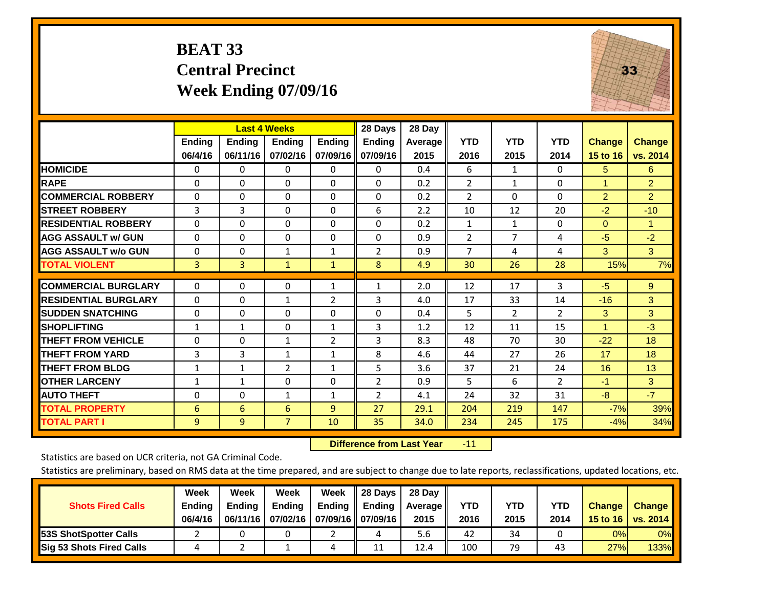# BEAT 33
## Central Precinct
## Week Ending 07/09/16

| | Last 4 Weeks | | | | 28 Days | 28 Day | | | | | |
|---|---|---|---|---|---|---|---|---|---|---|---|
| | Ending 06/4/16 | Ending 06/11/16 | Ending 07/02/16 | Ending 07/09/16 | Ending 07/09/16 | Average 2015 | YTD 2016 | YTD 2015 | YTD 2014 | Change 15 to 16 | Change vs. 2014 |
| **HOMICIDE** | 0 | 0 | 0 | 0 | 0 | 0.4 | 6 | 1 | 0 | 5 | 6 |
| **RAPE** | 0 | 0 | 0 | 0 | 0 | 0.2 | 2 | 1 | 0 | 1 | 2 |
| **COMMERCIAL ROBBERY** | 0 | 0 | 0 | 0 | 0 | 0.2 | 2 | 0 | 0 | 2 | 2 |
| **STREET ROBBERY** | 3 | 3 | 0 | 0 | 6 | 2.2 | 10 | 12 | 20 | -2 | -10 |
| **RESIDENTIAL ROBBERY** | 0 | 0 | 0 | 0 | 0 | 0.2 | 1 | 1 | 0 | 0 | 1 |
| **AGG ASSAULT w/ GUN** | 0 | 0 | 0 | 0 | 0 | 0.9 | 2 | 7 | 4 | -5 | -2 |
| **AGG ASSAULT w/o GUN** | 0 | 0 | 1 | 1 | 2 | 0.9 | 7 | 4 | 4 | 3 | 3 |
| **TOTAL VIOLENT** | 3 | 3 | 1 | 1 | 8 | 4.9 | 30 | 26 | 28 | 15% | 7% |
| **COMMERCIAL BURGLARY** | 0 | 0 | 0 | 1 | 1 | 2.0 | 12 | 17 | 3 | -5 | 9 |
| **RESIDENTIAL BURGLARY** | 0 | 0 | 1 | 2 | 3 | 4.0 | 17 | 33 | 14 | -16 | 3 |
| **SUDDEN SNATCHING** | 0 | 0 | 0 | 0 | 0 | 0.4 | 5 | 2 | 2 | 3 | 3 |
| **SHOPLIFTING** | 1 | 1 | 0 | 1 | 3 | 1.2 | 12 | 11 | 15 | 1 | -3 |
| **THEFT FROM VEHICLE** | 0 | 0 | 1 | 2 | 3 | 8.3 | 48 | 70 | 30 | -22 | 18 |
| **THEFT FROM YARD** | 3 | 3 | 1 | 1 | 8 | 4.6 | 44 | 27 | 26 | 17 | 18 |
| **THEFT FROM BLDG** | 1 | 1 | 2 | 1 | 5 | 3.6 | 37 | 21 | 24 | 16 | 13 |
| **OTHER LARCENY** | 1 | 1 | 0 | 0 | 2 | 0.9 | 5 | 6 | 2 | -1 | 3 |
| **AUTO THEFT** | 0 | 0 | 1 | 1 | 2 | 4.1 | 24 | 32 | 31 | -8 | -7 |
| **TOTAL PROPERTY** | 6 | 6 | 6 | 9 | 27 | 29.1 | 204 | 219 | 147 | -7% | 39% |
| **TOTAL PART I** | 9 | 9 | 7 | 10 | 35 | 34.0 | 234 | 245 | 175 | -4% | 34% |

**Difference from Last Year** -11

Statistics are based on UCR criteria, not GA Criminal Code.

Statistics are preliminary, based on RMS data at the time prepared, and are subject to change due to late reports, reclassifications, updated locations, etc.

| Shots Fired Calls | Week Ending 06/4/16 | Week Ending 06/11/16 | Week Ending 07/02/16 | Week Ending 07/09/16 | 28 Days Ending 07/09/16 | 28 Day Average 2015 | YTD 2016 | YTD 2015 | YTD 2014 | Change 15 to 16 | Change vs. 2014 |
|---|---|---|---|---|---|---|---|---|---|---|---|
| **53S ShotSpotter Calls** | 2 | 0 | 0 | 2 | 4 | 5.6 | 42 | 34 | 0 | 0% | 0% |
| **Sig 53 Shots Fired Calls** | 4 | 2 | 1 | 4 | 11 | 12.4 | 100 | 79 | 43 | 27% | 133% |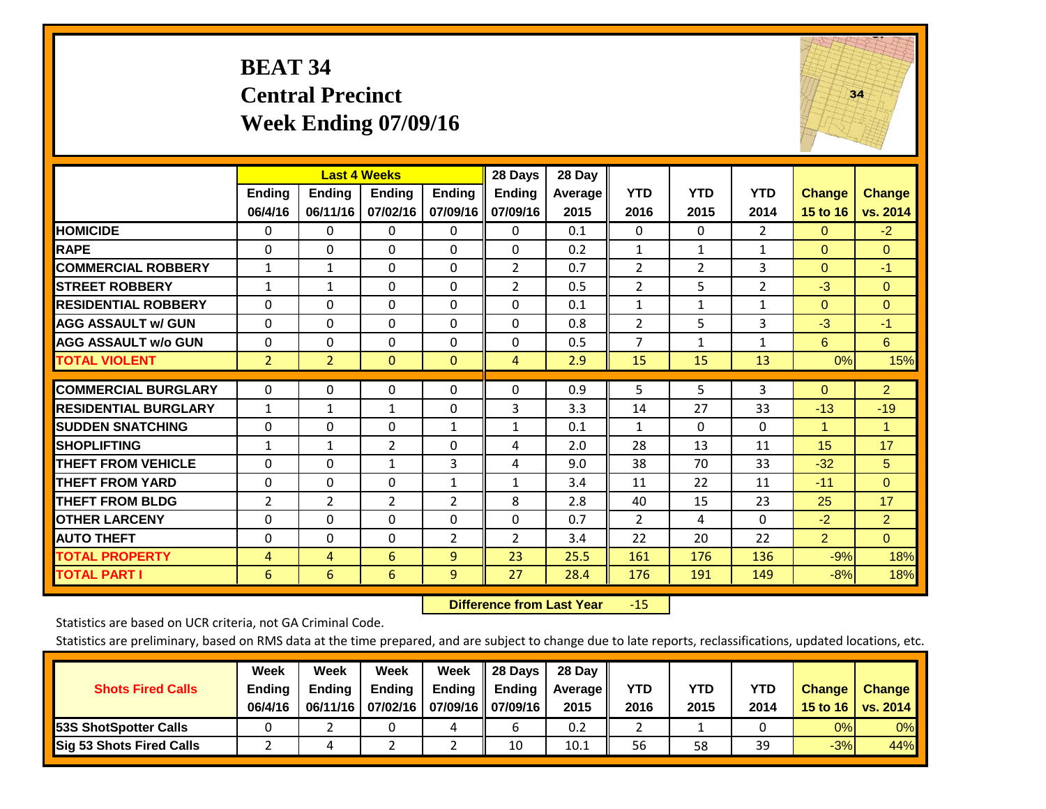# BEAT 34
## Central Precinct
## Week Ending 07/09/16

| | Last 4 Weeks | | | | 28 Days | 28 Day | | | | | |
|---|---|---|---|---|---|---|---|---|---|---|---|
| | Ending 06/4/16 | Ending 06/11/16 | Ending 07/02/16 | Ending 07/09/16 | Ending 07/09/16 | Average 2015 | YTD 2016 | YTD 2015 | YTD 2014 | Change 15 to 16 | Change vs. 2014 |
| HOMICIDE | 0 | 0 | 0 | 0 | 0 | 0.1 | 0 | 0 | 2 | 0 | -2 |
| RAPE | 0 | 0 | 0 | 0 | 0 | 0.2 | 1 | 1 | 1 | 0 | 0 |
| COMMERCIAL ROBBERY | 1 | 1 | 0 | 0 | 2 | 0.7 | 2 | 2 | 3 | 0 | -1 |
| STREET ROBBERY | 1 | 1 | 0 | 0 | 2 | 0.5 | 2 | 5 | 2 | -3 | 0 |
| RESIDENTIAL ROBBERY | 0 | 0 | 0 | 0 | 0 | 0.1 | 1 | 1 | 1 | 0 | 0 |
| AGG ASSAULT w/ GUN | 0 | 0 | 0 | 0 | 0 | 0.8 | 2 | 5 | 3 | -3 | -1 |
| AGG ASSAULT w/o GUN | 0 | 0 | 0 | 0 | 0 | 0.5 | 7 | 1 | 1 | 6 | 6 |
| TOTAL VIOLENT | 2 | 2 | 0 | 0 | 4 | 2.9 | 15 | 15 | 13 | 0% | 15% |
| COMMERCIAL BURGLARY | 0 | 0 | 0 | 0 | 0 | 0.9 | 5 | 5 | 3 | 0 | 2 |
| RESIDENTIAL BURGLARY | 1 | 1 | 1 | 0 | 3 | 3.3 | 14 | 27 | 33 | -13 | -19 |
| SUDDEN SNATCHING | 0 | 0 | 0 | 1 | 1 | 0.1 | 1 | 0 | 0 | 1 | 1 |
| SHOPLIFTING | 1 | 1 | 2 | 0 | 4 | 2.0 | 28 | 13 | 11 | 15 | 17 |
| THEFT FROM VEHICLE | 0 | 0 | 1 | 3 | 4 | 9.0 | 38 | 70 | 33 | -32 | 5 |
| THEFT FROM YARD | 0 | 0 | 0 | 1 | 1 | 3.4 | 11 | 22 | 11 | -11 | 0 |
| THEFT FROM BLDG | 2 | 2 | 2 | 2 | 8 | 2.8 | 40 | 15 | 23 | 25 | 17 |
| OTHER LARCENY | 0 | 0 | 0 | 0 | 0 | 0.7 | 2 | 4 | 0 | -2 | 2 |
| AUTO THEFT | 0 | 0 | 0 | 2 | 2 | 3.4 | 22 | 20 | 22 | 2 | 0 |
| TOTAL PROPERTY | 4 | 4 | 6 | 9 | 23 | 25.5 | 161 | 176 | 136 | -9% | 18% |
| TOTAL PART I | 6 | 6 | 6 | 9 | 27 | 28.4 | 176 | 191 | 149 | -8% | 18% |

**Difference from Last Year** -15

Statistics are based on UCR criteria, not GA Criminal Code.

Statistics are preliminary, based on RMS data at the time prepared, and are subject to change due to late reports, reclassifications, updated locations, etc.

| Shots Fired Calls | Week Ending 06/4/16 | Week Ending 06/11/16 | Week Ending 07/02/16 | Week Ending 07/09/16 | 28 Days Ending 07/09/16 | 28 Day Average 2015 | YTD 2016 | YTD 2015 | YTD 2014 | Change 15 to 16 | Change vs. 2014 |
|---|---|---|---|---|---|---|---|---|---|---|---|
| 53S ShotSpotter Calls | 0 | 2 | 0 | 4 | 6 | 0.2 | 2 | 1 | 0 | 0% | 0% |
| Sig 53 Shots Fired Calls | 2 | 4 | 2 | 2 | 10 | 10.1 | 56 | 58 | 39 | -3% | 44% |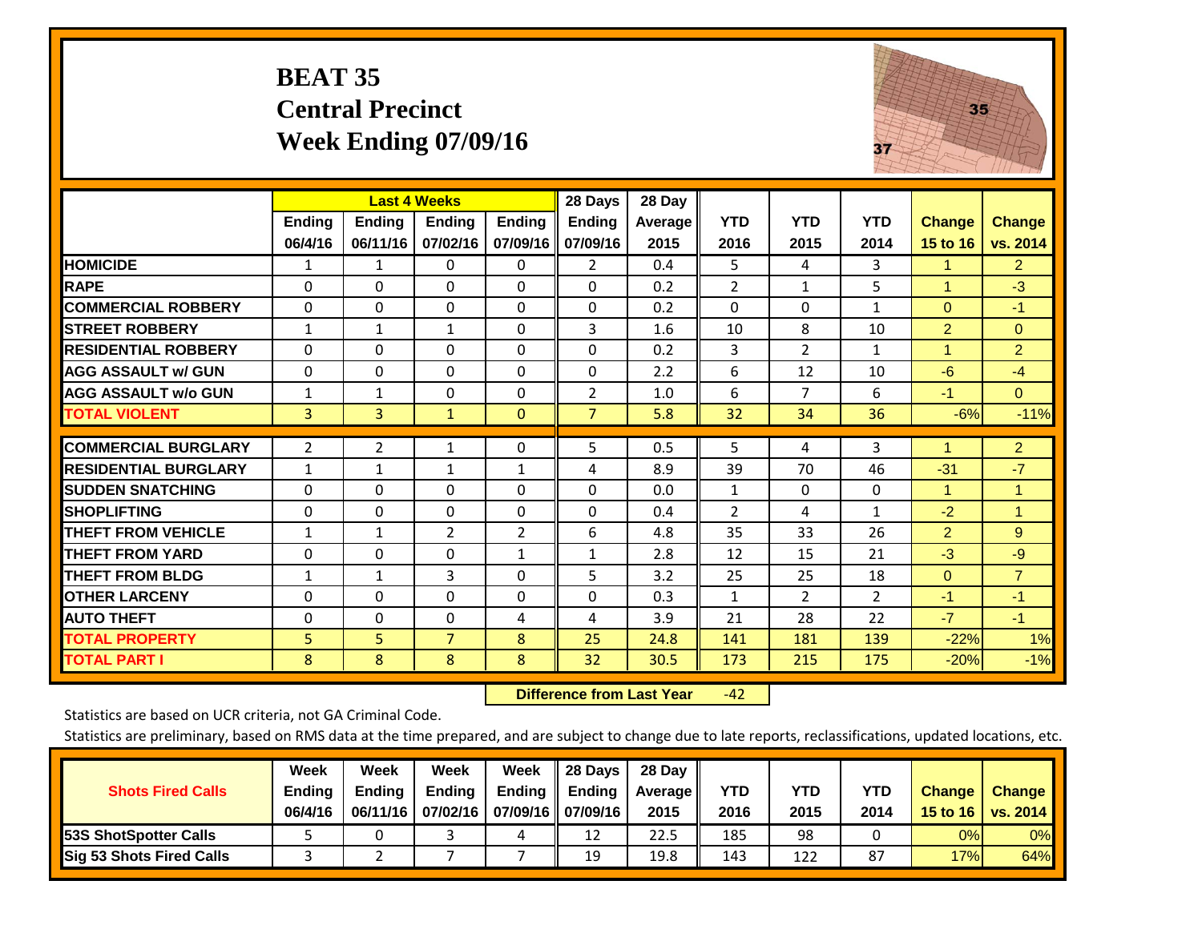# BEAT 35
## Central Precinct
## Week Ending 07/09/16

| | Last 4 Weeks | | | | 28 Days | 28 Day | | | | | |
|---|---|---|---|---|---|---|---|---|---|---|---|
| | Ending 06/4/16 | Ending 06/11/16 | Ending 07/02/16 | Ending 07/09/16 | Ending 07/09/16 | Average 2015 | YTD 2016 | YTD 2015 | YTD 2014 | Change 15 to 16 | Change vs. 2014 |
| **HOMICIDE** | 1 | 1 | 0 | 0 | 2 | 0.4 | 5 | 4 | 3 | 1 | 2 |
| **RAPE** | 0 | 0 | 0 | 0 | 0 | 0.2 | 2 | 1 | 5 | 1 | -3 |
| **COMMERCIAL ROBBERY** | 0 | 0 | 0 | 0 | 0 | 0.2 | 0 | 0 | 1 | 0 | -1 |
| **STREET ROBBERY** | 1 | 1 | 1 | 0 | 3 | 1.6 | 10 | 8 | 10 | 2 | 0 |
| **RESIDENTIAL ROBBERY** | 0 | 0 | 0 | 0 | 0 | 0.2 | 3 | 2 | 1 | 1 | 2 |
| **AGG ASSAULT w/ GUN** | 0 | 0 | 0 | 0 | 0 | 2.2 | 6 | 12 | 10 | -6 | -4 |
| **AGG ASSAULT w/o GUN** | 1 | 1 | 0 | 0 | 2 | 1.0 | 6 | 7 | 6 | -1 | 0 |
| **TOTAL VIOLENT** | 3 | 3 | 1 | 0 | 7 | 5.8 | 32 | 34 | 36 | -6% | -11% |
| **COMMERCIAL BURGLARY** | 2 | 2 | 1 | 0 | 5 | 0.5 | 5 | 4 | 3 | 1 | 2 |
| **RESIDENTIAL BURGLARY** | 1 | 1 | 1 | 1 | 4 | 8.9 | 39 | 70 | 46 | -31 | -7 |
| **SUDDEN SNATCHING** | 0 | 0 | 0 | 0 | 0 | 0.0 | 1 | 0 | 0 | 1 | 1 |
| **SHOPLIFTING** | 0 | 0 | 0 | 0 | 0 | 0.4 | 2 | 4 | 1 | -2 | 1 |
| **THEFT FROM VEHICLE** | 1 | 1 | 2 | 2 | 6 | 4.8 | 35 | 33 | 26 | 2 | 9 |
| **THEFT FROM YARD** | 0 | 0 | 0 | 1 | 1 | 2.8 | 12 | 15 | 21 | -3 | -9 |
| **THEFT FROM BLDG** | 1 | 1 | 3 | 0 | 5 | 3.2 | 25 | 25 | 18 | 0 | 7 |
| **OTHER LARCENY** | 0 | 0 | 0 | 0 | 0 | 0.3 | 1 | 2 | 2 | -1 | -1 |
| **AUTO THEFT** | 0 | 0 | 0 | 4 | 4 | 3.9 | 21 | 28 | 22 | -7 | -1 |
| **TOTAL PROPERTY** | 5 | 5 | 7 | 8 | 25 | 24.8 | 141 | 181 | 139 | -22% | 1% |
| **TOTAL PART I** | 8 | 8 | 8 | 8 | 32 | 30.5 | 173 | 215 | 175 | -20% | -1% |

**Difference from Last Year** -42

Statistics are based on UCR criteria, not GA Criminal Code.

Statistics are preliminary, based on RMS data at the time prepared, and are subject to change due to late reports, reclassifications, updated locations, etc.

| Shots Fired Calls | Week Ending 06/4/16 | Week Ending 06/11/16 | Week Ending 07/02/16 | Week Ending 07/09/16 | 28 Days Ending 07/09/16 | 28 Day Average 2015 | YTD 2016 | YTD 2015 | YTD 2014 | Change 15 to 16 | Change vs. 2014 |
|---|---|---|---|---|---|---|---|---|---|---|---|
| **53S ShotSpotter Calls** | 5 | 0 | 3 | 4 | 12 | 22.5 | 185 | 98 | 0 | 0% | 0% |
| **Sig 53 Shots Fired Calls** | 3 | 2 | 7 | 7 | 19 | 19.8 | 143 | 122 | 87 | 17% | 64% |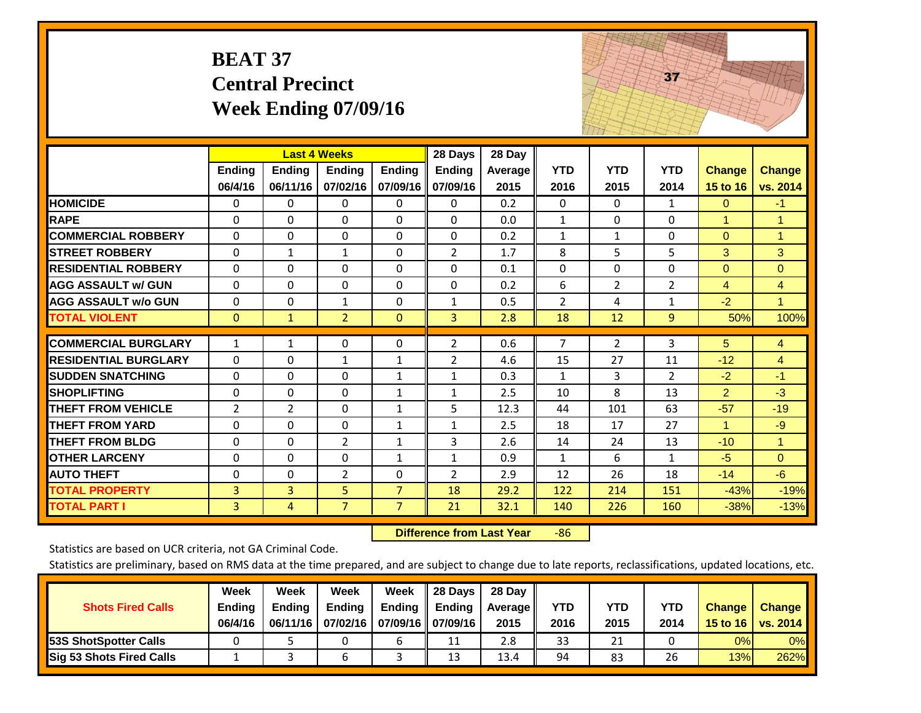# BEAT 37
## Central Precinct
## Week Ending 07/09/16

| | Last 4 Weeks | | | | 28 Days | 28 Day | | | | | |
|---|---|---|---|---|---|---|---|---|---|---|---|
| | Ending 06/4/16 | Ending 06/11/16 | Ending 07/02/16 | Ending 07/09/16 | Ending 07/09/16 | Average 2015 | YTD 2016 | YTD 2015 | YTD 2014 | Change 15 to 16 | Change vs. 2014 |
| HOMICIDE | 0 | 0 | 0 | 0 | 0 | 0.2 | 0 | 0 | 1 | 0 | -1 |
| RAPE | 0 | 0 | 0 | 0 | 0 | 0.0 | 1 | 0 | 0 | 1 | 1 |
| COMMERCIAL ROBBERY | 0 | 0 | 0 | 0 | 0 | 0.2 | 1 | 1 | 0 | 0 | 1 |
| STREET ROBBERY | 0 | 1 | 1 | 0 | 2 | 1.7 | 8 | 5 | 5 | 3 | 3 |
| RESIDENTIAL ROBBERY | 0 | 0 | 0 | 0 | 0 | 0.1 | 0 | 0 | 0 | 0 | 0 |
| AGG ASSAULT w/ GUN | 0 | 0 | 0 | 0 | 0 | 0.2 | 6 | 2 | 2 | 4 | 4 |
| AGG ASSAULT w/o GUN | 0 | 0 | 1 | 0 | 1 | 0.5 | 2 | 4 | 1 | -2 | 1 |
| TOTAL VIOLENT | 0 | 1 | 2 | 0 | 3 | 2.8 | 18 | 12 | 9 | 50% | 100% |
| COMMERCIAL BURGLARY | 1 | 1 | 0 | 0 | 2 | 0.6 | 7 | 2 | 3 | 5 | 4 |
| RESIDENTIAL BURGLARY | 0 | 0 | 1 | 1 | 2 | 4.6 | 15 | 27 | 11 | -12 | 4 |
| SUDDEN SNATCHING | 0 | 0 | 0 | 1 | 1 | 0.3 | 1 | 3 | 2 | -2 | -1 |
| SHOPLIFTING | 0 | 0 | 0 | 1 | 1 | 2.5 | 10 | 8 | 13 | 2 | -3 |
| THEFT FROM VEHICLE | 2 | 2 | 0 | 1 | 5 | 12.3 | 44 | 101 | 63 | -57 | -19 |
| THEFT FROM YARD | 0 | 0 | 0 | 1 | 1 | 2.5 | 18 | 17 | 27 | 1 | -9 |
| THEFT FROM BLDG | 0 | 0 | 2 | 1 | 3 | 2.6 | 14 | 24 | 13 | -10 | 1 |
| OTHER LARCENY | 0 | 0 | 0 | 1 | 1 | 0.9 | 1 | 6 | 1 | -5 | 0 |
| AUTO THEFT | 0 | 0 | 2 | 0 | 2 | 2.9 | 12 | 26 | 18 | -14 | -6 |
| TOTAL PROPERTY | 3 | 3 | 5 | 7 | 18 | 29.2 | 122 | 214 | 151 | -43% | -19% |
| TOTAL PART I | 3 | 4 | 7 | 7 | 21 | 32.1 | 140 | 226 | 160 | -38% | -13% |

**Difference from Last Year** -86

Statistics are based on UCR criteria, not GA Criminal Code.

Statistics are preliminary, based on RMS data at the time prepared, and are subject to change due to late reports, reclassifications, updated locations, etc.

| Shots Fired Calls | Week Ending 06/4/16 | Week Ending 06/11/16 | Week Ending 07/02/16 | Week Ending 07/09/16 | 28 Days Ending 07/09/16 | 28 Day Average 2015 | YTD 2016 | YTD 2015 | YTD 2014 | Change 15 to 16 | Change vs. 2014 |
|---|---|---|---|---|---|---|---|---|---|---|---|
| 53S ShotSpotter Calls | 0 | 5 | 0 | 6 | 11 | 2.8 | 33 | 21 | 0 | 0% | 0% |
| Sig 53 Shots Fired Calls | 1 | 3 | 6 | 3 | 13 | 13.4 | 94 | 83 | 26 | 13% | 262% |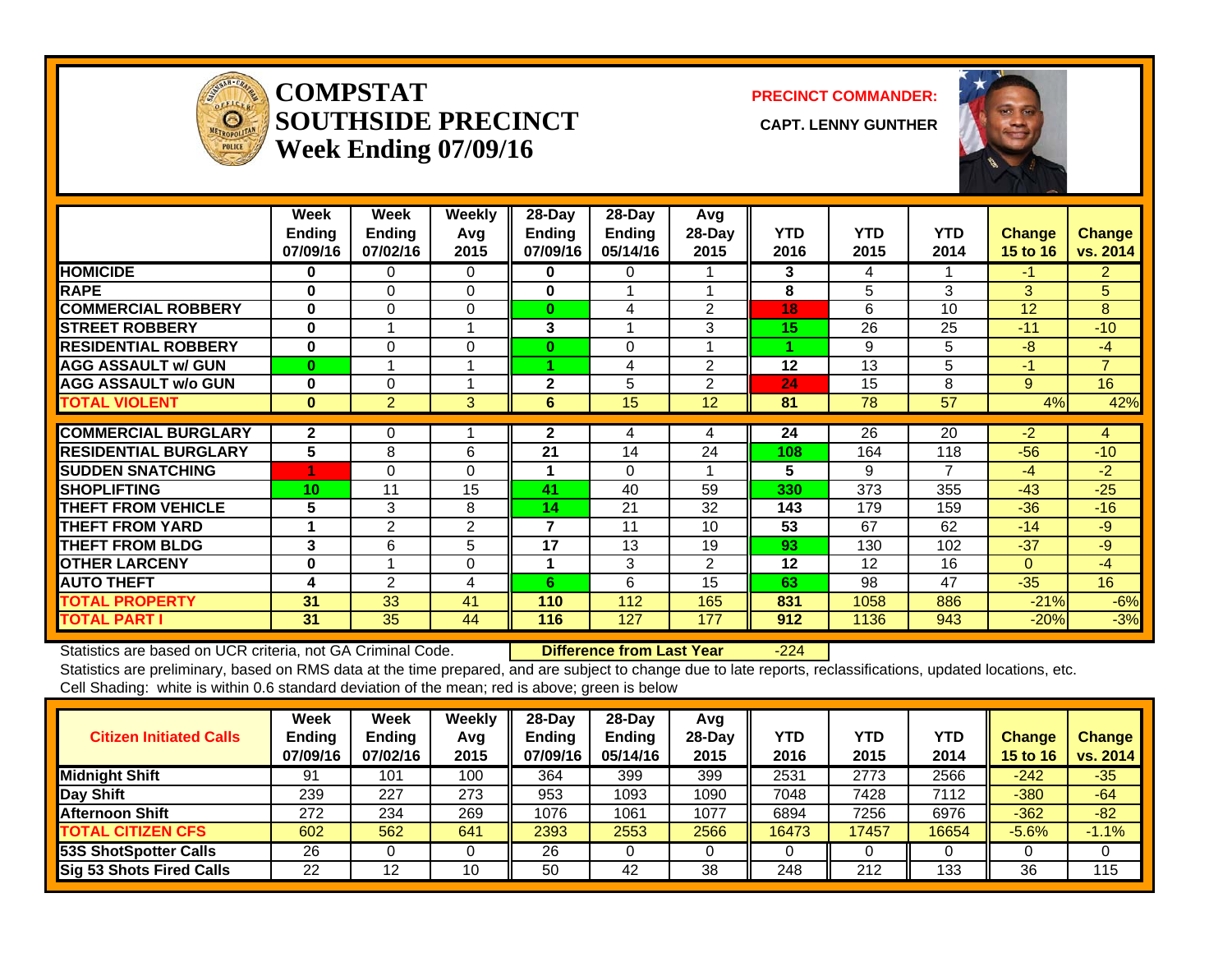# COMPSTAT SOUTHSIDE PRECINCT Week Ending 07/09/16

**PRECINCT COMMANDER:**

**CAPT. LENNY GUNTHER**

| | Week Ending 07/09/16 | Week Ending 07/02/16 | Weekly Avg 2015 | 28-Day Ending 07/09/16 | 28-Day Ending 05/14/16 | Avg 28-Day 2015 | YTD 2016 | YTD 2015 | YTD 2014 | Change 15 to 16 | Change vs. 2014 |
|---|---|---|---|---|---|---|---|---|---|---|---|
| HOMICIDE | 0 | 0 | 0 | 0 | 0 | 1 | 3 | 4 | 1 | -1 | 2 |
| RAPE | 0 | 0 | 0 | 0 | 1 | 1 | 8 | 5 | 3 | 3 | 5 |
| COMMERCIAL ROBBERY | 0 | 0 | 0 | 0 | 4 | 2 | 18 | 6 | 10 | 12 | 8 |
| STREET ROBBERY | 0 | 1 | 1 | 3 | 1 | 3 | 15 | 26 | 25 | -11 | -10 |
| RESIDENTIAL ROBBERY | 0 | 0 | 0 | 0 | 0 | 1 | 1 | 9 | 5 | -8 | -4 |
| AGG ASSAULT w/ GUN | 0 | 1 | 1 | 1 | 4 | 2 | 12 | 13 | 5 | -1 | 7 |
| AGG ASSAULT w/o GUN | 0 | 0 | 1 | 2 | 5 | 2 | 24 | 15 | 8 | 9 | 16 |
| TOTAL VIOLENT | 0 | 2 | 3 | 6 | 15 | 12 | 81 | 78 | 57 | 4% | 42% |
| COMMERCIAL BURGLARY | 2 | 0 | 1 | 2 | 4 | 4 | 24 | 26 | 20 | -2 | 4 |
| RESIDENTIAL BURGLARY | 5 | 8 | 6 | 21 | 14 | 24 | 108 | 164 | 118 | -56 | -10 |
| SUDDEN SNATCHING | 1 | 0 | 0 | 1 | 0 | 1 | 5 | 9 | 7 | -4 | -2 |
| SHOPLIFTING | 10 | 11 | 15 | 41 | 40 | 59 | 330 | 373 | 355 | -43 | -25 |
| THEFT FROM VEHICLE | 5 | 3 | 8 | 14 | 21 | 32 | 143 | 179 | 159 | -36 | -16 |
| THEFT FROM YARD | 1 | 2 | 2 | 7 | 11 | 10 | 53 | 67 | 62 | -14 | -9 |
| THEFT FROM BLDG | 3 | 6 | 5 | 17 | 13 | 19 | 93 | 130 | 102 | -37 | -9 |
| OTHER LARCENY | 0 | 1 | 0 | 1 | 3 | 2 | 12 | 12 | 16 | 0 | -4 |
| AUTO THEFT | 4 | 2 | 4 | 6 | 6 | 15 | 63 | 98 | 47 | -35 | 16 |
| TOTAL PROPERTY | 31 | 33 | 41 | 110 | 112 | 165 | 831 | 1058 | 886 | -21% | -6% |
| TOTAL PART I | 31 | 35 | 44 | 116 | 127 | 177 | 912 | 1136 | 943 | -20% | -3% |

Statistics are based on UCR criteria, not GA Criminal Code. **Difference from Last Year** -224

Statistics are preliminary, based on RMS data at the time prepared, and are subject to change due to late reports, reclassifications, updated locations, etc.

Cell Shading: white is within 0.6 standard deviation of the mean; red is above; green is below

| Citizen Initiated Calls | Week Ending 07/09/16 | Week Ending 07/02/16 | Weekly Avg 2015 | 28-Day Ending 07/09/16 | 28-Day Ending 05/14/16 | Avg 28-Day 2015 | YTD 2016 | YTD 2015 | YTD 2014 | Change 15 to 16 | Change vs. 2014 |
|---|---|---|---|---|---|---|---|---|---|---|---|
| Midnight Shift | 91 | 101 | 100 | 364 | 399 | 399 | 2531 | 2773 | 2566 | -242 | -35 |
| Day Shift | 239 | 227 | 273 | 953 | 1093 | 1090 | 7048 | 7428 | 7112 | -380 | -64 |
| Afternoon Shift | 272 | 234 | 269 | 1076 | 1061 | 1077 | 6894 | 7256 | 6976 | -362 | -82 |
| TOTAL CITIZEN CFS | 602 | 562 | 641 | 2393 | 2553 | 2566 | 16473 | 17457 | 16654 | -5.6% | -1.1% |
| 53S ShotSpotter Calls | 26 | 0 | 0 | 26 | 0 | 0 | 0 | 0 | 0 | 0 | 0 |
| Sig 53 Shots Fired Calls | 22 | 12 | 10 | 50 | 42 | 38 | 248 | 212 | 133 | 36 | 115 |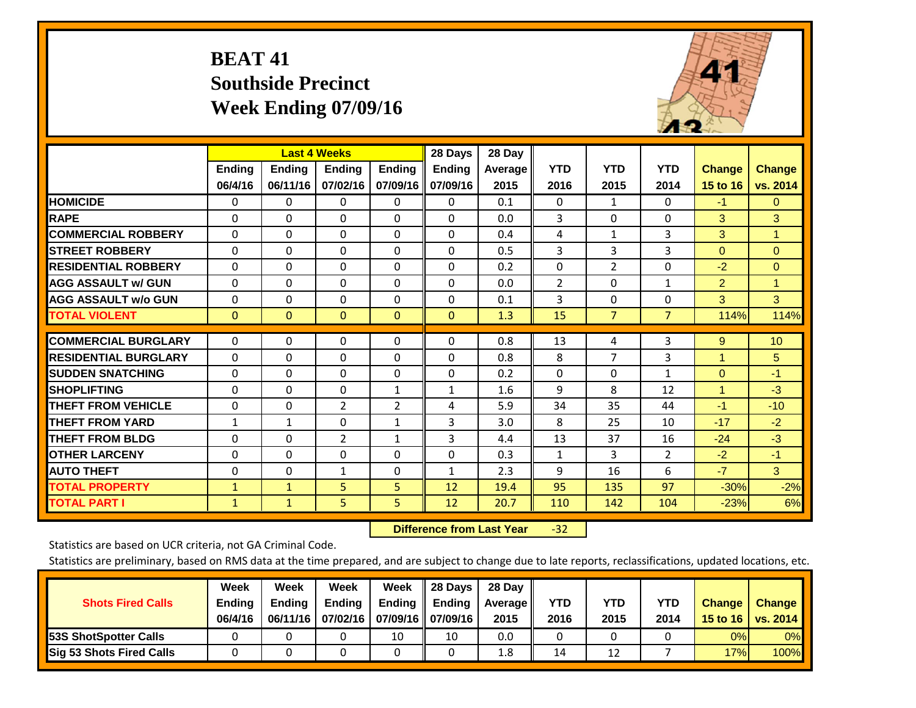# BEAT 41
## Southside Precinct
## Week Ending 07/09/16

| | Last 4 Weeks | | | | 28 Days | 28 Day | YTD | YTD | YTD | Change | Change |
|---|---|---|---|---|---|---|---|---|---|---|---|
| | Ending 06/4/16 | Ending 06/11/16 | Ending 07/02/16 | Ending 07/09/16 | Ending 07/09/16 | Average 2015 | 2016 | 2015 | 2014 | 15 to 16 | vs. 2014 |
| **HOMICIDE** | 0 | 0 | 0 | 0 | 0 | 0.1 | 0 | 1 | 0 | -1 | 0 |
| **RAPE** | 0 | 0 | 0 | 0 | 0 | 0.0 | 3 | 0 | 0 | 3 | 3 |
| **COMMERCIAL ROBBERY** | 0 | 0 | 0 | 0 | 0 | 0.4 | 4 | 1 | 3 | 3 | 1 |
| **STREET ROBBERY** | 0 | 0 | 0 | 0 | 0 | 0.5 | 3 | 3 | 3 | 0 | 0 |
| **RESIDENTIAL ROBBERY** | 0 | 0 | 0 | 0 | 0 | 0.2 | 0 | 2 | 0 | -2 | 0 |
| **AGG ASSAULT w/ GUN** | 0 | 0 | 0 | 0 | 0 | 0.0 | 2 | 0 | 1 | 2 | 1 |
| **AGG ASSAULT w/o GUN** | 0 | 0 | 0 | 0 | 0 | 0.1 | 3 | 0 | 0 | 3 | 3 |
| **TOTAL VIOLENT** | 0 | 0 | 0 | 0 | 0 | 1.3 | 15 | 7 | 7 | 114% | 114% |
| **COMMERCIAL BURGLARY** | 0 | 0 | 0 | 0 | 0 | 0.8 | 13 | 4 | 3 | 9 | 10 |
| **RESIDENTIAL BURGLARY** | 0 | 0 | 0 | 0 | 0 | 0.8 | 8 | 7 | 3 | 1 | 5 |
| **SUDDEN SNATCHING** | 0 | 0 | 0 | 0 | 0 | 0.2 | 0 | 0 | 1 | 0 | -1 |
| **SHOPLIFTING** | 0 | 0 | 0 | 1 | 1 | 1.6 | 9 | 8 | 12 | 1 | -3 |
| **THEFT FROM VEHICLE** | 0 | 0 | 2 | 2 | 4 | 5.9 | 34 | 35 | 44 | -1 | -10 |
| **THEFT FROM YARD** | 1 | 1 | 0 | 1 | 3 | 3.0 | 8 | 25 | 10 | -17 | -2 |
| **THEFT FROM BLDG** | 0 | 0 | 2 | 1 | 3 | 4.4 | 13 | 37 | 16 | -24 | -3 |
| **OTHER LARCENY** | 0 | 0 | 0 | 0 | 0 | 0.3 | 1 | 3 | 2 | -2 | -1 |
| **AUTO THEFT** | 0 | 0 | 1 | 0 | 1 | 2.3 | 9 | 16 | 6 | -7 | 3 |
| **TOTAL PROPERTY** | 1 | 1 | 5 | 5 | 12 | 19.4 | 95 | 135 | 97 | -30% | -2% |
| **TOTAL PART I** | 1 | 1 | 5 | 5 | 12 | 20.7 | 110 | 142 | 104 | -23% | 6% |

**Difference from Last Year** -32

Statistics are based on UCR criteria, not GA Criminal Code.

Statistics are preliminary, based on RMS data at the time prepared, and are subject to change due to late reports, reclassifications, updated locations, etc.

| Shots Fired Calls | Week Ending 06/4/16 | Week Ending 06/11/16 | Week Ending 07/02/16 | Week Ending 07/09/16 | 28 Days Ending 07/09/16 | 28 Day Average 2015 | YTD 2016 | YTD 2015 | YTD 2014 | Change 15 to 16 | Change vs. 2014 |
|---|---|---|---|---|---|---|---|---|---|---|---|
| **53S ShotSpotter Calls** | 0 | 0 | 0 | 10 | 10 | 0.0 | 0 | 0 | 0 | 0% | 0% |
| **Sig 53 Shots Fired Calls** | 0 | 0 | 0 | 0 | 0 | 1.8 | 14 | 12 | 7 | 17% | 100% |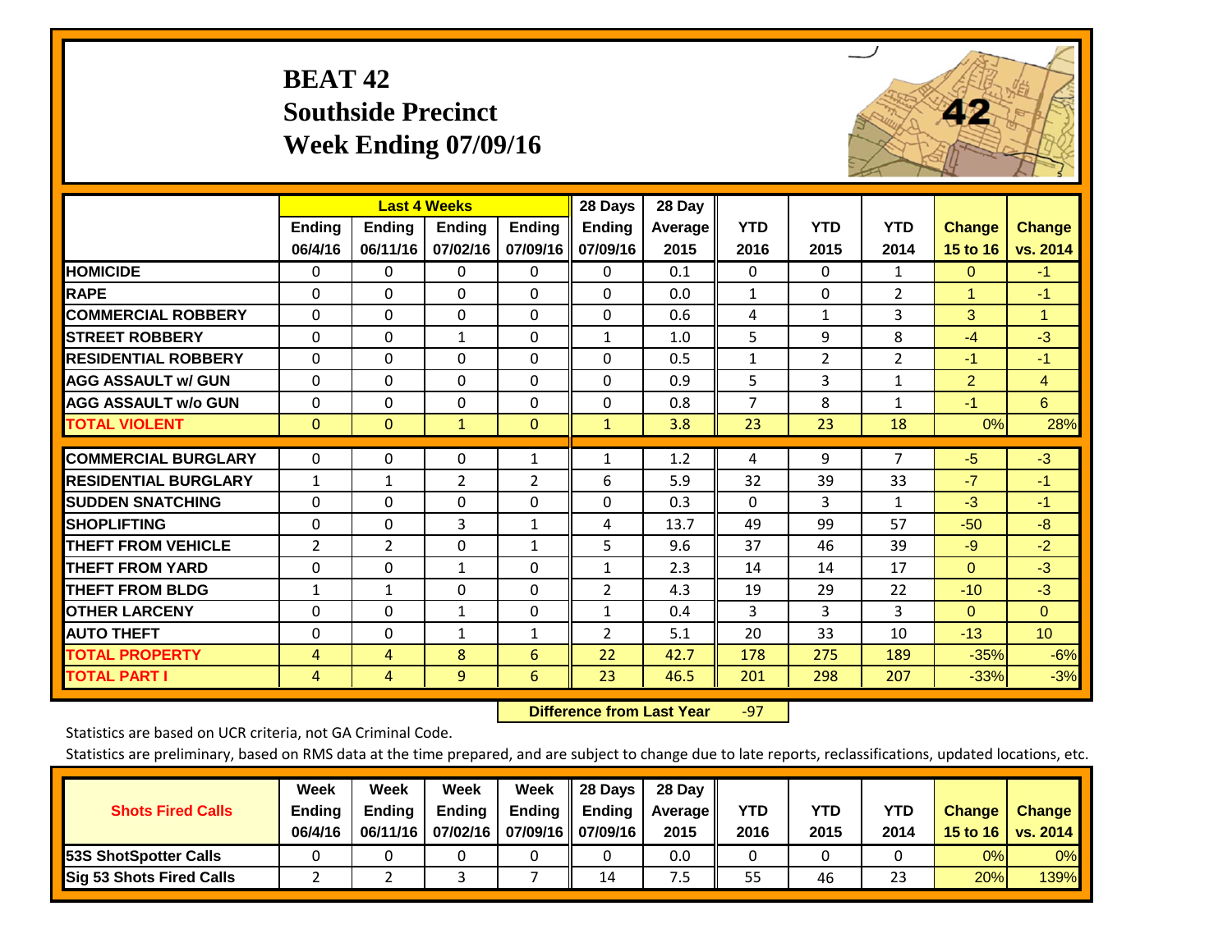# BEAT 42
## Southside Precinct
## Week Ending 07/09/16

| | Last 4 Weeks | | | | 28 Days | 28 Day | | | | | |
|---|---|---|---|---|---|---|---|---|---|---|---|
| | Ending 06/4/16 | Ending 06/11/16 | Ending 07/02/16 | Ending 07/09/16 | Ending 07/09/16 | Average 2015 | YTD 2016 | YTD 2015 | YTD 2014 | Change 15 to 16 | Change vs. 2014 |
| HOMICIDE | 0 | 0 | 0 | 0 | 0 | 0.1 | 0 | 0 | 1 | 0 | -1 |
| RAPE | 0 | 0 | 0 | 0 | 0 | 0.0 | 1 | 0 | 2 | 1 | -1 |
| COMMERCIAL ROBBERY | 0 | 0 | 0 | 0 | 0 | 0.6 | 4 | 1 | 3 | 3 | 1 |
| STREET ROBBERY | 0 | 0 | 1 | 0 | 1 | 1.0 | 5 | 9 | 8 | -4 | -3 |
| RESIDENTIAL ROBBERY | 0 | 0 | 0 | 0 | 0 | 0.5 | 1 | 2 | 2 | -1 | -1 |
| AGG ASSAULT w/ GUN | 0 | 0 | 0 | 0 | 0 | 0.9 | 5 | 3 | 1 | 2 | 4 |
| AGG ASSAULT w/o GUN | 0 | 0 | 0 | 0 | 0 | 0.8 | 7 | 8 | 1 | -1 | 6 |
| TOTAL VIOLENT | 0 | 0 | 1 | 0 | 1 | 3.8 | 23 | 23 | 18 | 0% | 28% |
| COMMERCIAL BURGLARY | 0 | 0 | 0 | 1 | 1 | 1.2 | 4 | 9 | 7 | -5 | -3 |
| RESIDENTIAL BURGLARY | 1 | 1 | 2 | 2 | 6 | 5.9 | 32 | 39 | 33 | -7 | -1 |
| SUDDEN SNATCHING | 0 | 0 | 0 | 0 | 0 | 0.3 | 0 | 3 | 1 | -3 | -1 |
| SHOPLIFTING | 0 | 0 | 3 | 1 | 4 | 13.7 | 49 | 99 | 57 | -50 | -8 |
| THEFT FROM VEHICLE | 2 | 2 | 0 | 1 | 5 | 9.6 | 37 | 46 | 39 | -9 | -2 |
| THEFT FROM YARD | 0 | 0 | 1 | 0 | 1 | 2.3 | 14 | 14 | 17 | 0 | -3 |
| THEFT FROM BLDG | 1 | 1 | 0 | 0 | 2 | 4.3 | 19 | 29 | 22 | -10 | -3 |
| OTHER LARCENY | 0 | 0 | 1 | 0 | 1 | 0.4 | 3 | 3 | 3 | 0 | 0 |
| AUTO THEFT | 0 | 0 | 1 | 1 | 2 | 5.1 | 20 | 33 | 10 | -13 | 10 |
| TOTAL PROPERTY | 4 | 4 | 8 | 6 | 22 | 42.7 | 178 | 275 | 189 | -35% | -6% |
| TOTAL PART I | 4 | 4 | 9 | 6 | 23 | 46.5 | 201 | 298 | 207 | -33% | -3% |

**Difference from Last Year** -97

Statistics are based on UCR criteria, not GA Criminal Code.

Statistics are preliminary, based on RMS data at the time prepared, and are subject to change due to late reports, reclassifications, updated locations, etc.

| Shots Fired Calls | Week Ending 06/4/16 | Week Ending 06/11/16 | Week Ending 07/02/16 | Week Ending 07/09/16 | 28 Days Ending 07/09/16 | 28 Day Average 2015 | YTD 2016 | YTD 2015 | YTD 2014 | Change 15 to 16 | Change vs. 2014 |
|---|---|---|---|---|---|---|---|---|---|---|---|
| 53S ShotSpotter Calls | 0 | 0 | 0 | 0 | 0 | 0.0 | 0 | 0 | 0 | 0% | 0% |
| Sig 53 Shots Fired Calls | 2 | 2 | 3 | 7 | 14 | 7.5 | 55 | 46 | 23 | 20% | 139% |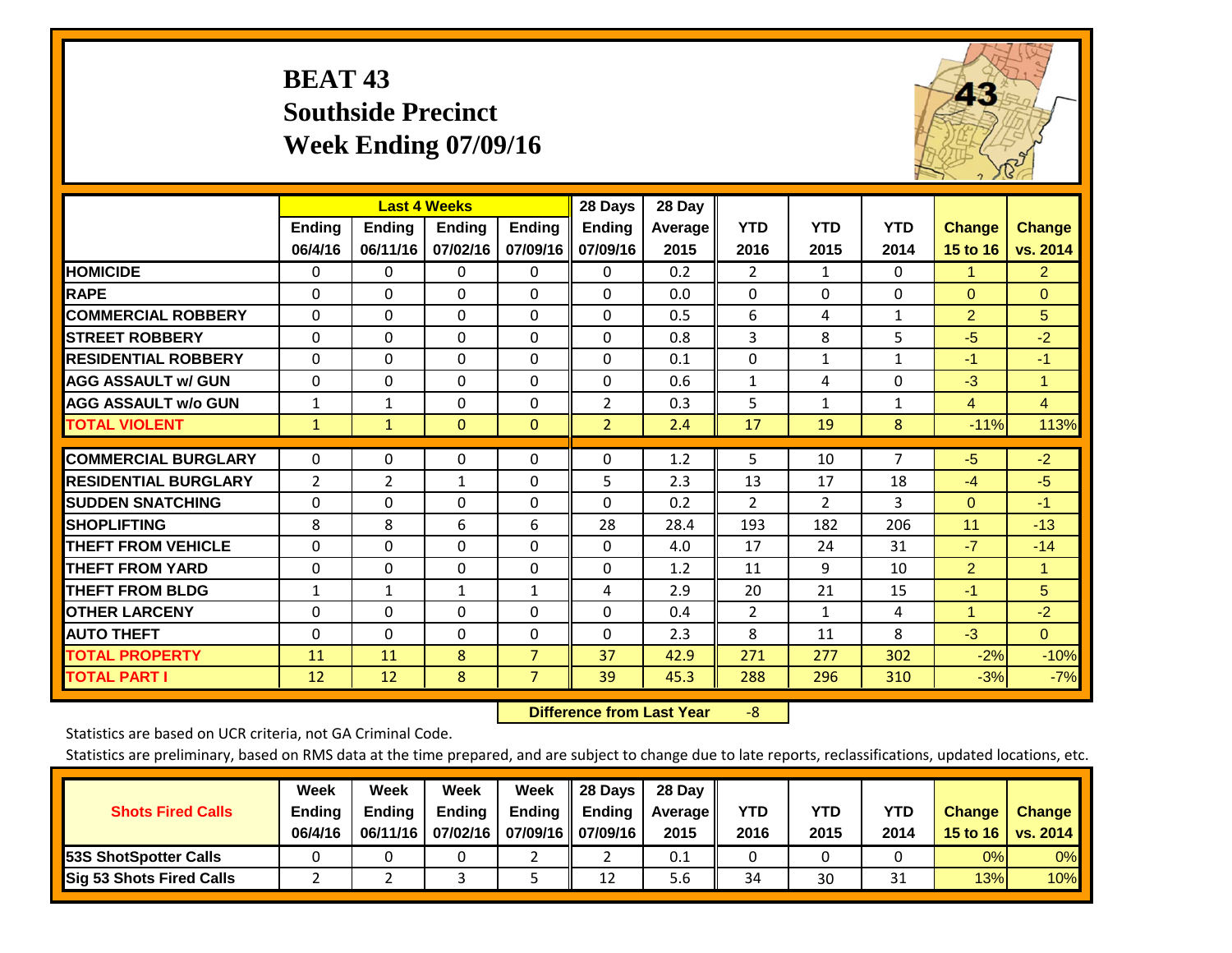# BEAT 43
## Southside Precinct
## Week Ending 07/09/16

| | Last 4 Weeks | | | | 28 Days | 28 Day | | | | | |
|---|---|---|---|---|---|---|---|---|---|---|---|
| | Ending 06/4/16 | Ending 06/11/16 | Ending 07/02/16 | Ending 07/09/16 | Ending 07/09/16 | Average 2015 | YTD 2016 | YTD 2015 | YTD 2014 | Change 15 to 16 | Change vs. 2014 |
| HOMICIDE | 0 | 0 | 0 | 0 | 0 | 0.2 | 2 | 1 | 0 | 1 | 2 |
| RAPE | 0 | 0 | 0 | 0 | 0 | 0.0 | 0 | 0 | 0 | 0 | 0 |
| COMMERCIAL ROBBERY | 0 | 0 | 0 | 0 | 0 | 0.5 | 6 | 4 | 1 | 2 | 5 |
| STREET ROBBERY | 0 | 0 | 0 | 0 | 0 | 0.8 | 3 | 8 | 5 | -5 | -2 |
| RESIDENTIAL ROBBERY | 0 | 0 | 0 | 0 | 0 | 0.1 | 0 | 1 | 1 | -1 | -1 |
| AGG ASSAULT w/ GUN | 0 | 0 | 0 | 0 | 0 | 0.6 | 1 | 4 | 0 | -3 | 1 |
| AGG ASSAULT w/o GUN | 1 | 1 | 0 | 0 | 2 | 0.3 | 5 | 1 | 1 | 4 | 4 |
| TOTAL VIOLENT | 1 | 1 | 0 | 0 | 2 | 2.4 | 17 | 19 | 8 | -11% | 113% |
| COMMERCIAL BURGLARY | 0 | 0 | 0 | 0 | 0 | 1.2 | 5 | 10 | 7 | -5 | -2 |
| RESIDENTIAL BURGLARY | 2 | 2 | 1 | 0 | 5 | 2.3 | 13 | 17 | 18 | -4 | -5 |
| SUDDEN SNATCHING | 0 | 0 | 0 | 0 | 0 | 0.2 | 2 | 2 | 3 | 0 | -1 |
| SHOPLIFTING | 8 | 8 | 6 | 6 | 28 | 28.4 | 193 | 182 | 206 | 11 | -13 |
| THEFT FROM VEHICLE | 0 | 0 | 0 | 0 | 0 | 4.0 | 17 | 24 | 31 | -7 | -14 |
| THEFT FROM YARD | 0 | 0 | 0 | 0 | 0 | 1.2 | 11 | 9 | 10 | 2 | 1 |
| THEFT FROM BLDG | 1 | 1 | 1 | 1 | 4 | 2.9 | 20 | 21 | 15 | -1 | 5 |
| OTHER LARCENY | 0 | 0 | 0 | 0 | 0 | 0.4 | 2 | 1 | 4 | 1 | -2 |
| AUTO THEFT | 0 | 0 | 0 | 0 | 0 | 2.3 | 8 | 11 | 8 | -3 | 0 |
| TOTAL PROPERTY | 11 | 11 | 8 | 7 | 37 | 42.9 | 271 | 277 | 302 | -2% | -10% |
| TOTAL PART I | 12 | 12 | 8 | 7 | 39 | 45.3 | 288 | 296 | 310 | -3% | -7% |

**Difference from Last Year** -8

Statistics are based on UCR criteria, not GA Criminal Code.

Statistics are preliminary, based on RMS data at the time prepared, and are subject to change due to late reports, reclassifications, updated locations, etc.

| Shots Fired Calls | Week Ending 06/4/16 | Week Ending 06/11/16 | Week Ending 07/02/16 | Week Ending 07/09/16 | 28 Days Ending 07/09/16 | 28 Day Average 2015 | YTD 2016 | YTD 2015 | YTD 2014 | Change 15 to 16 | Change vs. 2014 |
|---|---|---|---|---|---|---|---|---|---|---|---|
| 53S ShotSpotter Calls | 0 | 0 | 0 | 2 | 2 | 0.1 | 0 | 0 | 0 | 0% | 0% |
| Sig 53 Shots Fired Calls | 2 | 2 | 3 | 5 | 12 | 5.6 | 34 | 30 | 31 | 13% | 10% |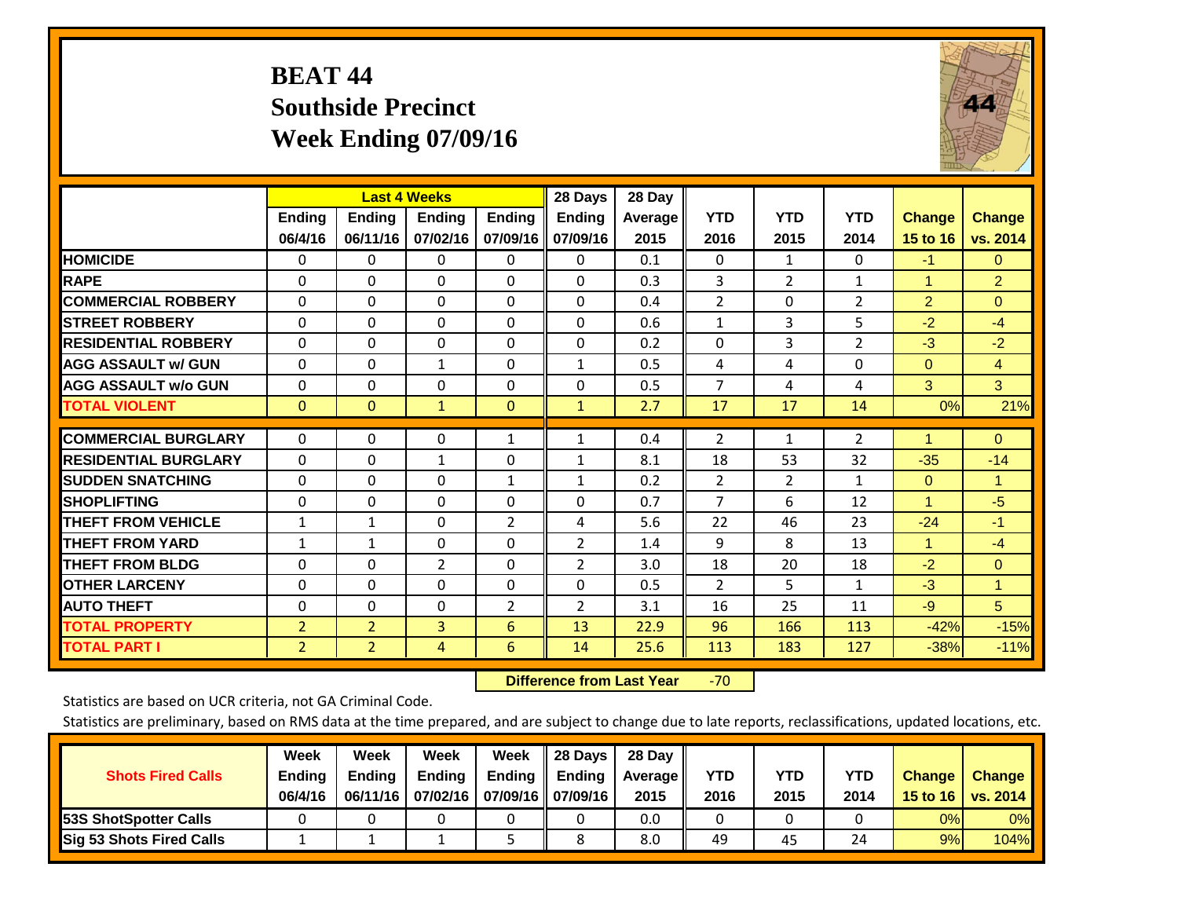# BEAT 44
## Southside Precinct
## Week Ending 07/09/16

| | Last 4 Weeks | | | | 28 Days | 28 Day | | | | | |
|---|---|---|---|---|---|---|---|---|---|---|---|
| | Ending 06/4/16 | Ending 06/11/16 | Ending 07/02/16 | Ending 07/09/16 | Ending 07/09/16 | Average 2015 | YTD 2016 | YTD 2015 | YTD 2014 | Change 15 to 16 | Change vs. 2014 |
| HOMICIDE | 0 | 0 | 0 | 0 | 0 | 0.1 | 0 | 1 | 0 | -1 | 0 |
| RAPE | 0 | 0 | 0 | 0 | 0 | 0.3 | 3 | 2 | 1 | 1 | 2 |
| COMMERCIAL ROBBERY | 0 | 0 | 0 | 0 | 0 | 0.4 | 2 | 0 | 2 | 2 | 0 |
| STREET ROBBERY | 0 | 0 | 0 | 0 | 0 | 0.6 | 1 | 3 | 5 | -2 | -4 |
| RESIDENTIAL ROBBERY | 0 | 0 | 0 | 0 | 0 | 0.2 | 0 | 3 | 2 | -3 | -2 |
| AGG ASSAULT w/ GUN | 0 | 0 | 1 | 0 | 1 | 0.5 | 4 | 4 | 0 | 0 | 4 |
| AGG ASSAULT w/o GUN | 0 | 0 | 0 | 0 | 0 | 0.5 | 7 | 4 | 4 | 3 | 3 |
| TOTAL VIOLENT | 0 | 0 | 1 | 0 | 1 | 2.7 | 17 | 17 | 14 | 0% | 21% |
| COMMERCIAL BURGLARY | 0 | 0 | 0 | 1 | 1 | 0.4 | 2 | 1 | 2 | 1 | 0 |
| RESIDENTIAL BURGLARY | 0 | 0 | 1 | 0 | 1 | 8.1 | 18 | 53 | 32 | -35 | -14 |
| SUDDEN SNATCHING | 0 | 0 | 0 | 1 | 1 | 0.2 | 2 | 2 | 1 | 0 | 1 |
| SHOPLIFTING | 0 | 0 | 0 | 0 | 0 | 0.7 | 7 | 6 | 12 | 1 | -5 |
| THEFT FROM VEHICLE | 1 | 1 | 0 | 2 | 4 | 5.6 | 22 | 46 | 23 | -24 | -1 |
| THEFT FROM YARD | 1 | 1 | 0 | 0 | 2 | 1.4 | 9 | 8 | 13 | 1 | -4 |
| THEFT FROM BLDG | 0 | 0 | 2 | 0 | 2 | 3.0 | 18 | 20 | 18 | -2 | 0 |
| OTHER LARCENY | 0 | 0 | 0 | 0 | 0 | 0.5 | 2 | 5 | 1 | -3 | 1 |
| AUTO THEFT | 0 | 0 | 0 | 2 | 2 | 3.1 | 16 | 25 | 11 | -9 | 5 |
| TOTAL PROPERTY | 2 | 2 | 3 | 6 | 13 | 22.9 | 96 | 166 | 113 | -42% | -15% |
| TOTAL PART I | 2 | 2 | 4 | 6 | 14 | 25.6 | 113 | 183 | 127 | -38% | -11% |

**Difference from Last Year** -70

Statistics are based on UCR criteria, not GA Criminal Code.

Statistics are preliminary, based on RMS data at the time prepared, and are subject to change due to late reports, reclassifications, updated locations, etc.

| Shots Fired Calls | Week Ending 06/4/16 | Week Ending 06/11/16 | Week Ending 07/02/16 | Week Ending 07/09/16 | 28 Days Ending 07/09/16 | 28 Day Average 2015 | YTD 2016 | YTD 2015 | YTD 2014 | Change 15 to 16 | Change vs. 2014 |
|---|---|---|---|---|---|---|---|---|---|---|---|
| 53S ShotSpotter Calls | 0 | 0 | 0 | 0 | 0 | 0.0 | 0 | 0 | 0 | 0% | 0% |
| Sig 53 Shots Fired Calls | 1 | 1 | 1 | 5 | 8 | 8.0 | 49 | 45 | 24 | 9% | 104% |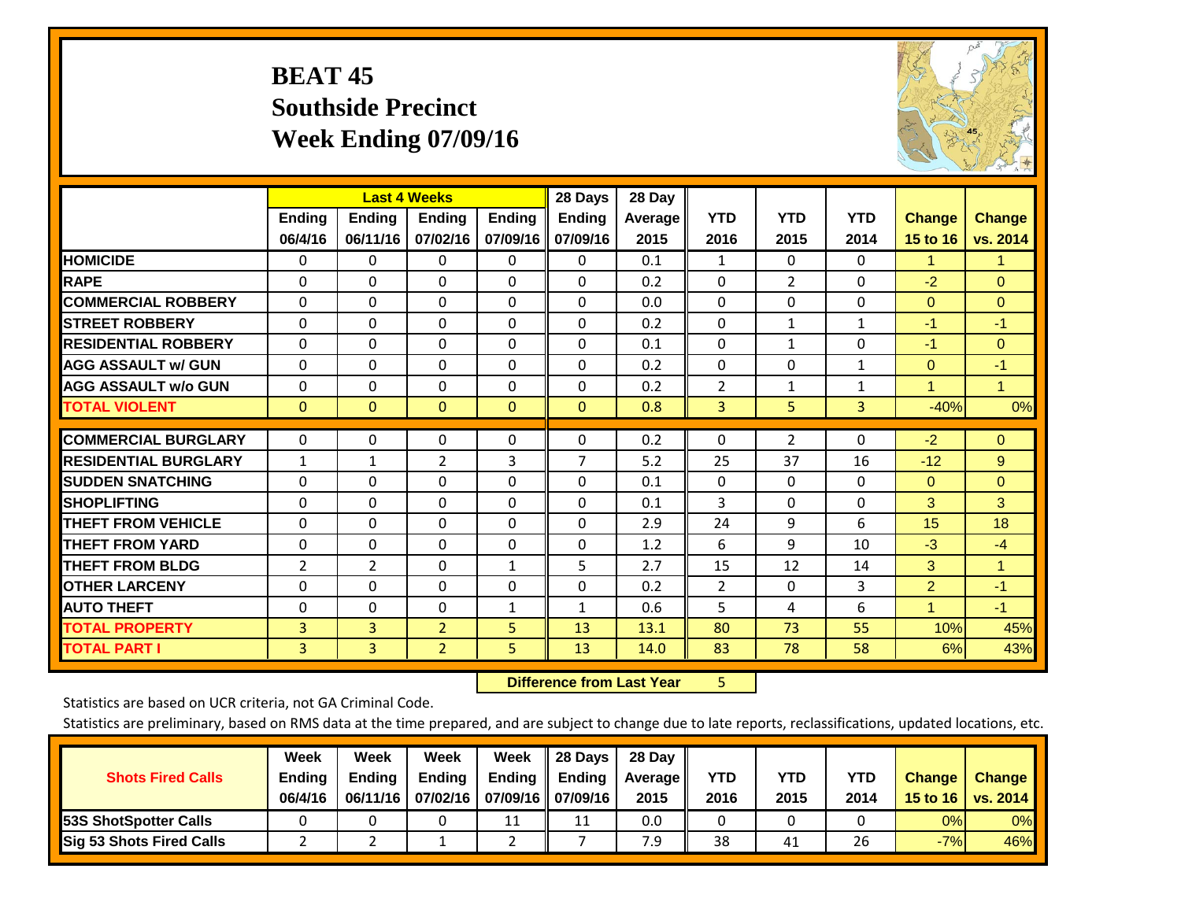# BEAT 45
## Southside Precinct
## Week Ending 07/09/16

| | Last 4 Weeks | | | | 28 Days | 28 Day | YTD | YTD | YTD | Change | Change |
|---|---|---|---|---|---|---|---|---|---|---|---|
| | Ending 06/4/16 | Ending 06/11/16 | Ending 07/02/16 | Ending 07/09/16 | Ending 07/09/16 | Average 2015 | YTD 2016 | YTD 2015 | YTD 2014 | Change 15 to 16 | Change vs. 2014 |
| **HOMICIDE** | 0 | 0 | 0 | 0 | 0 | 0.1 | 1 | 0 | 0 | 1 | 1 |
| **RAPE** | 0 | 0 | 0 | 0 | 0 | 0.2 | 0 | 2 | 0 | -2 | 0 |
| **COMMERCIAL ROBBERY** | 0 | 0 | 0 | 0 | 0 | 0.0 | 0 | 0 | 0 | 0 | 0 |
| **STREET ROBBERY** | 0 | 0 | 0 | 0 | 0 | 0.2 | 0 | 1 | 1 | -1 | -1 |
| **RESIDENTIAL ROBBERY** | 0 | 0 | 0 | 0 | 0 | 0.1 | 0 | 1 | 0 | -1 | 0 |
| **AGG ASSAULT w/ GUN** | 0 | 0 | 0 | 0 | 0 | 0.2 | 0 | 0 | 1 | 0 | -1 |
| **AGG ASSAULT w/o GUN** | 0 | 0 | 0 | 0 | 0 | 0.2 | 2 | 1 | 1 | 1 | 1 |
| **TOTAL VIOLENT** | 0 | 0 | 0 | 0 | 0 | 0.8 | 3 | 5 | 3 | -40% | 0% |
| **COMMERCIAL BURGLARY** | 0 | 0 | 0 | 0 | 0 | 0.2 | 0 | 2 | 0 | -2 | 0 |
| **RESIDENTIAL BURGLARY** | 1 | 1 | 2 | 3 | 7 | 5.2 | 25 | 37 | 16 | -12 | 9 |
| **SUDDEN SNATCHING** | 0 | 0 | 0 | 0 | 0 | 0.1 | 0 | 0 | 0 | 0 | 0 |
| **SHOPLIFTING** | 0 | 0 | 0 | 0 | 0 | 0.1 | 3 | 0 | 0 | 3 | 3 |
| **THEFT FROM VEHICLE** | 0 | 0 | 0 | 0 | 0 | 2.9 | 24 | 9 | 6 | 15 | 18 |
| **THEFT FROM YARD** | 0 | 0 | 0 | 0 | 0 | 1.2 | 6 | 9 | 10 | -3 | -4 |
| **THEFT FROM BLDG** | 2 | 2 | 0 | 1 | 5 | 2.7 | 15 | 12 | 14 | 3 | 1 |
| **OTHER LARCENY** | 0 | 0 | 0 | 0 | 0 | 0.2 | 2 | 0 | 3 | 2 | -1 |
| **AUTO THEFT** | 0 | 0 | 0 | 1 | 1 | 0.6 | 5 | 4 | 6 | 1 | -1 |
| **TOTAL PROPERTY** | 3 | 3 | 2 | 5 | 13 | 13.1 | 80 | 73 | 55 | 10% | 45% |
| **TOTAL PART I** | 3 | 3 | 2 | 5 | 13 | 14.0 | 83 | 78 | 58 | 6% | 43% |

**Difference from Last Year** 5

Statistics are based on UCR criteria, not GA Criminal Code.

Statistics are preliminary, based on RMS data at the time prepared, and are subject to change due to late reports, reclassifications, updated locations, etc.

| Shots Fired Calls | Week Ending 06/4/16 | Week Ending 06/11/16 | Week Ending 07/02/16 | Week Ending 07/09/16 | 28 Days Ending 07/09/16 | 28 Day Average 2015 | YTD 2016 | YTD 2015 | YTD 2014 | Change 15 to 16 | Change vs. 2014 |
|---|---|---|---|---|---|---|---|---|---|---|---|
| **53S ShotSpotter Calls** | 0 | 0 | 0 | 11 | 11 | 0.0 | 0 | 0 | 0 | 0% | 0% |
| **Sig 53 Shots Fired Calls** | 2 | 2 | 1 | 2 | 7 | 7.9 | 38 | 41 | 26 | -7% | 46% |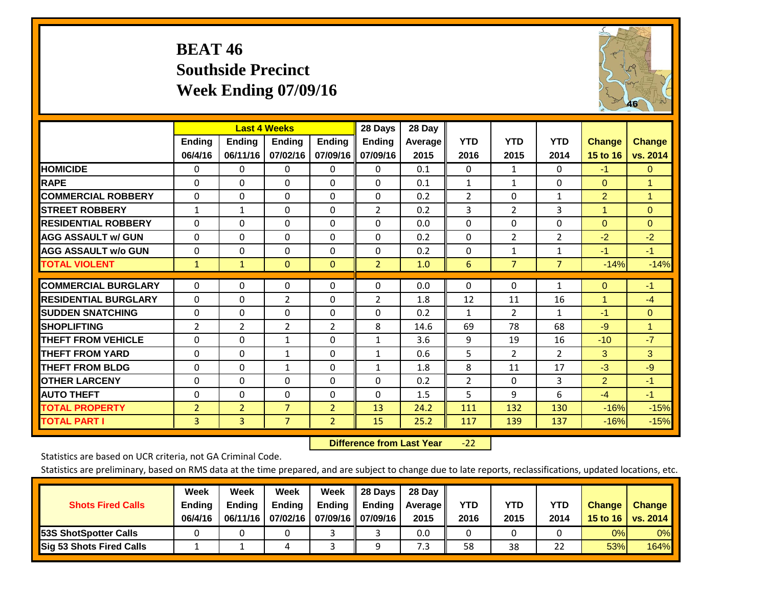# BEAT 46
## Southside Precinct
## Week Ending 07/09/16

| | Last 4 Weeks | | | | 28 Days | 28 Day | | | | | |
|---|---|---|---|---|---|---|---|---|---|---|---|
| | Ending 06/4/16 | Ending 06/11/16 | Ending 07/02/16 | Ending 07/09/16 | Ending 07/09/16 | Average 2015 | YTD 2016 | YTD 2015 | YTD 2014 | Change 15 to 16 | Change vs. 2014 |
| HOMICIDE | 0 | 0 | 0 | 0 | 0 | 0.1 | 0 | 1 | 0 | -1 | 0 |
| RAPE | 0 | 0 | 0 | 0 | 0 | 0.1 | 1 | 1 | 0 | 0 | 1 |
| COMMERCIAL ROBBERY | 0 | 0 | 0 | 0 | 0 | 0.2 | 2 | 0 | 1 | 2 | 1 |
| STREET ROBBERY | 1 | 1 | 0 | 0 | 2 | 0.2 | 3 | 2 | 3 | 1 | 0 |
| RESIDENTIAL ROBBERY | 0 | 0 | 0 | 0 | 0 | 0.0 | 0 | 0 | 0 | 0 | 0 |
| AGG ASSAULT w/ GUN | 0 | 0 | 0 | 0 | 0 | 0.2 | 0 | 2 | 2 | -2 | -2 |
| AGG ASSAULT w/o GUN | 0 | 0 | 0 | 0 | 0 | 0.2 | 0 | 1 | 1 | -1 | -1 |
| TOTAL VIOLENT | 1 | 1 | 0 | 0 | 2 | 1.0 | 6 | 7 | 7 | -14% | -14% |
| COMMERCIAL BURGLARY | 0 | 0 | 0 | 0 | 0 | 0.0 | 0 | 0 | 1 | 0 | -1 |
| RESIDENTIAL BURGLARY | 0 | 0 | 2 | 0 | 2 | 1.8 | 12 | 11 | 16 | 1 | -4 |
| SUDDEN SNATCHING | 0 | 0 | 0 | 0 | 0 | 0.2 | 1 | 2 | 1 | -1 | 0 |
| SHOPLIFTING | 2 | 2 | 2 | 2 | 8 | 14.6 | 69 | 78 | 68 | -9 | 1 |
| THEFT FROM VEHICLE | 0 | 0 | 1 | 0 | 1 | 3.6 | 9 | 19 | 16 | -10 | -7 |
| THEFT FROM YARD | 0 | 0 | 1 | 0 | 1 | 0.6 | 5 | 2 | 2 | 3 | 3 |
| THEFT FROM BLDG | 0 | 0 | 1 | 0 | 1 | 1.8 | 8 | 11 | 17 | -3 | -9 |
| OTHER LARCENY | 0 | 0 | 0 | 0 | 0 | 0.2 | 2 | 0 | 3 | 2 | -1 |
| AUTO THEFT | 0 | 0 | 0 | 0 | 0 | 1.5 | 5 | 9 | 6 | -4 | -1 |
| TOTAL PROPERTY | 2 | 2 | 7 | 2 | 13 | 24.2 | 111 | 132 | 130 | -16% | -15% |
| TOTAL PART I | 3 | 3 | 7 | 2 | 15 | 25.2 | 117 | 139 | 137 | -16% | -15% |

**Difference from Last Year** -22

Statistics are based on UCR criteria, not GA Criminal Code.

Statistics are preliminary, based on RMS data at the time prepared, and are subject to change due to late reports, reclassifications, updated locations, etc.

| Shots Fired Calls | Week Ending 06/4/16 | Week Ending 06/11/16 | Week Ending 07/02/16 | Week Ending 07/09/16 | 28 Days Ending 07/09/16 | 28 Day Average 2015 | YTD 2016 | YTD 2015 | YTD 2014 | Change 15 to 16 | Change vs. 2014 |
|---|---|---|---|---|---|---|---|---|---|---|---|
| 53S ShotSpotter Calls | 0 | 0 | 0 | 3 | 3 | 0.0 | 0 | 0 | 0 | 0% | 0% |
| Sig 53 Shots Fired Calls | 1 | 1 | 4 | 3 | 9 | 7.3 | 58 | 38 | 22 | 53% | 164% |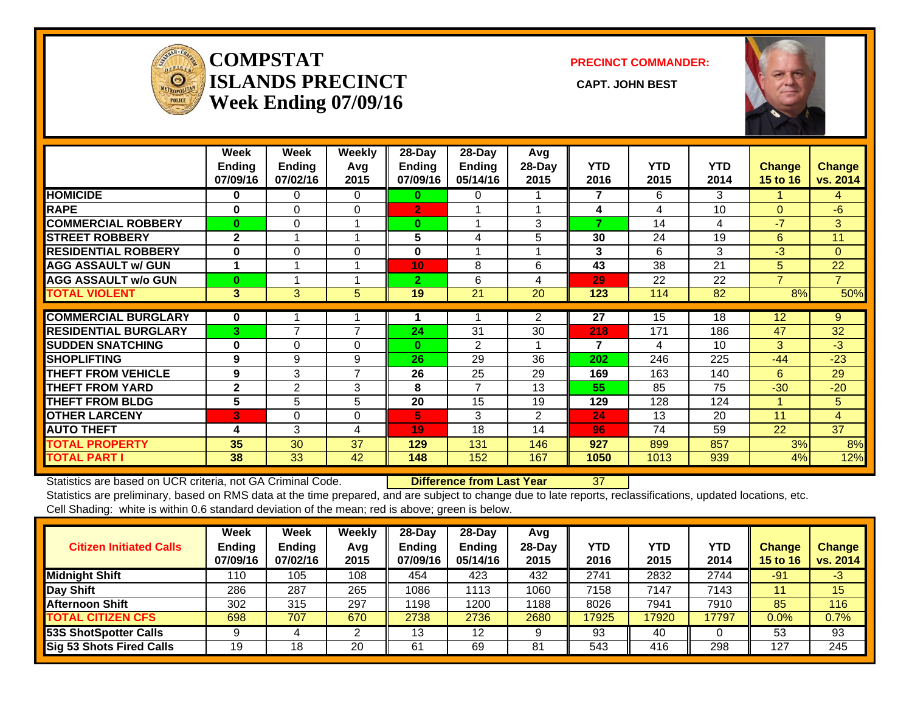# COMPSTAT
# ISLANDS PRECINCT
# Week Ending 07/09/16

**PRECINCT COMMANDER:**

**CAPT. JOHN BEST**

| | Week Ending 07/09/16 | Week Ending 07/02/16 | Weekly Avg 2015 | 28-Day Ending 07/09/16 | 28-Day Ending 05/14/16 | Avg 28-Day 2015 | YTD 2016 | YTD 2015 | YTD 2014 | Change 15 to 16 | Change vs. 2014 |
|---|---|---|---|---|---|---|---|---|---|---|---|
| HOMICIDE | 0 | 0 | 0 | 0 | 0 | 1 | 7 | 6 | 3 | 1 | 4 |
| RAPE | 0 | 0 | 0 | 2 | 1 | 1 | 4 | 4 | 10 | 0 | -6 |
| COMMERCIAL ROBBERY | 0 | 0 | 1 | 0 | 1 | 3 | 7 | 14 | 4 | -7 | 3 |
| STREET ROBBERY | 2 | 1 | 1 | 5 | 4 | 5 | 30 | 24 | 19 | 6 | 11 |
| RESIDENTIAL ROBBERY | 0 | 0 | 0 | 0 | 1 | 1 | 3 | 6 | 3 | -3 | 0 |
| AGG ASSAULT w/ GUN | 1 | 1 | 1 | 10 | 8 | 6 | 43 | 38 | 21 | 5 | 22 |
| AGG ASSAULT w/o GUN | 0 | 1 | 1 | 2 | 6 | 4 | 29 | 22 | 22 | 7 | 7 |
| TOTAL VIOLENT | 3 | 3 | 5 | 19 | 21 | 20 | 123 | 114 | 82 | 8% | 50% |
| COMMERCIAL BURGLARY | 0 | 1 | 1 | 1 | 1 | 2 | 27 | 15 | 18 | 12 | 9 |
| RESIDENTIAL BURGLARY | 3 | 7 | 7 | 24 | 31 | 30 | 218 | 171 | 186 | 47 | 32 |
| SUDDEN SNATCHING | 0 | 0 | 0 | 0 | 2 | 1 | 7 | 4 | 10 | 3 | -3 |
| SHOPLIFTING | 9 | 9 | 9 | 26 | 29 | 36 | 202 | 246 | 225 | -44 | -23 |
| THEFT FROM VEHICLE | 9 | 3 | 7 | 26 | 25 | 29 | 169 | 163 | 140 | 6 | 29 |
| THEFT FROM YARD | 2 | 2 | 3 | 8 | 7 | 13 | 55 | 85 | 75 | -30 | -20 |
| THEFT FROM BLDG | 5 | 5 | 5 | 20 | 15 | 19 | 129 | 128 | 124 | 1 | 5 |
| OTHER LARCENY | 3 | 0 | 0 | 5 | 3 | 2 | 24 | 13 | 20 | 11 | 4 |
| AUTO THEFT | 4 | 3 | 4 | 19 | 18 | 14 | 96 | 74 | 59 | 22 | 37 |
| TOTAL PROPERTY | 35 | 30 | 37 | 129 | 131 | 146 | 927 | 899 | 857 | 3% | 8% |
| TOTAL PART I | 38 | 33 | 42 | 148 | 152 | 167 | 1050 | 1013 | 939 | 4% | 12% |

Statistics are based on UCR criteria, not GA Criminal Code. **Difference from Last Year** 37

Statistics are preliminary, based on RMS data at the time prepared, and are subject to change due to late reports, reclassifications, updated locations, etc.

Cell Shading: white is within 0.6 standard deviation of the mean; red is above; green is below.

| Citizen Initiated Calls | Week Ending 07/09/16 | Week Ending 07/02/16 | Weekly Avg 2015 | 28-Day Ending 07/09/16 | 28-Day Ending 05/14/16 | Avg 28-Day 2015 | YTD 2016 | YTD 2015 | YTD 2014 | Change 15 to 16 | Change vs. 2014 |
|---|---|---|---|---|---|---|---|---|---|---|---|
| Midnight Shift | 110 | 105 | 108 | 454 | 423 | 432 | 2741 | 2832 | 2744 | -91 | -3 |
| Day Shift | 286 | 287 | 265 | 1086 | 1113 | 1060 | 7158 | 7147 | 7143 | 11 | 15 |
| Afternoon Shift | 302 | 315 | 297 | 1198 | 1200 | 1188 | 8026 | 7941 | 7910 | 85 | 116 |
| TOTAL CITIZEN CFS | 698 | 707 | 670 | 2738 | 2736 | 2680 | 17925 | 17920 | 17797 | 0.0% | 0.7% |
| 53S ShotSpotter Calls | 9 | 4 | 2 | 13 | 12 | 9 | 93 | 40 | 0 | 53 | 93 |
| Sig 53 Shots Fired Calls | 19 | 18 | 20 | 61 | 69 | 81 | 543 | 416 | 298 | 127 | 245 |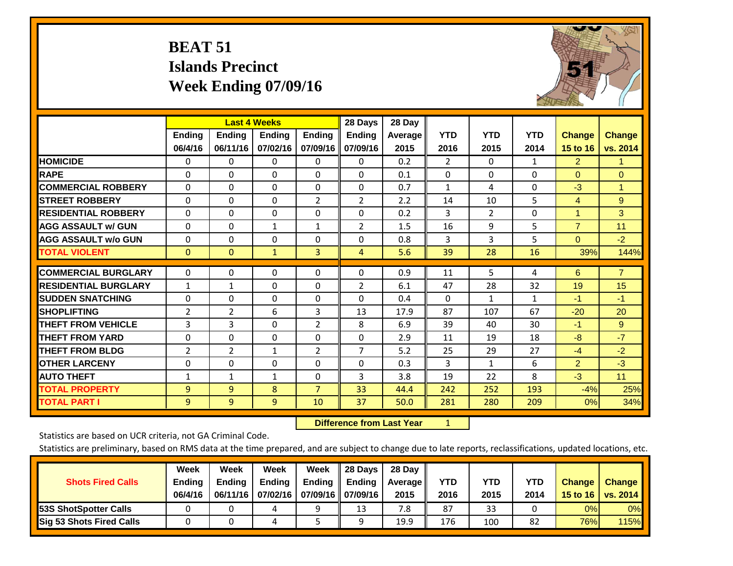# BEAT 51
## Islands Precinct
## Week Ending 07/09/16

| | Last 4 Weeks | | | | 28 Days | 28 Day | YTD | YTD | YTD | Change | Change |
|---|---|---|---|---|---|---|---|---|---|---|---|
| | Ending 06/4/16 | Ending 06/11/16 | Ending 07/02/16 | Ending 07/09/16 | Ending 07/09/16 | Average 2015 | 2016 | 2015 | 2014 | 15 to 16 | vs. 2014 |
| HOMICIDE | 0 | 0 | 0 | 0 | 0 | 0.2 | 2 | 0 | 1 | 2 | 1 |
| RAPE | 0 | 0 | 0 | 0 | 0 | 0.1 | 0 | 0 | 0 | 0 | 0 |
| COMMERCIAL ROBBERY | 0 | 0 | 0 | 0 | 0 | 0.7 | 1 | 4 | 0 | -3 | 1 |
| STREET ROBBERY | 0 | 0 | 0 | 2 | 2 | 2.2 | 14 | 10 | 5 | 4 | 9 |
| RESIDENTIAL ROBBERY | 0 | 0 | 0 | 0 | 0 | 0.2 | 3 | 2 | 0 | 1 | 3 |
| AGG ASSAULT w/ GUN | 0 | 0 | 1 | 1 | 2 | 1.5 | 16 | 9 | 5 | 7 | 11 |
| AGG ASSAULT w/o GUN | 0 | 0 | 0 | 0 | 0 | 0.8 | 3 | 3 | 5 | 0 | -2 |
| TOTAL VIOLENT | 0 | 0 | 1 | 3 | 4 | 5.6 | 39 | 28 | 16 | 39% | 144% |
| COMMERCIAL BURGLARY | 0 | 0 | 0 | 0 | 0 | 0.9 | 11 | 5 | 4 | 6 | 7 |
| RESIDENTIAL BURGLARY | 1 | 1 | 0 | 0 | 2 | 6.1 | 47 | 28 | 32 | 19 | 15 |
| SUDDEN SNATCHING | 0 | 0 | 0 | 0 | 0 | 0.4 | 0 | 1 | 1 | -1 | -1 |
| SHOPLIFTING | 2 | 2 | 6 | 3 | 13 | 17.9 | 87 | 107 | 67 | -20 | 20 |
| THEFT FROM VEHICLE | 3 | 3 | 0 | 2 | 8 | 6.9 | 39 | 40 | 30 | -1 | 9 |
| THEFT FROM YARD | 0 | 0 | 0 | 0 | 0 | 2.9 | 11 | 19 | 18 | -8 | -7 |
| THEFT FROM BLDG | 2 | 2 | 1 | 2 | 7 | 5.2 | 25 | 29 | 27 | -4 | -2 |
| OTHER LARCENY | 0 | 0 | 0 | 0 | 0 | 0.3 | 3 | 1 | 6 | 2 | -3 |
| AUTO THEFT | 1 | 1 | 1 | 0 | 3 | 3.8 | 19 | 22 | 8 | -3 | 11 |
| TOTAL PROPERTY | 9 | 9 | 8 | 7 | 33 | 44.4 | 242 | 252 | 193 | -4% | 25% |
| TOTAL PART I | 9 | 9 | 9 | 10 | 37 | 50.0 | 281 | 280 | 209 | 0% | 34% |

**Difference from Last Year** 1

Statistics are based on UCR criteria, not GA Criminal Code.

Statistics are preliminary, based on RMS data at the time prepared, and are subject to change due to late reports, reclassifications, updated locations, etc.

| Shots Fired Calls | Week Ending 06/4/16 | Week Ending 06/11/16 | Week Ending 07/02/16 | Week Ending 07/09/16 | 28 Days Ending 07/09/16 | 28 Day Average 2015 | YTD 2016 | YTD 2015 | YTD 2014 | Change 15 to 16 | Change vs. 2014 |
|---|---|---|---|---|---|---|---|---|---|---|---|
| 53S ShotSpotter Calls | 0 | 0 | 4 | 9 | 13 | 7.8 | 87 | 33 | 0 | 0% | 0% |
| Sig 53 Shots Fired Calls | 0 | 0 | 4 | 5 | 9 | 19.9 | 176 | 100 | 82 | 76% | 115% |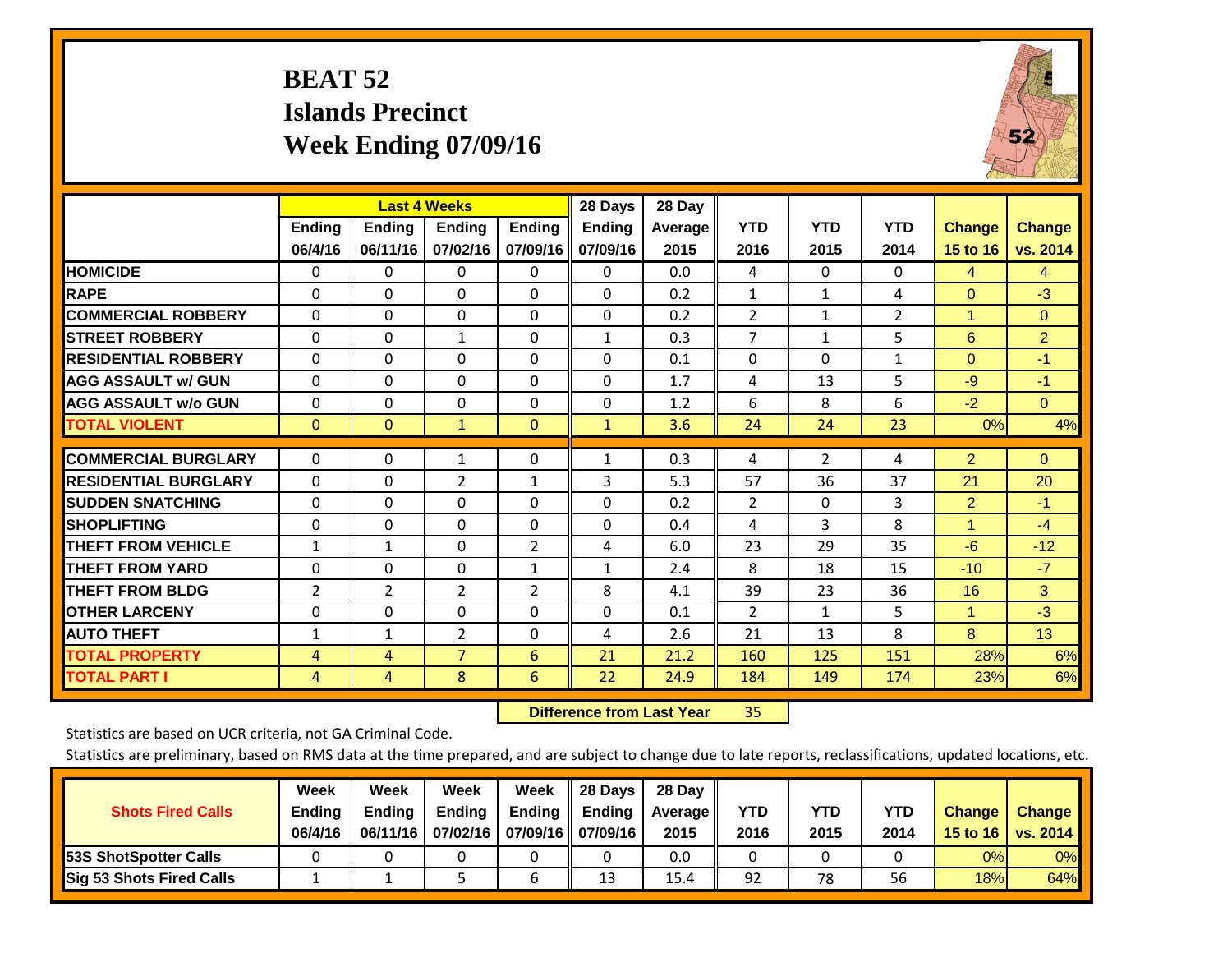# BEAT 52
## Islands Precinct
## Week Ending 07/09/16

| | Last 4 Weeks | | | | 28 Days | 28 Day | | | | | |
|---|---|---|---|---|---|---|---|---|---|---|---|
| | Ending 06/4/16 | Ending 06/11/16 | Ending 07/02/16 | Ending 07/09/16 | Ending 07/09/16 | Average 2015 | YTD 2016 | YTD 2015 | YTD 2014 | Change 15 to 16 | Change vs. 2014 |
| **HOMICIDE** | 0 | 0 | 0 | 0 | 0 | 0.0 | 4 | 0 | 0 | 4 | 4 |
| **RAPE** | 0 | 0 | 0 | 0 | 0 | 0.2 | 1 | 1 | 4 | 0 | -3 |
| **COMMERCIAL ROBBERY** | 0 | 0 | 0 | 0 | 0 | 0.2 | 2 | 1 | 2 | 1 | 0 |
| **STREET ROBBERY** | 0 | 0 | 1 | 0 | 1 | 0.3 | 7 | 1 | 5 | 6 | 2 |
| **RESIDENTIAL ROBBERY** | 0 | 0 | 0 | 0 | 0 | 0.1 | 0 | 0 | 1 | 0 | -1 |
| **AGG ASSAULT w/ GUN** | 0 | 0 | 0 | 0 | 0 | 1.7 | 4 | 13 | 5 | -9 | -1 |
| **AGG ASSAULT w/o GUN** | 0 | 0 | 0 | 0 | 0 | 1.2 | 6 | 8 | 6 | -2 | 0 |
| **TOTAL VIOLENT** | 0 | 0 | 1 | 0 | 1 | 3.6 | 24 | 24 | 23 | 0% | 4% |
| **COMMERCIAL BURGLARY** | 0 | 0 | 1 | 0 | 1 | 0.3 | 4 | 2 | 4 | 2 | 0 |
| **RESIDENTIAL BURGLARY** | 0 | 0 | 2 | 1 | 3 | 5.3 | 57 | 36 | 37 | 21 | 20 |
| **SUDDEN SNATCHING** | 0 | 0 | 0 | 0 | 0 | 0.2 | 2 | 0 | 3 | 2 | -1 |
| **SHOPLIFTING** | 0 | 0 | 0 | 0 | 0 | 0.4 | 4 | 3 | 8 | 1 | -4 |
| **THEFT FROM VEHICLE** | 1 | 1 | 0 | 2 | 4 | 6.0 | 23 | 29 | 35 | -6 | -12 |
| **THEFT FROM YARD** | 0 | 0 | 0 | 1 | 1 | 2.4 | 8 | 18 | 15 | -10 | -7 |
| **THEFT FROM BLDG** | 2 | 2 | 2 | 2 | 8 | 4.1 | 39 | 23 | 36 | 16 | 3 |
| **OTHER LARCENY** | 0 | 0 | 0 | 0 | 0 | 0.1 | 2 | 1 | 5 | 1 | -3 |
| **AUTO THEFT** | 1 | 1 | 2 | 0 | 4 | 2.6 | 21 | 13 | 8 | 8 | 13 |
| **TOTAL PROPERTY** | 4 | 4 | 7 | 6 | 21 | 21.2 | 160 | 125 | 151 | 28% | 6% |
| **TOTAL PART I** | 4 | 4 | 8 | 6 | 22 | 24.9 | 184 | 149 | 174 | 23% | 6% |

**Difference from Last Year** 35

Statistics are based on UCR criteria, not GA Criminal Code.

Statistics are preliminary, based on RMS data at the time prepared, and are subject to change due to late reports, reclassifications, updated locations, etc.

| Shots Fired Calls | Week Ending 06/4/16 | Week Ending 06/11/16 | Week Ending 07/02/16 | Week Ending 07/09/16 | 28 Days Ending 07/09/16 | 28 Day Average 2015 | YTD 2016 | YTD 2015 | YTD 2014 | Change 15 to 16 | Change vs. 2014 |
|---|---|---|---|---|---|---|---|---|---|---|---|
| **53S ShotSpotter Calls** | 0 | 0 | 0 | 0 | 0 | 0.0 | 0 | 0 | 0 | 0% | 0% |
| **Sig 53 Shots Fired Calls** | 1 | 1 | 5 | 6 | 13 | 15.4 | 92 | 78 | 56 | 18% | 64% |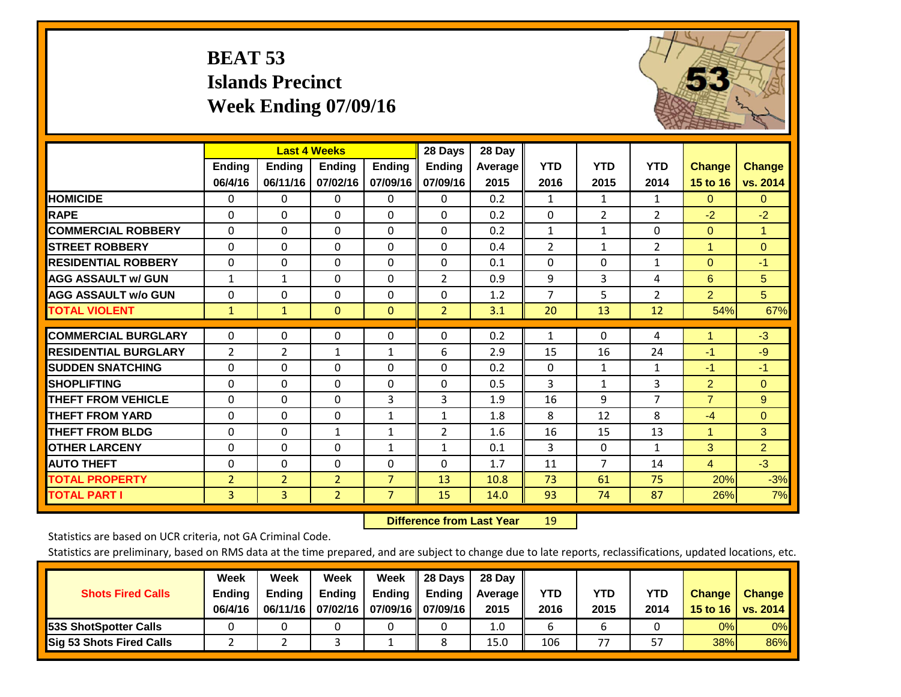# BEAT 53
## Islands Precinct
## Week Ending 07/09/16

| | Last 4 Weeks | | | | 28 Days | 28 Day | | | | | |
|---|---|---|---|---|---|---|---|---|---|---|---|
| | Ending 06/4/16 | Ending 06/11/16 | Ending 07/02/16 | Ending 07/09/16 | Ending 07/09/16 | Average 2015 | YTD 2016 | YTD 2015 | YTD 2014 | Change 15 to 16 | Change vs. 2014 |
| HOMICIDE | 0 | 0 | 0 | 0 | 0 | 0.2 | 1 | 1 | 1 | 0 | 0 |
| RAPE | 0 | 0 | 0 | 0 | 0 | 0.2 | 0 | 2 | 2 | -2 | -2 |
| COMMERCIAL ROBBERY | 0 | 0 | 0 | 0 | 0 | 0.2 | 1 | 1 | 0 | 0 | 1 |
| STREET ROBBERY | 0 | 0 | 0 | 0 | 0 | 0.4 | 2 | 1 | 2 | 1 | 0 |
| RESIDENTIAL ROBBERY | 0 | 0 | 0 | 0 | 0 | 0.1 | 0 | 0 | 1 | 0 | -1 |
| AGG ASSAULT w/ GUN | 1 | 1 | 0 | 0 | 2 | 0.9 | 9 | 3 | 4 | 6 | 5 |
| AGG ASSAULT w/o GUN | 0 | 0 | 0 | 0 | 0 | 1.2 | 7 | 5 | 2 | 2 | 5 |
| TOTAL VIOLENT | 1 | 1 | 0 | 0 | 2 | 3.1 | 20 | 13 | 12 | 54% | 67% |
| COMMERCIAL BURGLARY | 0 | 0 | 0 | 0 | 0 | 0.2 | 1 | 0 | 4 | 1 | -3 |
| RESIDENTIAL BURGLARY | 2 | 2 | 1 | 1 | 6 | 2.9 | 15 | 16 | 24 | -1 | -9 |
| SUDDEN SNATCHING | 0 | 0 | 0 | 0 | 0 | 0.2 | 0 | 1 | 1 | -1 | -1 |
| SHOPLIFTING | 0 | 0 | 0 | 0 | 0 | 0.5 | 3 | 1 | 3 | 2 | 0 |
| THEFT FROM VEHICLE | 0 | 0 | 0 | 3 | 3 | 1.9 | 16 | 9 | 7 | 7 | 9 |
| THEFT FROM YARD | 0 | 0 | 0 | 1 | 1 | 1.8 | 8 | 12 | 8 | -4 | 0 |
| THEFT FROM BLDG | 0 | 0 | 1 | 1 | 2 | 1.6 | 16 | 15 | 13 | 1 | 3 |
| OTHER LARCENY | 0 | 0 | 0 | 1 | 1 | 0.1 | 3 | 0 | 1 | 3 | 2 |
| AUTO THEFT | 0 | 0 | 0 | 0 | 0 | 1.7 | 11 | 7 | 14 | 4 | -3 |
| TOTAL PROPERTY | 2 | 2 | 2 | 7 | 13 | 10.8 | 73 | 61 | 75 | 20% | -3% |
| TOTAL PART I | 3 | 3 | 2 | 7 | 15 | 14.0 | 93 | 74 | 87 | 26% | 7% |

**Difference from Last Year** 19

Statistics are based on UCR criteria, not GA Criminal Code.

Statistics are preliminary, based on RMS data at the time prepared, and are subject to change due to late reports, reclassifications, updated locations, etc.

| Shots Fired Calls | Week Ending 06/4/16 | Week Ending 06/11/16 | Week Ending 07/02/16 | Week Ending 07/09/16 | 28 Days Ending 07/09/16 | 28 Day Average 2015 | YTD 2016 | YTD 2015 | YTD 2014 | Change 15 to 16 | Change vs. 2014 |
|---|---|---|---|---|---|---|---|---|---|---|---|
| 53S ShotSpotter Calls | 0 | 0 | 0 | 0 | 0 | 1.0 | 6 | 6 | 0 | 0% | 0% |
| Sig 53 Shots Fired Calls | 2 | 2 | 3 | 1 | 8 | 15.0 | 106 | 77 | 57 | 38% | 86% |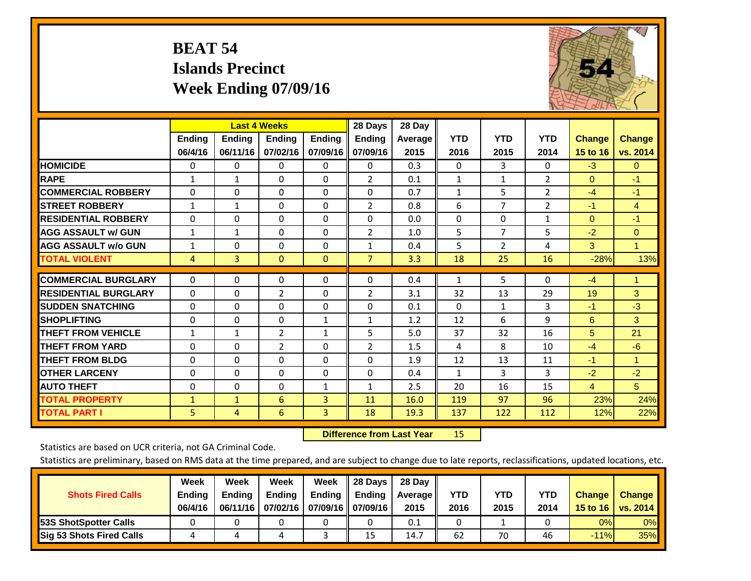# BEAT 54
## Islands Precinct
## Week Ending 07/09/16

| | Last 4 Weeks | | | | 28 Days | 28 Day | YTD | YTD | YTD | Change | Change |
|---|---|---|---|---|---|---|---|---|---|---|---|
| | Ending 06/4/16 | Ending 06/11/16 | Ending 07/02/16 | Ending 07/09/16 | Ending 07/09/16 | Average 2015 | 2016 | 2015 | 2014 | 15 to 16 | vs. 2014 |
| HOMICIDE | 0 | 0 | 0 | 0 | 0 | 0.3 | 0 | 3 | 0 | -3 | 0 |
| RAPE | 1 | 1 | 0 | 0 | 2 | 0.1 | 1 | 1 | 2 | 0 | -1 |
| COMMERCIAL ROBBERY | 0 | 0 | 0 | 0 | 0 | 0.7 | 1 | 5 | 2 | -4 | -1 |
| STREET ROBBERY | 1 | 1 | 0 | 0 | 2 | 0.8 | 6 | 7 | 2 | -1 | 4 |
| RESIDENTIAL ROBBERY | 0 | 0 | 0 | 0 | 0 | 0.0 | 0 | 0 | 1 | 0 | -1 |
| AGG ASSAULT w/ GUN | 1 | 1 | 0 | 0 | 2 | 1.0 | 5 | 7 | 5 | -2 | 0 |
| AGG ASSAULT w/o GUN | 1 | 0 | 0 | 0 | 1 | 0.4 | 5 | 2 | 4 | 3 | 1 |
| TOTAL VIOLENT | 4 | 3 | 0 | 0 | 7 | 3.3 | 18 | 25 | 16 | -28% | 13% |
| COMMERCIAL BURGLARY | 0 | 0 | 0 | 0 | 0 | 0.4 | 1 | 5 | 0 | -4 | 1 |
| RESIDENTIAL BURGLARY | 0 | 0 | 2 | 0 | 2 | 3.1 | 32 | 13 | 29 | 19 | 3 |
| SUDDEN SNATCHING | 0 | 0 | 0 | 0 | 0 | 0.1 | 0 | 1 | 3 | -1 | -3 |
| SHOPLIFTING | 0 | 0 | 0 | 1 | 1 | 1.2 | 12 | 6 | 9 | 6 | 3 |
| THEFT FROM VEHICLE | 1 | 1 | 2 | 1 | 5 | 5.0 | 37 | 32 | 16 | 5 | 21 |
| THEFT FROM YARD | 0 | 0 | 2 | 0 | 2 | 1.5 | 4 | 8 | 10 | -4 | -6 |
| THEFT FROM BLDG | 0 | 0 | 0 | 0 | 0 | 1.9 | 12 | 13 | 11 | -1 | 1 |
| OTHER LARCENY | 0 | 0 | 0 | 0 | 0 | 0.4 | 1 | 3 | 3 | -2 | -2 |
| AUTO THEFT | 0 | 0 | 0 | 1 | 1 | 2.5 | 20 | 16 | 15 | 4 | 5 |
| TOTAL PROPERTY | 1 | 1 | 6 | 3 | 11 | 16.0 | 119 | 97 | 96 | 23% | 24% |
| TOTAL PART I | 5 | 4 | 6 | 3 | 18 | 19.3 | 137 | 122 | 112 | 12% | 22% |

**Difference from Last Year** 15

Statistics are based on UCR criteria, not GA Criminal Code.

Statistics are preliminary, based on RMS data at the time prepared, and are subject to change due to late reports, reclassifications, updated locations, etc.

| Shots Fired Calls | Week Ending 06/4/16 | Week Ending 06/11/16 | Week Ending 07/02/16 | Week Ending 07/09/16 | 28 Days Ending 07/09/16 | 28 Day Average 2015 | YTD 2016 | YTD 2015 | YTD 2014 | Change 15 to 16 | Change vs. 2014 |
|---|---|---|---|---|---|---|---|---|---|---|---|
| 53S ShotSpotter Calls | 0 | 0 | 0 | 0 | 0 | 0.1 | 0 | 1 | 0 | 0% | 0% |
| Sig 53 Shots Fired Calls | 4 | 4 | 4 | 3 | 15 | 14.7 | 62 | 70 | 46 | -11% | 35% |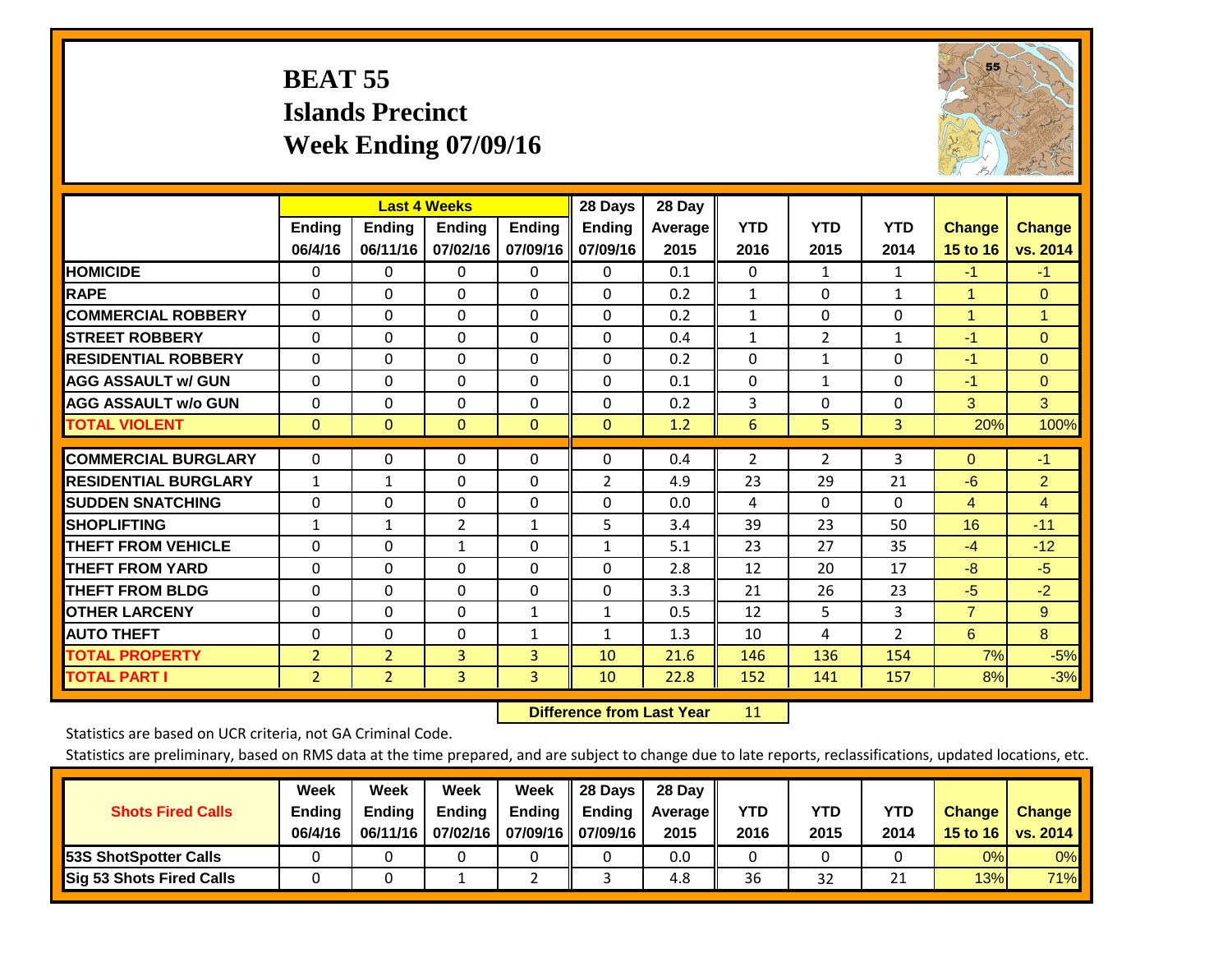# BEAT 55
## Islands Precinct
## Week Ending 07/09/16

| | Last 4 Weeks | | | | 28 Days | 28 Day | YTD | YTD | YTD | Change | Change |
|---|---|---|---|---|---|---|---|---|---|---|---|
| | Ending 06/4/16 | Ending 06/11/16 | Ending 07/02/16 | Ending 07/09/16 | Ending 07/09/16 | Average 2015 | 2016 | 2015 | 2014 | 15 to 16 | vs. 2014 |
| HOMICIDE | 0 | 0 | 0 | 0 | 0 | 0.1 | 0 | 1 | 1 | -1 | -1 |
| RAPE | 0 | 0 | 0 | 0 | 0 | 0.2 | 1 | 0 | 1 | 1 | 0 |
| COMMERCIAL ROBBERY | 0 | 0 | 0 | 0 | 0 | 0.2 | 1 | 0 | 0 | 1 | 1 |
| STREET ROBBERY | 0 | 0 | 0 | 0 | 0 | 0.4 | 1 | 2 | 1 | -1 | 0 |
| RESIDENTIAL ROBBERY | 0 | 0 | 0 | 0 | 0 | 0.2 | 0 | 1 | 0 | -1 | 0 |
| AGG ASSAULT w/ GUN | 0 | 0 | 0 | 0 | 0 | 0.1 | 0 | 1 | 0 | -1 | 0 |
| AGG ASSAULT w/o GUN | 0 | 0 | 0 | 0 | 0 | 0.2 | 3 | 0 | 0 | 3 | 3 |
| TOTAL VIOLENT | 0 | 0 | 0 | 0 | 0 | 1.2 | 6 | 5 | 3 | 20% | 100% |
| COMMERCIAL BURGLARY | 0 | 0 | 0 | 0 | 0 | 0.4 | 2 | 2 | 3 | 0 | -1 |
| RESIDENTIAL BURGLARY | 1 | 1 | 0 | 0 | 2 | 4.9 | 23 | 29 | 21 | -6 | 2 |
| SUDDEN SNATCHING | 0 | 0 | 0 | 0 | 0 | 0.0 | 4 | 0 | 0 | 4 | 4 |
| SHOPLIFTING | 1 | 1 | 2 | 1 | 5 | 3.4 | 39 | 23 | 50 | 16 | -11 |
| THEFT FROM VEHICLE | 0 | 0 | 1 | 0 | 1 | 5.1 | 23 | 27 | 35 | -4 | -12 |
| THEFT FROM YARD | 0 | 0 | 0 | 0 | 0 | 2.8 | 12 | 20 | 17 | -8 | -5 |
| THEFT FROM BLDG | 0 | 0 | 0 | 0 | 0 | 3.3 | 21 | 26 | 23 | -5 | -2 |
| OTHER LARCENY | 0 | 0 | 0 | 1 | 1 | 0.5 | 12 | 5 | 3 | 7 | 9 |
| AUTO THEFT | 0 | 0 | 0 | 1 | 1 | 1.3 | 10 | 4 | 2 | 6 | 8 |
| TOTAL PROPERTY | 2 | 2 | 3 | 3 | 10 | 21.6 | 146 | 136 | 154 | 7% | -5% |
| TOTAL PART I | 2 | 2 | 3 | 3 | 10 | 22.8 | 152 | 141 | 157 | 8% | -3% |

**Difference from Last Year** 11

Statistics are based on UCR criteria, not GA Criminal Code.

Statistics are preliminary, based on RMS data at the time prepared, and are subject to change due to late reports, reclassifications, updated locations, etc.

| Shots Fired Calls | Week Ending 06/4/16 | Week Ending 06/11/16 | Week Ending 07/02/16 | Week Ending 07/09/16 | 28 Days Ending 07/09/16 | 28 Day Average 2015 | YTD 2016 | YTD 2015 | YTD 2014 | Change 15 to 16 | Change vs. 2014 |
|---|---|---|---|---|---|---|---|---|---|---|---|
| 53S ShotSpotter Calls | 0 | 0 | 0 | 0 | 0 | 0.0 | 0 | 0 | 0 | 0% | 0% |
| Sig 53 Shots Fired Calls | 0 | 0 | 1 | 2 | 3 | 4.8 | 36 | 32 | 21 | 13% | 71% |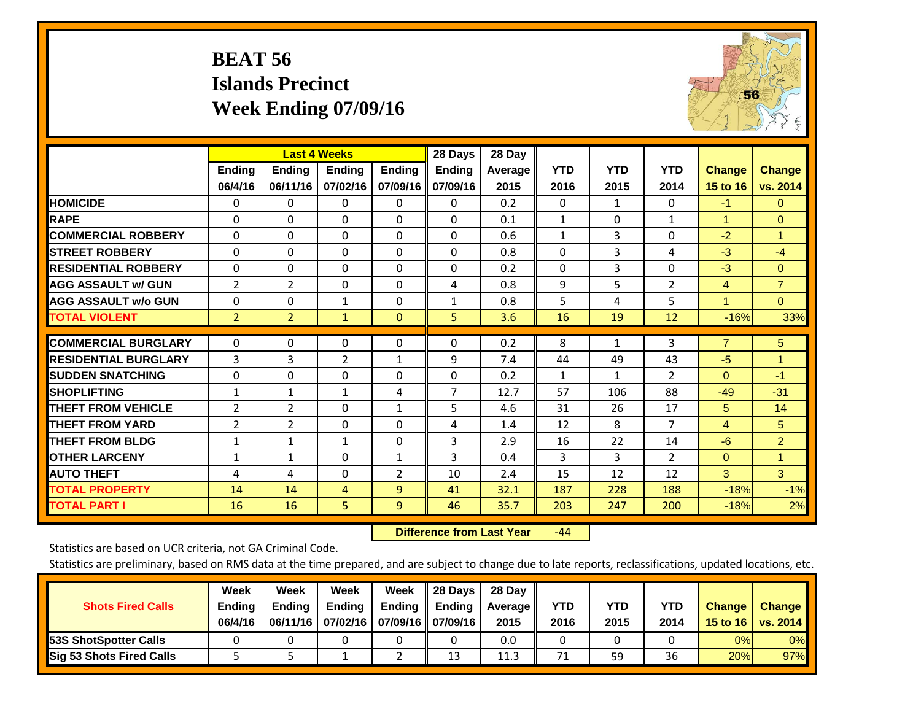# BEAT 56
## Islands Precinct
## Week Ending 07/09/16

| | Last 4 Weeks | | | | 28 Days | 28 Day | | | | | |
|---|---|---|---|---|---|---|---|---|---|---|---|
| | Ending 06/4/16 | Ending 06/11/16 | Ending 07/02/16 | Ending 07/09/16 | Ending 07/09/16 | Average 2015 | YTD 2016 | YTD 2015 | YTD 2014 | Change 15 to 16 | Change vs. 2014 |
| HOMICIDE | 0 | 0 | 0 | 0 | 0 | 0.2 | 0 | 1 | 0 | -1 | 0 |
| RAPE | 0 | 0 | 0 | 0 | 0 | 0.1 | 1 | 0 | 1 | 1 | 0 |
| COMMERCIAL ROBBERY | 0 | 0 | 0 | 0 | 0 | 0.6 | 1 | 3 | 0 | -2 | 1 |
| STREET ROBBERY | 0 | 0 | 0 | 0 | 0 | 0.8 | 0 | 3 | 4 | -3 | -4 |
| RESIDENTIAL ROBBERY | 0 | 0 | 0 | 0 | 0 | 0.2 | 0 | 3 | 0 | -3 | 0 |
| AGG ASSAULT w/ GUN | 2 | 2 | 0 | 0 | 4 | 0.8 | 9 | 5 | 2 | 4 | 7 |
| AGG ASSAULT w/o GUN | 0 | 0 | 1 | 0 | 1 | 0.8 | 5 | 4 | 5 | 1 | 0 |
| TOTAL VIOLENT | 2 | 2 | 1 | 0 | 5 | 3.6 | 16 | 19 | 12 | -16% | 33% |
| COMMERCIAL BURGLARY | 0 | 0 | 0 | 0 | 0 | 0.2 | 8 | 1 | 3 | 7 | 5 |
| RESIDENTIAL BURGLARY | 3 | 3 | 2 | 1 | 9 | 7.4 | 44 | 49 | 43 | -5 | 1 |
| SUDDEN SNATCHING | 0 | 0 | 0 | 0 | 0 | 0.2 | 1 | 1 | 2 | 0 | -1 |
| SHOPLIFTING | 1 | 1 | 1 | 4 | 7 | 12.7 | 57 | 106 | 88 | -49 | -31 |
| THEFT FROM VEHICLE | 2 | 2 | 0 | 1 | 5 | 4.6 | 31 | 26 | 17 | 5 | 14 |
| THEFT FROM YARD | 2 | 2 | 0 | 0 | 4 | 1.4 | 12 | 8 | 7 | 4 | 5 |
| THEFT FROM BLDG | 1 | 1 | 1 | 0 | 3 | 2.9 | 16 | 22 | 14 | -6 | 2 |
| OTHER LARCENY | 1 | 1 | 0 | 1 | 3 | 0.4 | 3 | 3 | 2 | 0 | 1 |
| AUTO THEFT | 4 | 4 | 0 | 2 | 10 | 2.4 | 15 | 12 | 12 | 3 | 3 |
| TOTAL PROPERTY | 14 | 14 | 4 | 9 | 41 | 32.1 | 187 | 228 | 188 | -18% | -1% |
| TOTAL PART I | 16 | 16 | 5 | 9 | 46 | 35.7 | 203 | 247 | 200 | -18% | 2% |

**Difference from Last Year** -44

Statistics are based on UCR criteria, not GA Criminal Code.

Statistics are preliminary, based on RMS data at the time prepared, and are subject to change due to late reports, reclassifications, updated locations, etc.

| Shots Fired Calls | Week Ending 06/4/16 | Week Ending 06/11/16 | Week Ending 07/02/16 | Week Ending 07/09/16 | 28 Days Ending 07/09/16 | 28 Day Average 2015 | YTD 2016 | YTD 2015 | YTD 2014 | Change 15 to 16 | Change vs. 2014 |
|---|---|---|---|---|---|---|---|---|---|---|---|
| 53S ShotSpotter Calls | 0 | 0 | 0 | 0 | 0 | 0.0 | 0 | 0 | 0 | 0% | 0% |
| Sig 53 Shots Fired Calls | 5 | 5 | 1 | 2 | 13 | 11.3 | 71 | 59 | 36 | 20% | 97% |